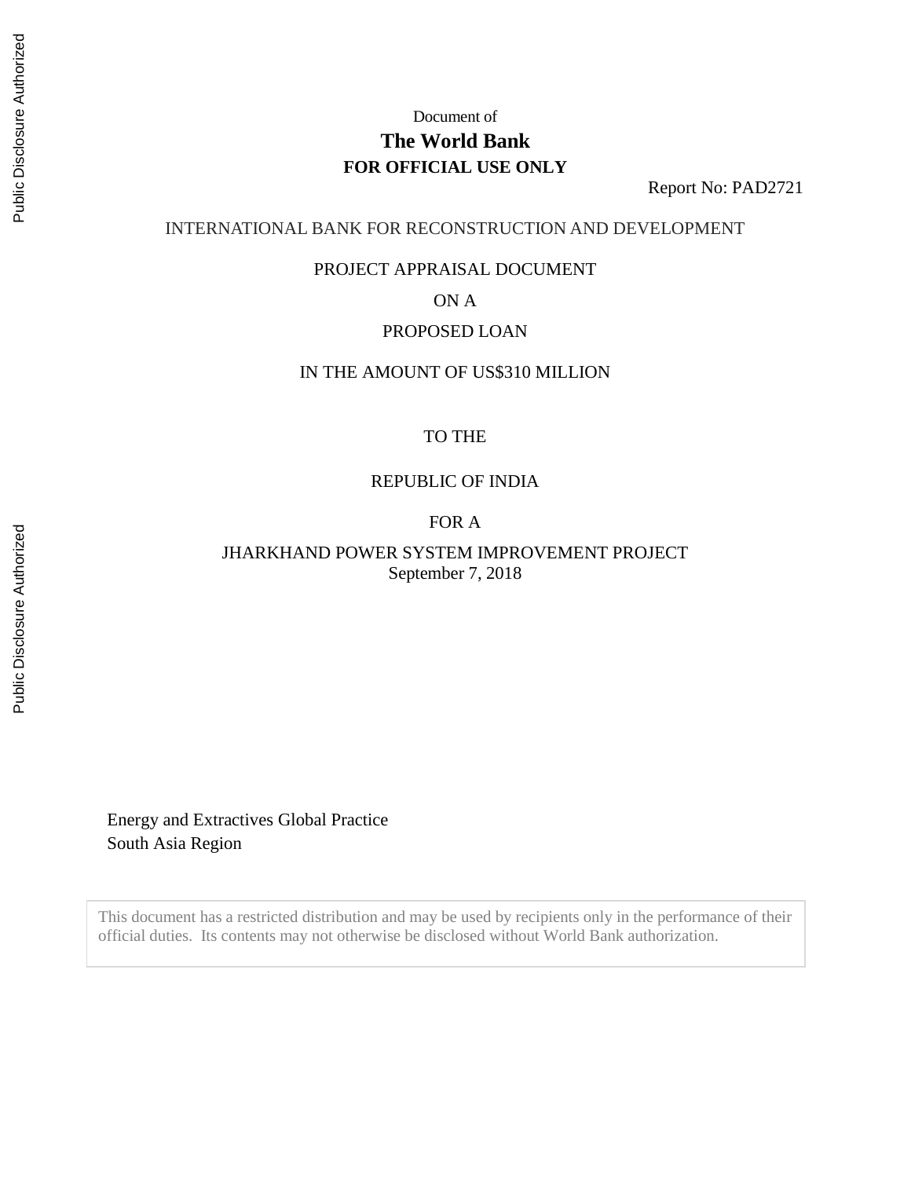Document of

**The World Bank**

**FOR OFFICIAL USE ONLY**

Report No: PAD2721

INTERNATIONAL BANK FOR RECONSTRUCTION AND DEVELOPMENT

PROJECT APPRAISAL DOCUMENT

ON A

PROPOSED LOAN

IN THE AMOUNT OF US$310 MILLION

TO THE

REPUBLIC OF INDIA

FOR A

JHARKHAND POWER SYSTEM IMPROVEMENT PROJECT

September 7, 2018

Energy and Extractives Global Practice

South Asia Region

This document has a restricted distribution and may be used by recipients only in the performance of their official duties. Its contents may not otherwise be disclosed without World Bank authorization.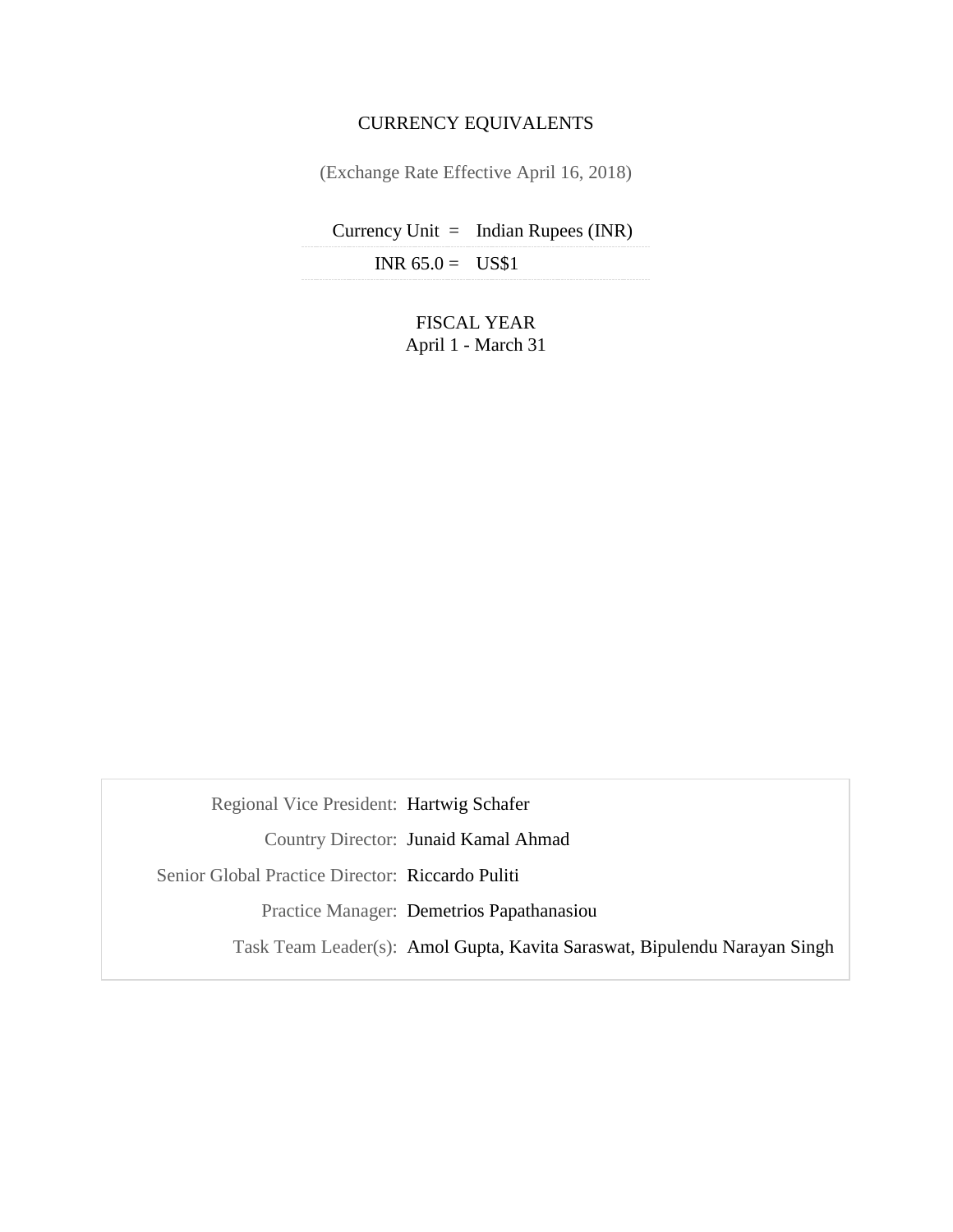CURRENCY EQUIVALENTS

(Exchange Rate Effective April 16, 2018)

| | |
|---|---|
| Currency Unit = | Indian Rupees (INR) |
| INR 65.0 = | US$1 |

FISCAL YEAR
April 1 - March 31

| | |
|---|---|
| Regional Vice President: | Hartwig Schafer |
| Country Director: | Junaid Kamal Ahmad |
| Senior Global Practice Director: | Riccardo Puliti |
| Practice Manager: | Demetrios Papathanasiou |
| Task Team Leader(s): | Amol Gupta, Kavita Saraswat, Bipulendu Narayan Singh |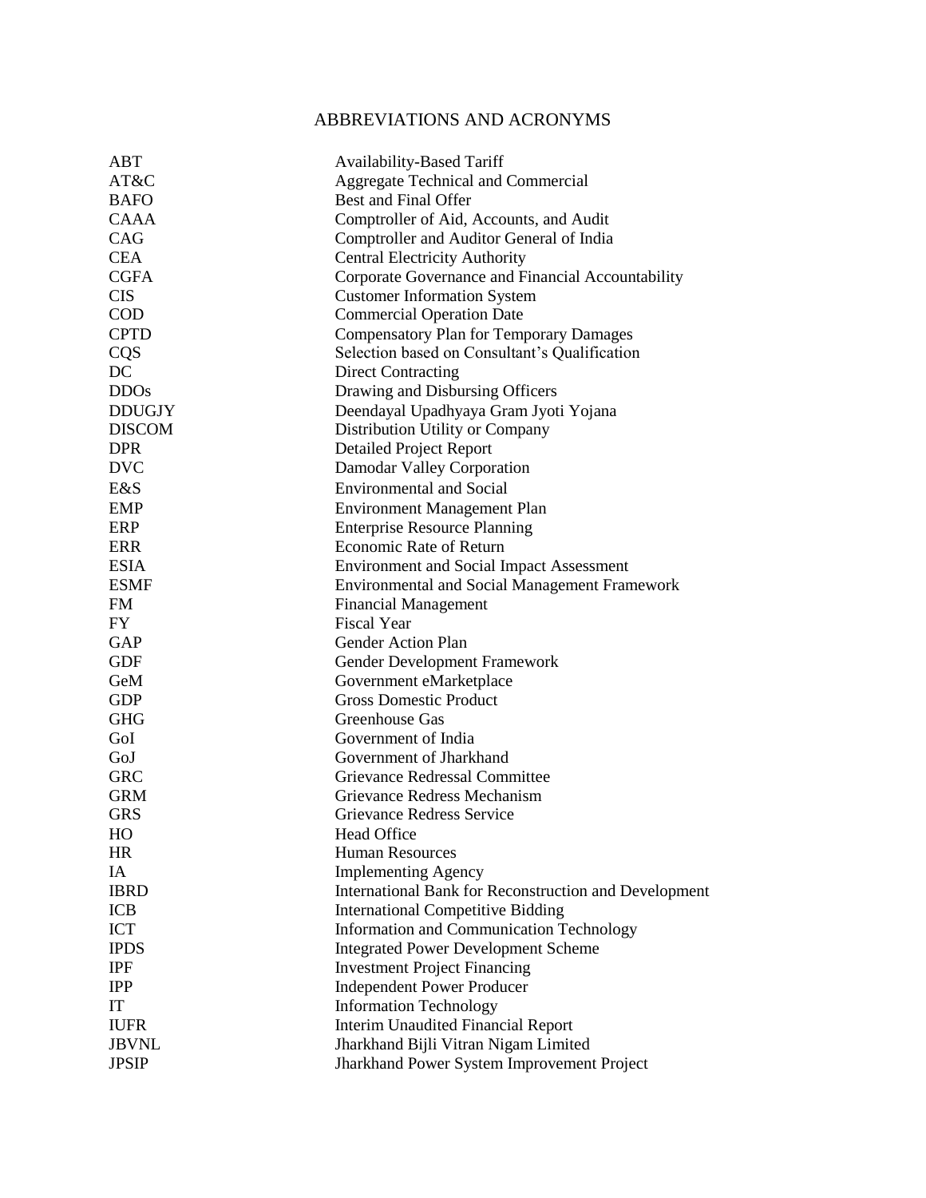# ABBREVIATIONS AND ACRONYMS

| | |
|---|---|
| ABT | Availability-Based Tariff |
| AT&C | Aggregate Technical and Commercial |
| BAFO | Best and Final Offer |
| CAAA | Comptroller of Aid, Accounts, and Audit |
| CAG | Comptroller and Auditor General of India |
| CEA | Central Electricity Authority |
| CGFA | Corporate Governance and Financial Accountability |
| CIS | Customer Information System |
| COD | Commercial Operation Date |
| CPTD | Compensatory Plan for Temporary Damages |
| CQS | Selection based on Consultant's Qualification |
| DC | Direct Contracting |
| DDOs | Drawing and Disbursing Officers |
| DDUGJY | Deendayal Upadhyaya Gram Jyoti Yojana |
| DISCOM | Distribution Utility or Company |
| DPR | Detailed Project Report |
| DVC | Damodar Valley Corporation |
| E&S | Environmental and Social |
| EMP | Environment Management Plan |
| ERP | Enterprise Resource Planning |
| ERR | Economic Rate of Return |
| ESIA | Environment and Social Impact Assessment |
| ESMF | Environmental and Social Management Framework |
| FM | Financial Management |
| FY | Fiscal Year |
| GAP | Gender Action Plan |
| GDF | Gender Development Framework |
| GeM | Government eMarketplace |
| GDP | Gross Domestic Product |
| GHG | Greenhouse Gas |
| GoI | Government of India |
| GoJ | Government of Jharkhand |
| GRC | Grievance Redressal Committee |
| GRM | Grievance Redress Mechanism |
| GRS | Grievance Redress Service |
| HO | Head Office |
| HR | Human Resources |
| IA | Implementing Agency |
| IBRD | International Bank for Reconstruction and Development |
| ICB | International Competitive Bidding |
| ICT | Information and Communication Technology |
| IPDS | Integrated Power Development Scheme |
| IPF | Investment Project Financing |
| IPP | Independent Power Producer |
| IT | Information Technology |
| IUFR | Interim Unaudited Financial Report |
| JBVNL | Jharkhand Bijli Vitran Nigam Limited |
| JPSIP | Jharkhand Power System Improvement Project |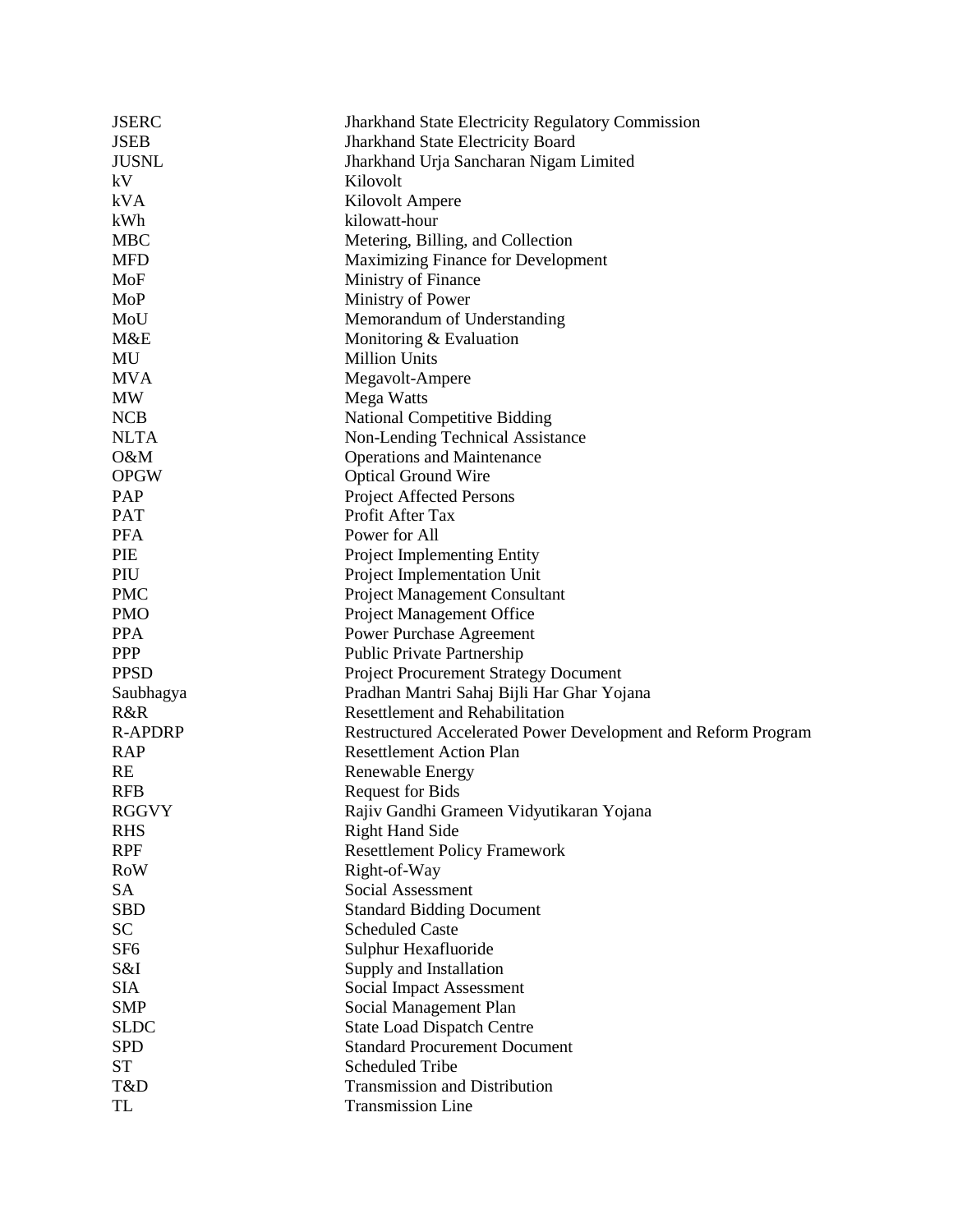| | |
|---|---|
| JSERC | Jharkhand State Electricity Regulatory Commission |
| JSEB | Jharkhand State Electricity Board |
| JUSNL | Jharkhand Urja Sancharan Nigam Limited |
| kV | Kilovolt |
| kVA | Kilovolt Ampere |
| kWh | kilowatt-hour |
| MBC | Metering, Billing, and Collection |
| MFD | Maximizing Finance for Development |
| MoF | Ministry of Finance |
| MoP | Ministry of Power |
| MoU | Memorandum of Understanding |
| M&E | Monitoring & Evaluation |
| MU | Million Units |
| MVA | Megavolt-Ampere |
| MW | Mega Watts |
| NCB | National Competitive Bidding |
| NLTA | Non-Lending Technical Assistance |
| O&M | Operations and Maintenance |
| OPGW | Optical Ground Wire |
| PAP | Project Affected Persons |
| PAT | Profit After Tax |
| PFA | Power for All |
| PIE | Project Implementing Entity |
| PIU | Project Implementation Unit |
| PMC | Project Management Consultant |
| PMO | Project Management Office |
| PPA | Power Purchase Agreement |
| PPP | Public Private Partnership |
| PPSD | Project Procurement Strategy Document |
| Saubhagya | Pradhan Mantri Sahaj Bijli Har Ghar Yojana |
| R&R | Resettlement and Rehabilitation |
| R-APDRP | Restructured Accelerated Power Development and Reform Program |
| RAP | Resettlement Action Plan |
| RE | Renewable Energy |
| RFB | Request for Bids |
| RGGVY | Rajiv Gandhi Grameen Vidyutikaran Yojana |
| RHS | Right Hand Side |
| RPF | Resettlement Policy Framework |
| RoW | Right-of-Way |
| SA | Social Assessment |
| SBD | Standard Bidding Document |
| SC | Scheduled Caste |
| SF6 | Sulphur Hexafluoride |
| S&I | Supply and Installation |
| SIA | Social Impact Assessment |
| SMP | Social Management Plan |
| SLDC | State Load Dispatch Centre |
| SPD | Standard Procurement Document |
| ST | Scheduled Tribe |
| T&D | Transmission and Distribution |
| TL | Transmission Line |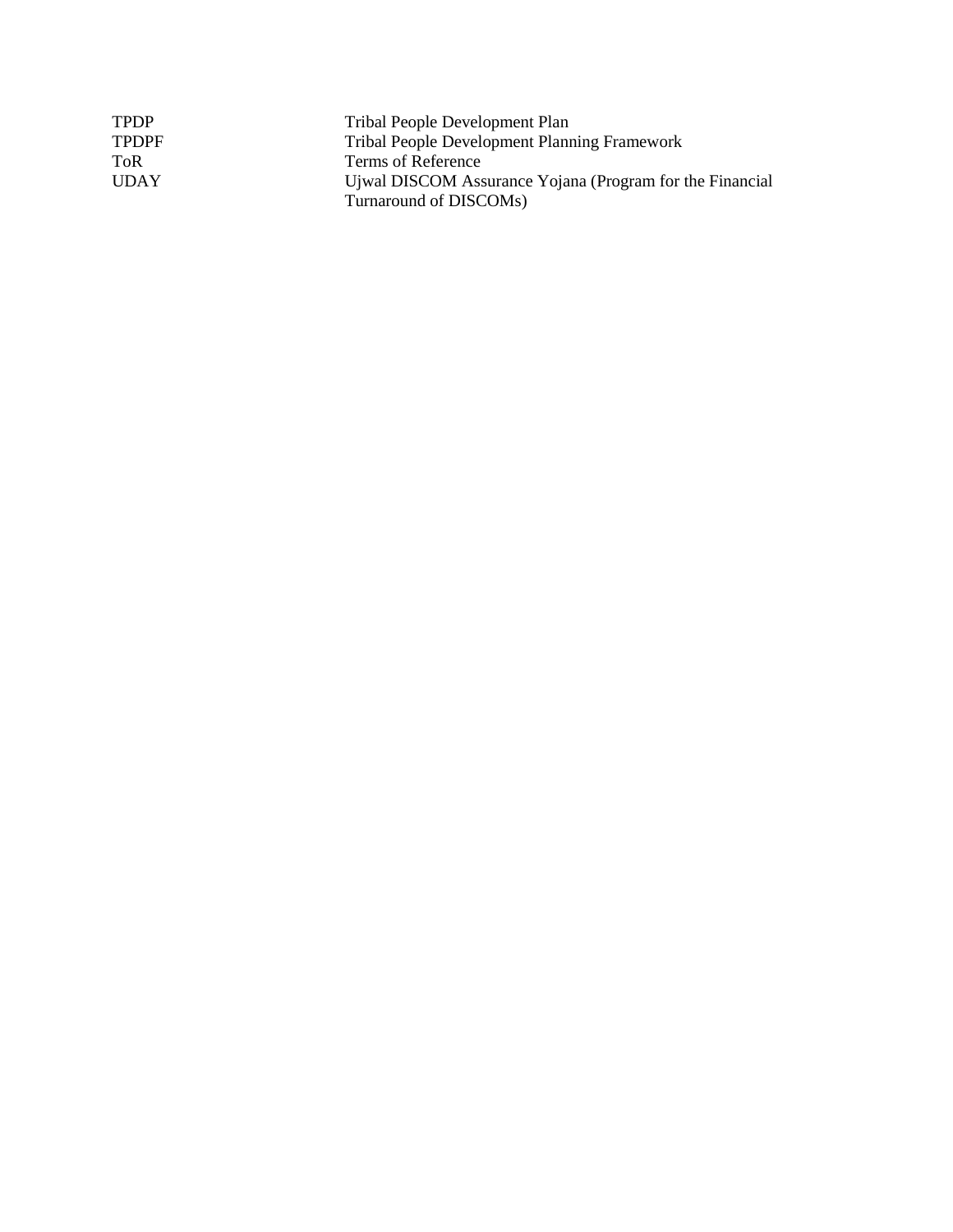| | |
|---|---|
| TPDP | Tribal People Development Plan |
| TPDPF | Tribal People Development Planning Framework |
| ToR | Terms of Reference |
| UDAY | Ujwal DISCOM Assurance Yojana (Program for the Financial Turnaround of DISCOMs) |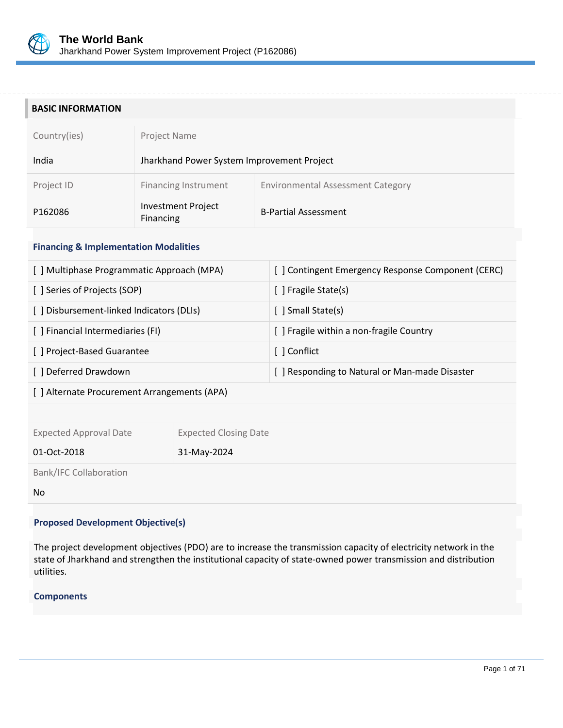## BASIC INFORMATION

| Country(ies) | Project Name | |
|---|---|---|
| India | Jharkhand Power System Improvement Project | |
| **Project ID** | **Financing Instrument** | **Environmental Assessment Category** |
| P162086 | Investment Project Financing | B-Partial Assessment |

### Financing & Implementation Modalities

| | |
|---|---|
| [ ] Multiphase Programmatic Approach (MPA) | [ ] Contingent Emergency Response Component (CERC) |
| [ ] Series of Projects (SOP) | [ ] Fragile State(s) |
| [ ] Disbursement-linked Indicators (DLIs) | [ ] Small State(s) |
| [ ] Financial Intermediaries (FI) | [ ] Fragile within a non-fragile Country |
| [ ] Project-Based Guarantee | [ ] Conflict |
| [ ] Deferred Drawdown | [ ] Responding to Natural or Man-made Disaster |
| [ ] Alternate Procurement Arrangements (APA) | |

| Expected Approval Date | Expected Closing Date |
|---|---|
| 01-Oct-2018 | 31-May-2024 |

Bank/IFC Collaboration

No

### Proposed Development Objective(s)

The project development objectives (PDO) are to increase the transmission capacity of electricity network in the state of Jharkhand and strengthen the institutional capacity of state-owned power transmission and distribution utilities.

### Components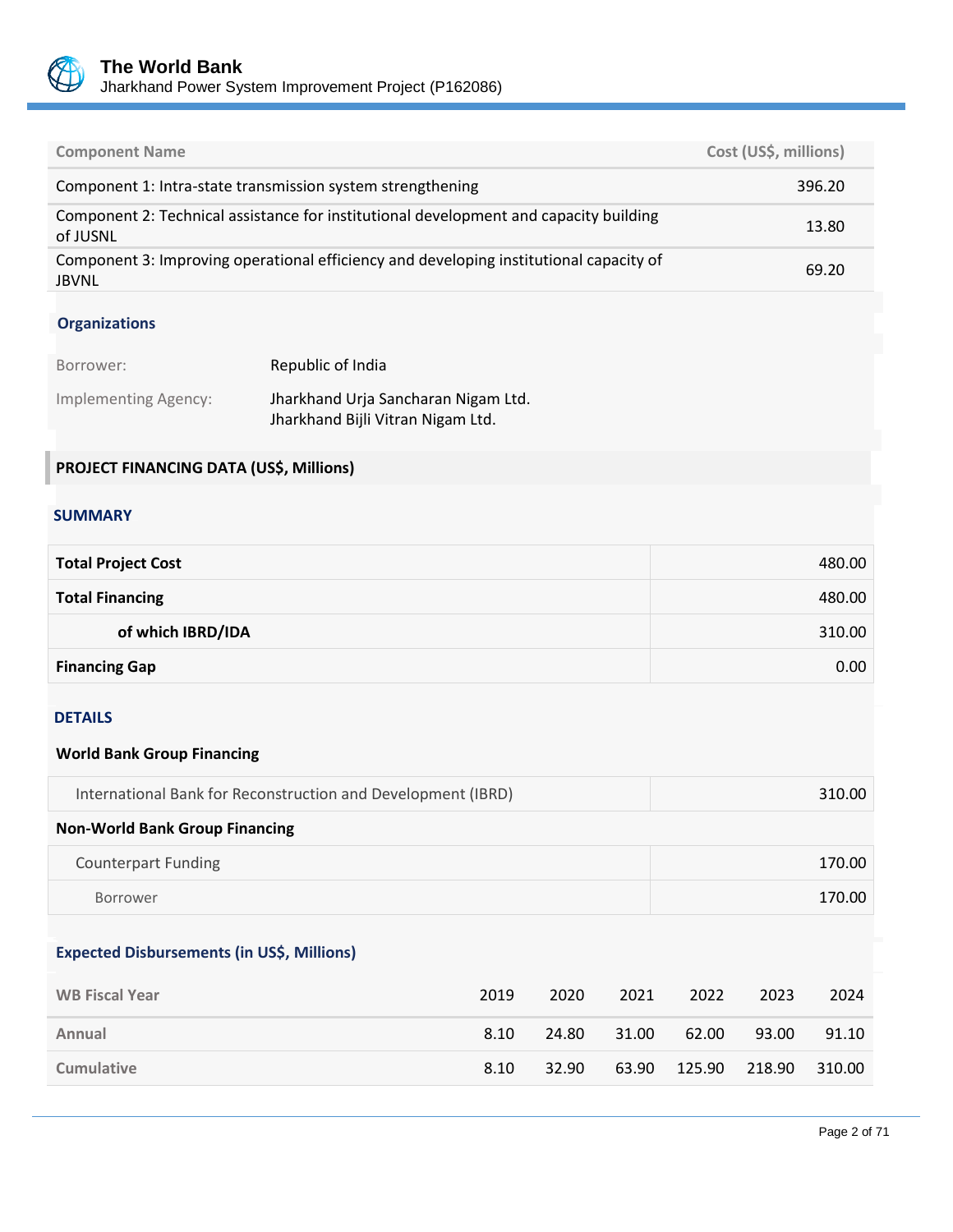| Component Name | Cost (US$, millions) |
|---|---|
| Component 1: Intra-state transmission system strengthening | 396.20 |
| Component 2: Technical assistance for institutional development and capacity building of JUSNL | 13.80 |
| Component 3: Improving operational efficiency and developing institutional capacity of JBVNL | 69.20 |

### Organizations

| | |
|---|---|
| Borrower: | Republic of India |
| Implementing Agency: | Jharkhand Urja Sancharan Nigam Ltd.<br>Jharkhand Bijli Vitran Nigam Ltd. |

## PROJECT FINANCING DATA (US$, Millions)

### SUMMARY

| | |
|---|---|
| **Total Project Cost** | 480.00 |
| **Total Financing** | 480.00 |
| **of which IBRD/IDA** | 310.00 |
| **Financing Gap** | 0.00 |

### DETAILS

**World Bank Group Financing**

| | |
|---|---|
| International Bank for Reconstruction and Development (IBRD) | 310.00 |

**Non-World Bank Group Financing**

| | |
|---|---|
| Counterpart Funding | 170.00 |
| Borrower | 170.00 |

### Expected Disbursements (in US$, Millions)

| WB Fiscal Year | 2019 | 2020 | 2021 | 2022 | 2023 | 2024 |
|---|---|---|---|---|---|---|
| Annual | 8.10 | 24.80 | 31.00 | 62.00 | 93.00 | 91.10 |
| Cumulative | 8.10 | 32.90 | 63.90 | 125.90 | 218.90 | 310.00 |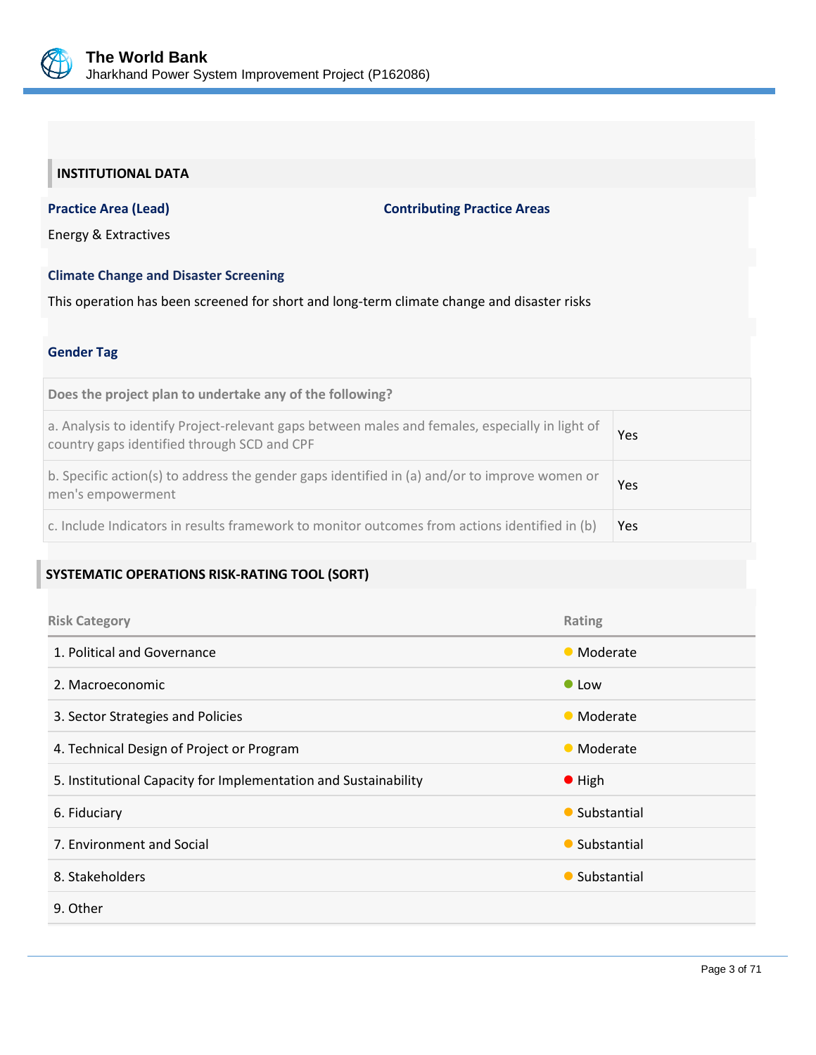## INSTITUTIONAL DATA

**Practice Area (Lead)**

Energy & Extractives

**Contributing Practice Areas**

**Climate Change and Disaster Screening**

This operation has been screened for short and long-term climate change and disaster risks

**Gender Tag**

| Does the project plan to undertake any of the following? | |
|---|---|
| a. Analysis to identify Project-relevant gaps between males and females, especially in light of country gaps identified through SCD and CPF | Yes |
| b. Specific action(s) to address the gender gaps identified in (a) and/or to improve women or men's empowerment | Yes |
| c. Include Indicators in results framework to monitor outcomes from actions identified in (b) | Yes |

## SYSTEMATIC OPERATIONS RISK-RATING TOOL (SORT)

| Risk Category | Rating |
|---|---|
| 1. Political and Governance | Moderate |
| 2. Macroeconomic | Low |
| 3. Sector Strategies and Policies | Moderate |
| 4. Technical Design of Project or Program | Moderate |
| 5. Institutional Capacity for Implementation and Sustainability | High |
| 6. Fiduciary | Substantial |
| 7. Environment and Social | Substantial |
| 8. Stakeholders | Substantial |
| 9. Other | |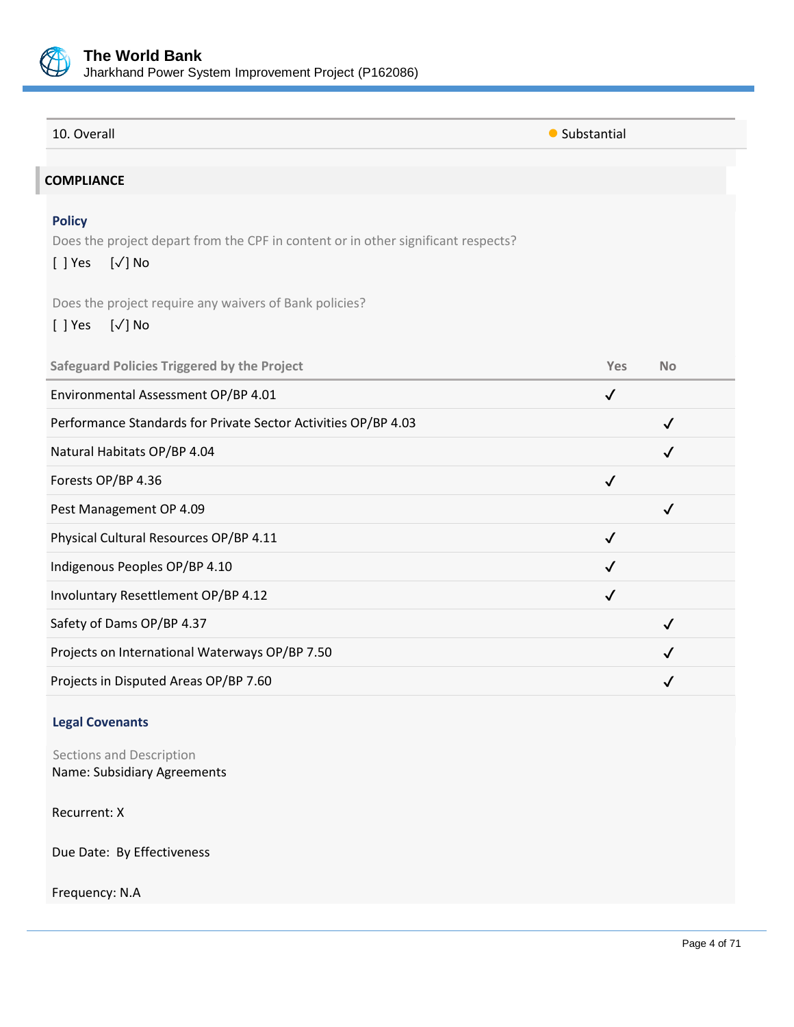| 10. Overall | Substantial |
|---|---|

## COMPLIANCE

### Policy

Does the project depart from the CPF in content or in other significant respects?

[ ] Yes [✓] No

Does the project require any waivers of Bank policies?

[ ] Yes [✓] No

| Safeguard Policies Triggered by the Project | Yes | No |
|---|---|---|
| Environmental Assessment OP/BP 4.01 | ✓ | |
| Performance Standards for Private Sector Activities OP/BP 4.03 | | ✓ |
| Natural Habitats OP/BP 4.04 | | ✓ |
| Forests OP/BP 4.36 | ✓ | |
| Pest Management OP 4.09 | | ✓ |
| Physical Cultural Resources OP/BP 4.11 | ✓ | |
| Indigenous Peoples OP/BP 4.10 | ✓ | |
| Involuntary Resettlement OP/BP 4.12 | ✓ | |
| Safety of Dams OP/BP 4.37 | | ✓ |
| Projects on International Waterways OP/BP 7.50 | | ✓ |
| Projects in Disputed Areas OP/BP 7.60 | | ✓ |

### Legal Covenants

Sections and Description
Name: Subsidiary Agreements

Recurrent: X

Due Date: By Effectiveness

Frequency: N.A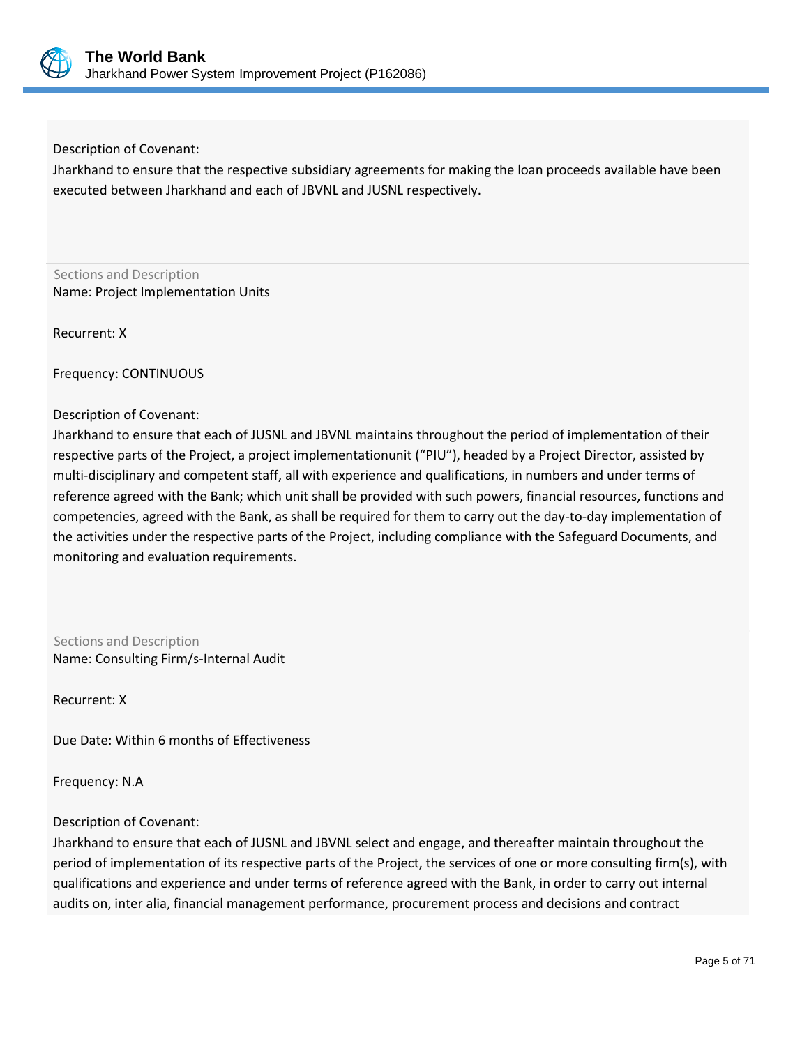Description of Covenant:
Jharkhand to ensure that the respective subsidiary agreements for making the loan proceeds available have been executed between Jharkhand and each of JBVNL and JUSNL respectively.

Sections and Description
Name: Project Implementation Units

Recurrent: X

Frequency: CONTINUOUS

Description of Covenant:
Jharkhand to ensure that each of JUSNL and JBVNL maintains throughout the period of implementation of their respective parts of the Project, a project implementationunit ("PIU"), headed by a Project Director, assisted by multi-disciplinary and competent staff, all with experience and qualifications, in numbers and under terms of reference agreed with the Bank; which unit shall be provided with such powers, financial resources, functions and competencies, agreed with the Bank, as shall be required for them to carry out the day-to-day implementation of the activities under the respective parts of the Project, including compliance with the Safeguard Documents, and monitoring and evaluation requirements.

Sections and Description
Name: Consulting Firm/s-Internal Audit

Recurrent: X

Due Date: Within 6 months of Effectiveness

Frequency: N.A

Description of Covenant:
Jharkhand to ensure that each of JUSNL and JBVNL select and engage, and thereafter maintain throughout the period of implementation of its respective parts of the Project, the services of one or more consulting firm(s), with qualifications and experience and under terms of reference agreed with the Bank, in order to carry out internal audits on, inter alia, financial management performance, procurement process and decisions and contract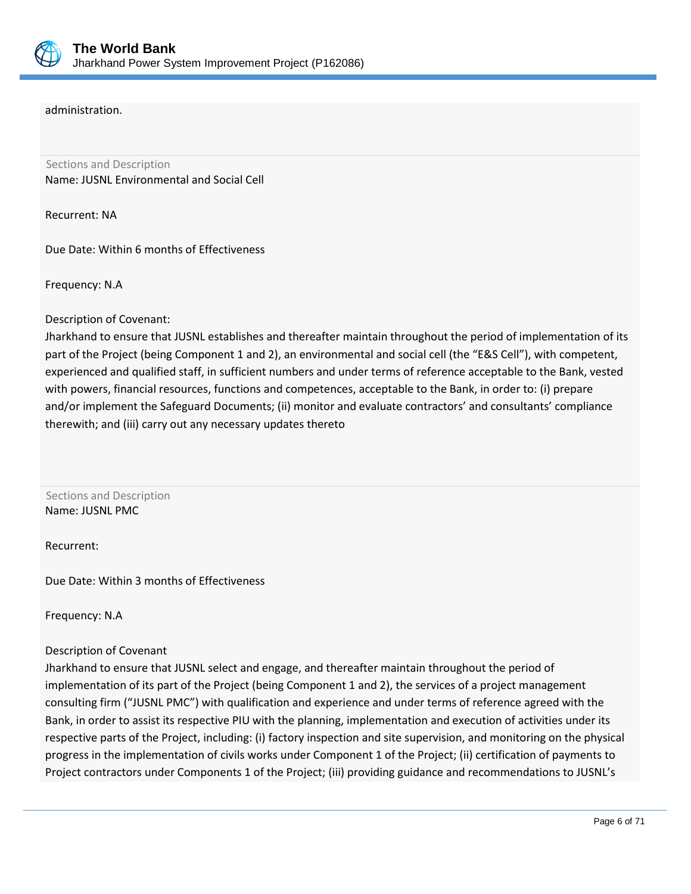administration.

Sections and Description
Name: JUSNL Environmental and Social Cell

Recurrent: NA

Due Date: Within 6 months of Effectiveness

Frequency: N.A

Description of Covenant:
Jharkhand to ensure that JUSNL establishes and thereafter maintain throughout the period of implementation of its part of the Project (being Component 1 and 2), an environmental and social cell (the "E&S Cell"), with competent, experienced and qualified staff, in sufficient numbers and under terms of reference acceptable to the Bank, vested with powers, financial resources, functions and competences, acceptable to the Bank, in order to: (i) prepare and/or implement the Safeguard Documents; (ii) monitor and evaluate contractors' and consultants' compliance therewith; and (iii) carry out any necessary updates thereto

Sections and Description
Name: JUSNL PMC

Recurrent:

Due Date: Within 3 months of Effectiveness

Frequency: N.A

Description of Covenant
Jharkhand to ensure that JUSNL select and engage, and thereafter maintain throughout the period of implementation of its part of the Project (being Component 1 and 2), the services of a project management consulting firm ("JUSNL PMC") with qualification and experience and under terms of reference agreed with the Bank, in order to assist its respective PIU with the planning, implementation and execution of activities under its respective parts of the Project, including: (i) factory inspection and site supervision, and monitoring on the physical progress in the implementation of civils works under Component 1 of the Project; (ii) certification of payments to Project contractors under Components 1 of the Project; (iii) providing guidance and recommendations to JUSNL's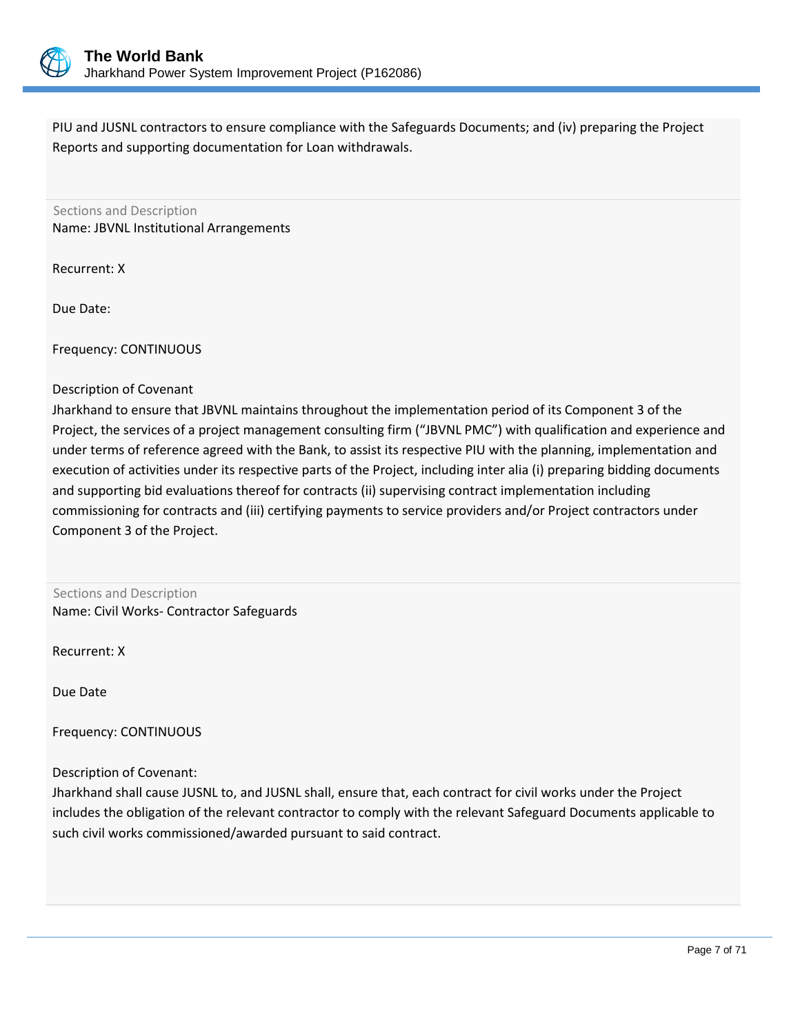PIU and JUSNL contractors to ensure compliance with the Safeguards Documents; and (iv) preparing the Project Reports and supporting documentation for Loan withdrawals.

Sections and Description

Name: JBVNL Institutional Arrangements

Recurrent: X

Due Date:

Frequency: CONTINUOUS

Description of Covenant

Jharkhand to ensure that JBVNL maintains throughout the implementation period of its Component 3 of the Project, the services of a project management consulting firm ("JBVNL PMC") with qualification and experience and under terms of reference agreed with the Bank, to assist its respective PIU with the planning, implementation and execution of activities under its respective parts of the Project, including inter alia (i) preparing bidding documents and supporting bid evaluations thereof for contracts (ii) supervising contract implementation including commissioning for contracts and (iii) certifying payments to service providers and/or Project contractors under Component 3 of the Project.

Sections and Description

Name: Civil Works- Contractor Safeguards

Recurrent: X

Due Date

Frequency: CONTINUOUS

Description of Covenant:

Jharkhand shall cause JUSNL to, and JUSNL shall, ensure that, each contract for civil works under the Project includes the obligation of the relevant contractor to comply with the relevant Safeguard Documents applicable to such civil works commissioned/awarded pursuant to said contract.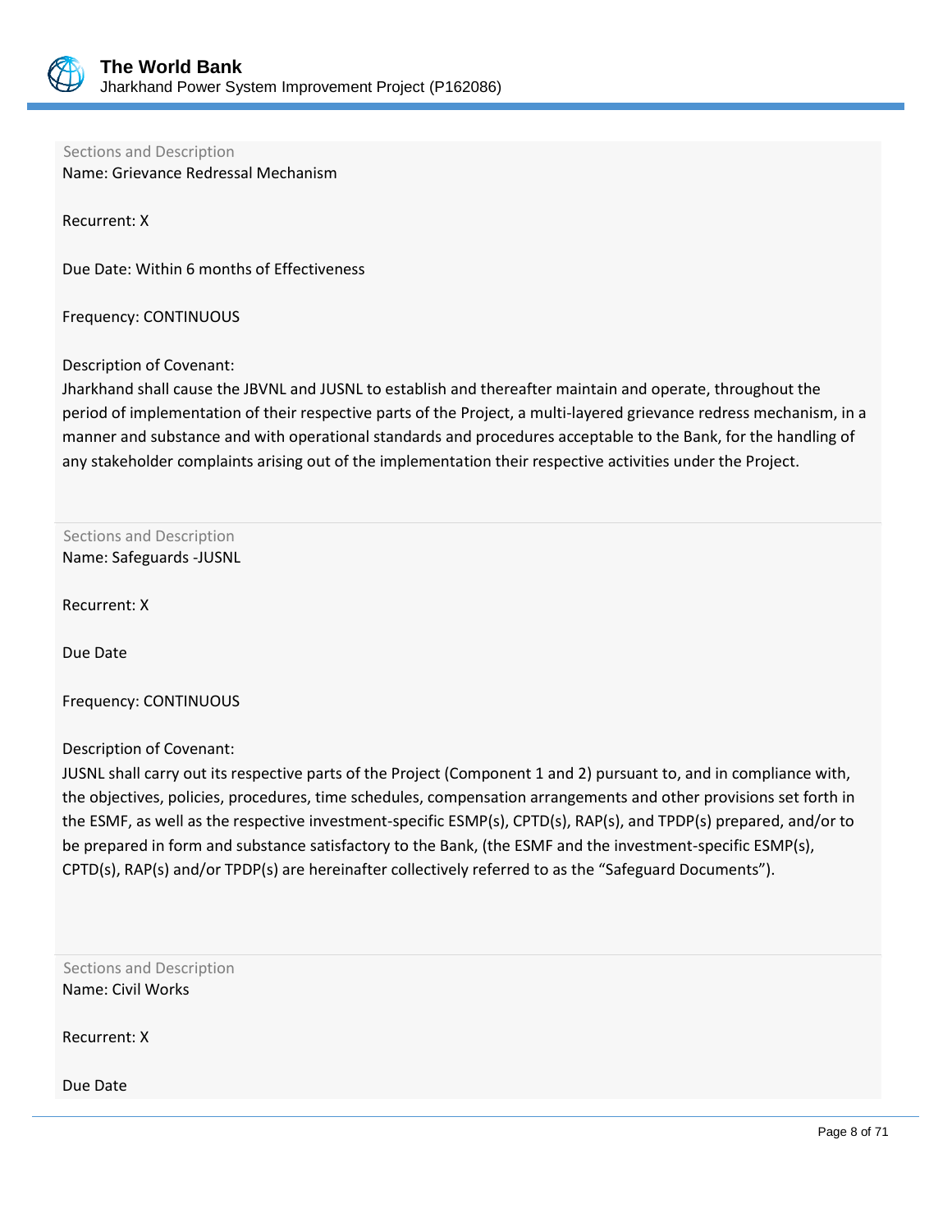Sections and Description
Name: Grievance Redressal Mechanism

Recurrent: X

Due Date: Within 6 months of Effectiveness

Frequency: CONTINUOUS

Description of Covenant:
Jharkhand shall cause the JBVNL and JUSNL to establish and thereafter maintain and operate, throughout the period of implementation of their respective parts of the Project, a multi-layered grievance redress mechanism, in a manner and substance and with operational standards and procedures acceptable to the Bank, for the handling of any stakeholder complaints arising out of the implementation their respective activities under the Project.

Sections and Description
Name: Safeguards -JUSNL

Recurrent: X

Due Date

Frequency: CONTINUOUS

Description of Covenant:
JUSNL shall carry out its respective parts of the Project (Component 1 and 2) pursuant to, and in compliance with, the objectives, policies, procedures, time schedules, compensation arrangements and other provisions set forth in the ESMF, as well as the respective investment-specific ESMP(s), CPTD(s), RAP(s), and TPDP(s) prepared, and/or to be prepared in form and substance satisfactory to the Bank, (the ESMF and the investment-specific ESMP(s), CPTD(s), RAP(s) and/or TPDP(s) are hereinafter collectively referred to as the "Safeguard Documents").

Sections and Description
Name: Civil Works

Recurrent: X

Due Date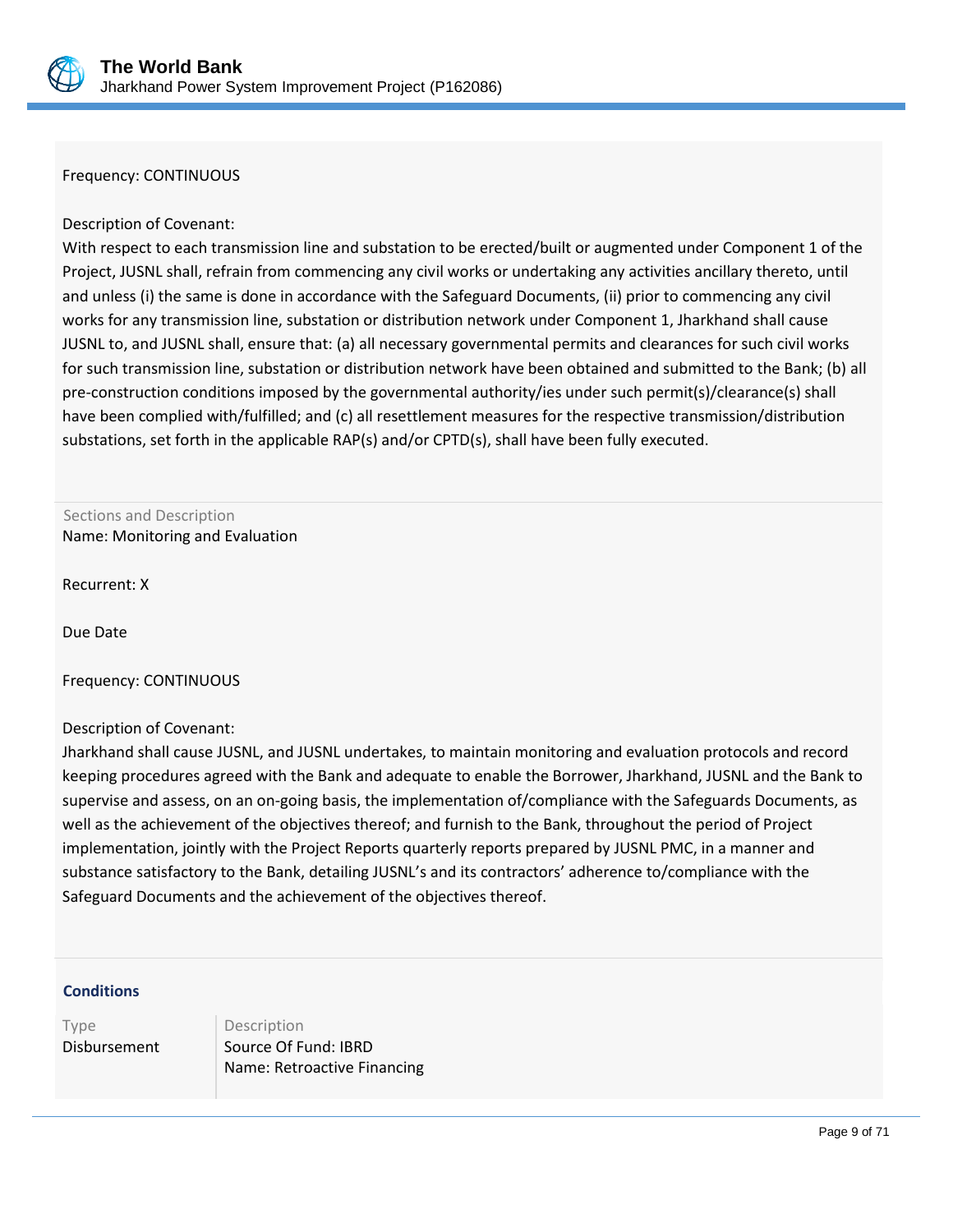Frequency: CONTINUOUS

Description of Covenant:
With respect to each transmission line and substation to be erected/built or augmented under Component 1 of the Project, JUSNL shall, refrain from commencing any civil works or undertaking any activities ancillary thereto, until and unless (i) the same is done in accordance with the Safeguard Documents, (ii) prior to commencing any civil works for any transmission line, substation or distribution network under Component 1, Jharkhand shall cause JUSNL to, and JUSNL shall, ensure that: (a) all necessary governmental permits and clearances for such civil works for such transmission line, substation or distribution network have been obtained and submitted to the Bank; (b) all pre-construction conditions imposed by the governmental authority/ies under such permit(s)/clearance(s) shall have been complied with/fulfilled; and (c) all resettlement measures for the respective transmission/distribution substations, set forth in the applicable RAP(s) and/or CPTD(s), shall have been fully executed.

Sections and Description
Name: Monitoring and Evaluation

Recurrent: X

Due Date

Frequency: CONTINUOUS

Description of Covenant:
Jharkhand shall cause JUSNL, and JUSNL undertakes, to maintain monitoring and evaluation protocols and record keeping procedures agreed with the Bank and adequate to enable the Borrower, Jharkhand, JUSNL and the Bank to supervise and assess, on an on-going basis, the implementation of/compliance with the Safeguards Documents, as well as the achievement of the objectives thereof; and furnish to the Bank, throughout the period of Project implementation, jointly with the Project Reports quarterly reports prepared by JUSNL PMC, in a manner and substance satisfactory to the Bank, detailing JUSNL's and its contractors' adherence to/compliance with the Safeguard Documents and the achievement of the objectives thereof.

**Conditions**

| Type | Description |
|---|---|
| Disbursement | Source Of Fund: IBRD<br>Name: Retroactive Financing |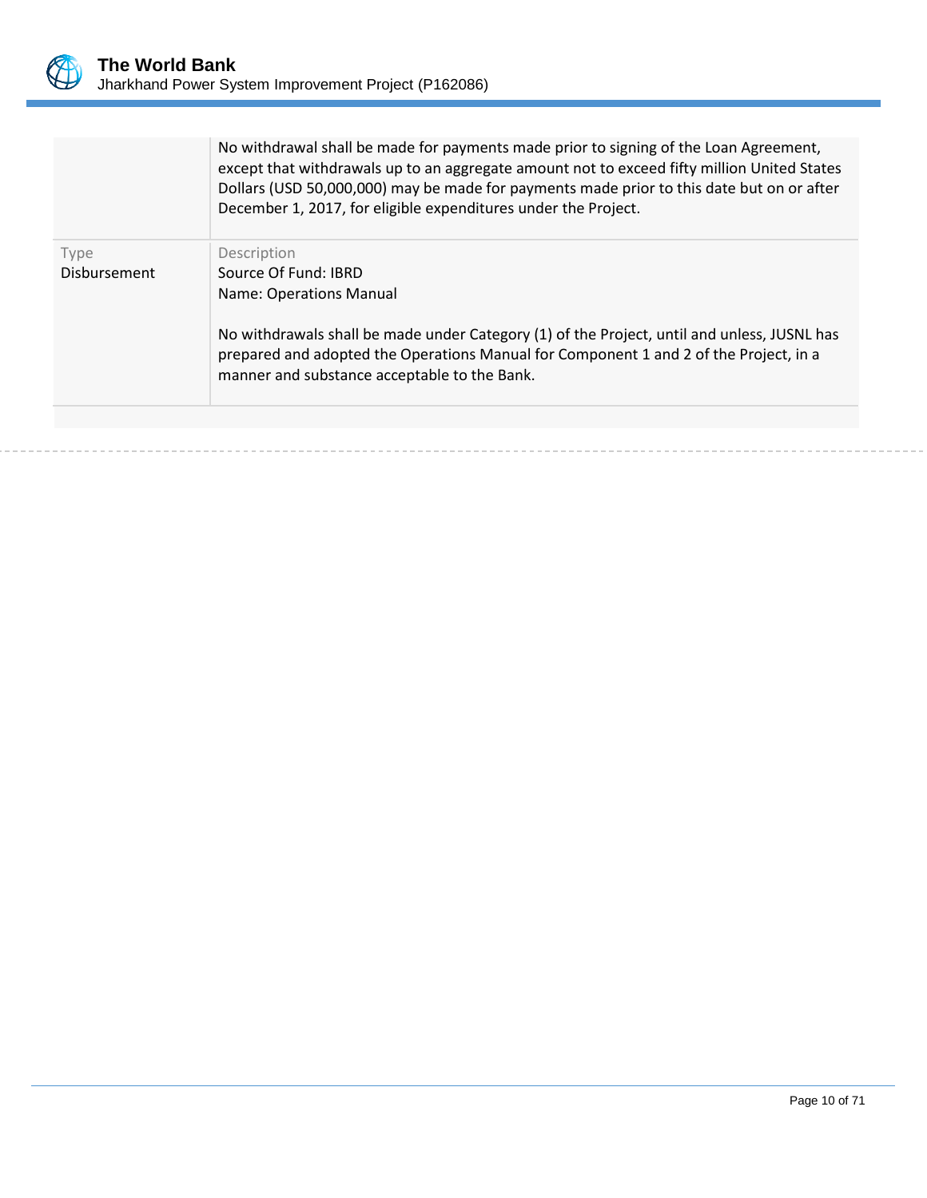| | |
|---|---|
| | No withdrawal shall be made for payments made prior to signing of the Loan Agreement, except that withdrawals up to an aggregate amount not to exceed fifty million United States Dollars (USD 50,000,000) may be made for payments made prior to this date but on or after December 1, 2017, for eligible expenditures under the Project. |
| Type<br>Disbursement | Description<br>Source Of Fund: IBRD<br>Name: Operations Manual<br><br>No withdrawals shall be made under Category (1) of the Project, until and unless, JUSNL has prepared and adopted the Operations Manual for Component 1 and 2 of the Project, in a manner and substance acceptable to the Bank. |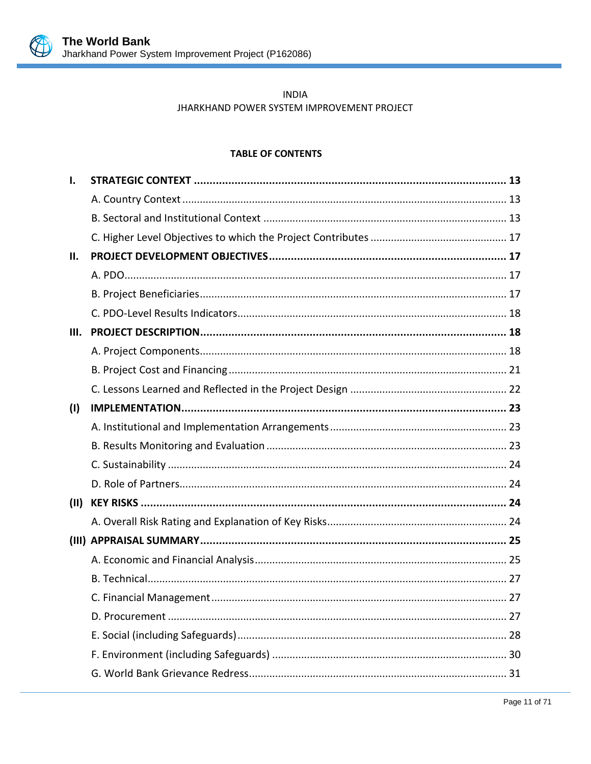INDIA
JHARKHAND POWER SYSTEM IMPROVEMENT PROJECT

**TABLE OF CONTENTS**

| | | |
|---|---|---|
| **I.** | **STRATEGIC CONTEXT** | **13** |
| | A. Country Context | 13 |
| | B. Sectoral and Institutional Context | 13 |
| | C. Higher Level Objectives to which the Project Contributes | 17 |
| **II.** | **PROJECT DEVELOPMENT OBJECTIVES** | **17** |
| | A. PDO | 17 |
| | B. Project Beneficiaries | 17 |
| | C. PDO-Level Results Indicators | 18 |
| **III.** | **PROJECT DESCRIPTION** | **18** |
| | A. Project Components | 18 |
| | B. Project Cost and Financing | 21 |
| | C. Lessons Learned and Reflected in the Project Design | 22 |
| **(I)** | **IMPLEMENTATION** | **23** |
| | A. Institutional and Implementation Arrangements | 23 |
| | B. Results Monitoring and Evaluation | 23 |
| | C. Sustainability | 24 |
| | D. Role of Partners | 24 |
| **(II)** | **KEY RISKS** | **24** |
| | A. Overall Risk Rating and Explanation of Key Risks | 24 |
| **(III)** | **APPRAISAL SUMMARY** | **25** |
| | A. Economic and Financial Analysis | 25 |
| | B. Technical | 27 |
| | C. Financial Management | 27 |
| | D. Procurement | 27 |
| | E. Social (including Safeguards) | 28 |
| | F. Environment (including Safeguards) | 30 |
| | G. World Bank Grievance Redress | 31 |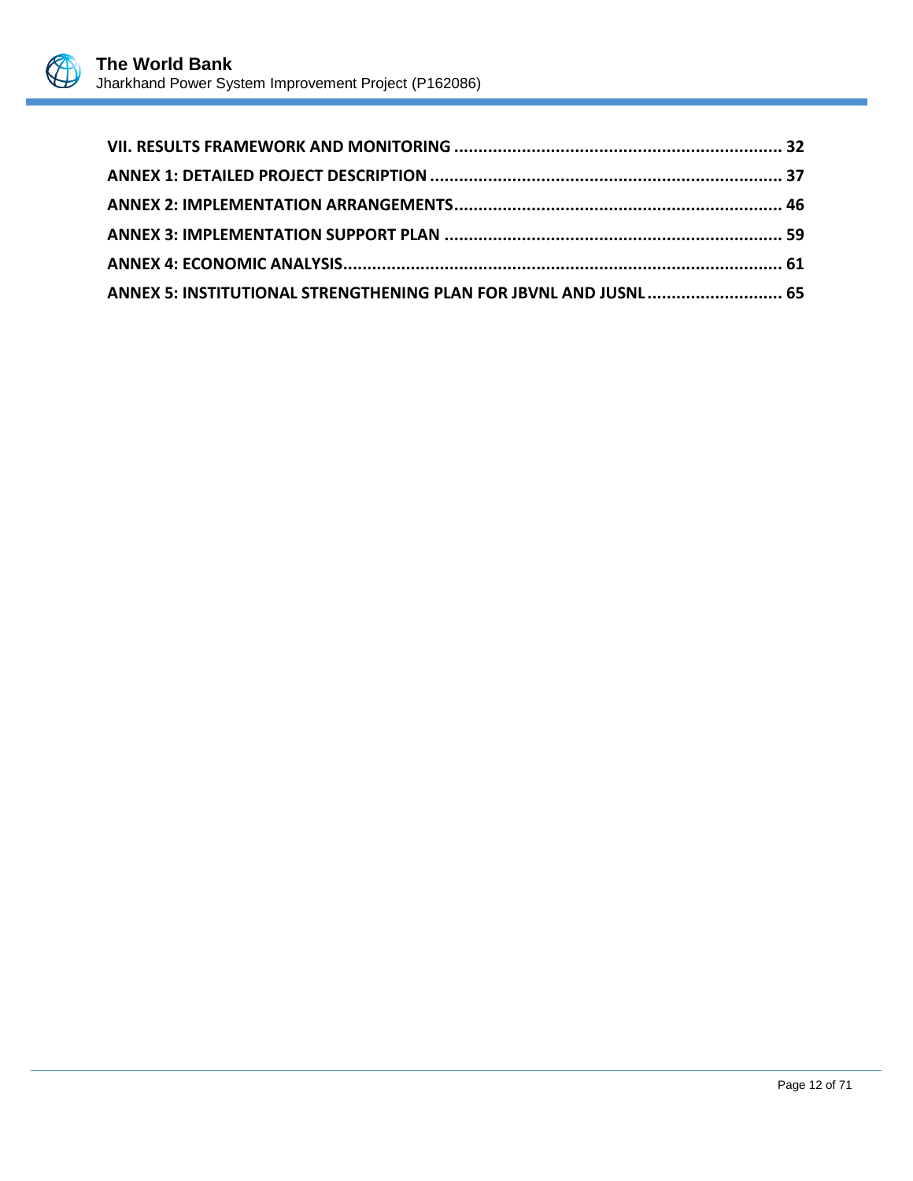**VII. RESULTS FRAMEWORK AND MONITORING** ............................................................... 32

**ANNEX 1: DETAILED PROJECT DESCRIPTION** ............................................................... 37

**ANNEX 2: IMPLEMENTATION ARRANGEMENTS** ............................................................... 46

**ANNEX 3: IMPLEMENTATION SUPPORT PLAN** ............................................................... 59

**ANNEX 4: ECONOMIC ANALYSIS** ............................................................... 61

**ANNEX 5: INSTITUTIONAL STRENGTHENING PLAN FOR JBVNL AND JUSNL** ............................ 65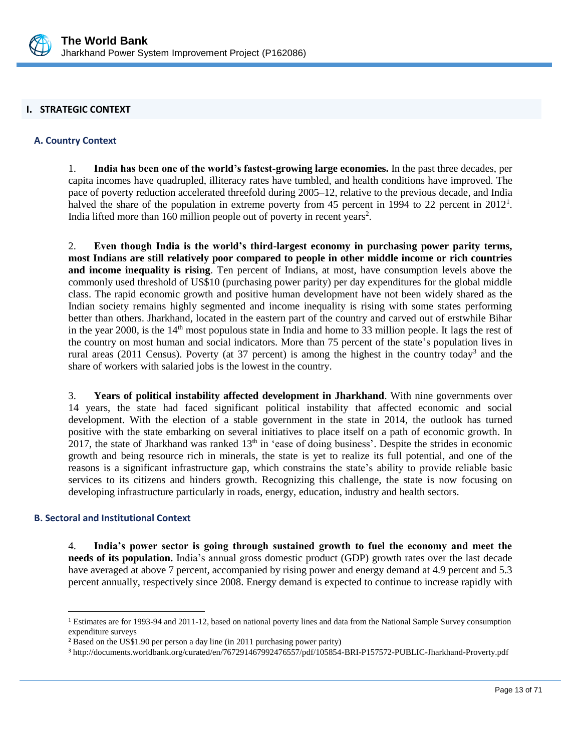## I. STRATEGIC CONTEXT

### A. Country Context

1. **India has been one of the world's fastest-growing large economies.** In the past three decades, per capita incomes have quadrupled, illiteracy rates have tumbled, and health conditions have improved. The pace of poverty reduction accelerated threefold during 2005–12, relative to the previous decade, and India halved the share of the population in extreme poverty from 45 percent in 1994 to 22 percent in 2012[1]. India lifted more than 160 million people out of poverty in recent years[2].

2. **Even though India is the world's third-largest economy in purchasing power parity terms, most Indians are still relatively poor compared to people in other middle income or rich countries and income inequality is rising**. Ten percent of Indians, at most, have consumption levels above the commonly used threshold of US$10 (purchasing power parity) per day expenditures for the global middle class. The rapid economic growth and positive human development have not been widely shared as the Indian society remains highly segmented and income inequality is rising with some states performing better than others. Jharkhand, located in the eastern part of the country and carved out of erstwhile Bihar in the year 2000, is the 14th most populous state in India and home to 33 million people. It lags the rest of the country on most human and social indicators. More than 75 percent of the state's population lives in rural areas (2011 Census). Poverty (at 37 percent) is among the highest in the country today[3] and the share of workers with salaried jobs is the lowest in the country.

3. **Years of political instability affected development in Jharkhand**. With nine governments over 14 years, the state had faced significant political instability that affected economic and social development. With the election of a stable government in the state in 2014, the outlook has turned positive with the state embarking on several initiatives to place itself on a path of economic growth. In 2017, the state of Jharkhand was ranked 13th in 'ease of doing business'. Despite the strides in economic growth and being resource rich in minerals, the state is yet to realize its full potential, and one of the reasons is a significant infrastructure gap, which constrains the state's ability to provide reliable basic services to its citizens and hinders growth. Recognizing this challenge, the state is now focusing on developing infrastructure particularly in roads, energy, education, industry and health sectors.

### B. Sectoral and Institutional Context

4. **India's power sector is going through sustained growth to fuel the economy and meet the needs of its population.** India's annual gross domestic product (GDP) growth rates over the last decade have averaged at above 7 percent, accompanied by rising power and energy demand at 4.9 percent and 5.3 percent annually, respectively since 2008. Energy demand is expected to continue to increase rapidly with

---

[1] Estimates are for 1993-94 and 2011-12, based on national poverty lines and data from the National Sample Survey consumption expenditure surveys

[2] Based on the US$1.90 per person a day line (in 2011 purchasing power parity)

[3] http://documents.worldbank.org/curated/en/767291467992476557/pdf/105854-BRI-P157572-PUBLIC-Jharkhand-Proverty.pdf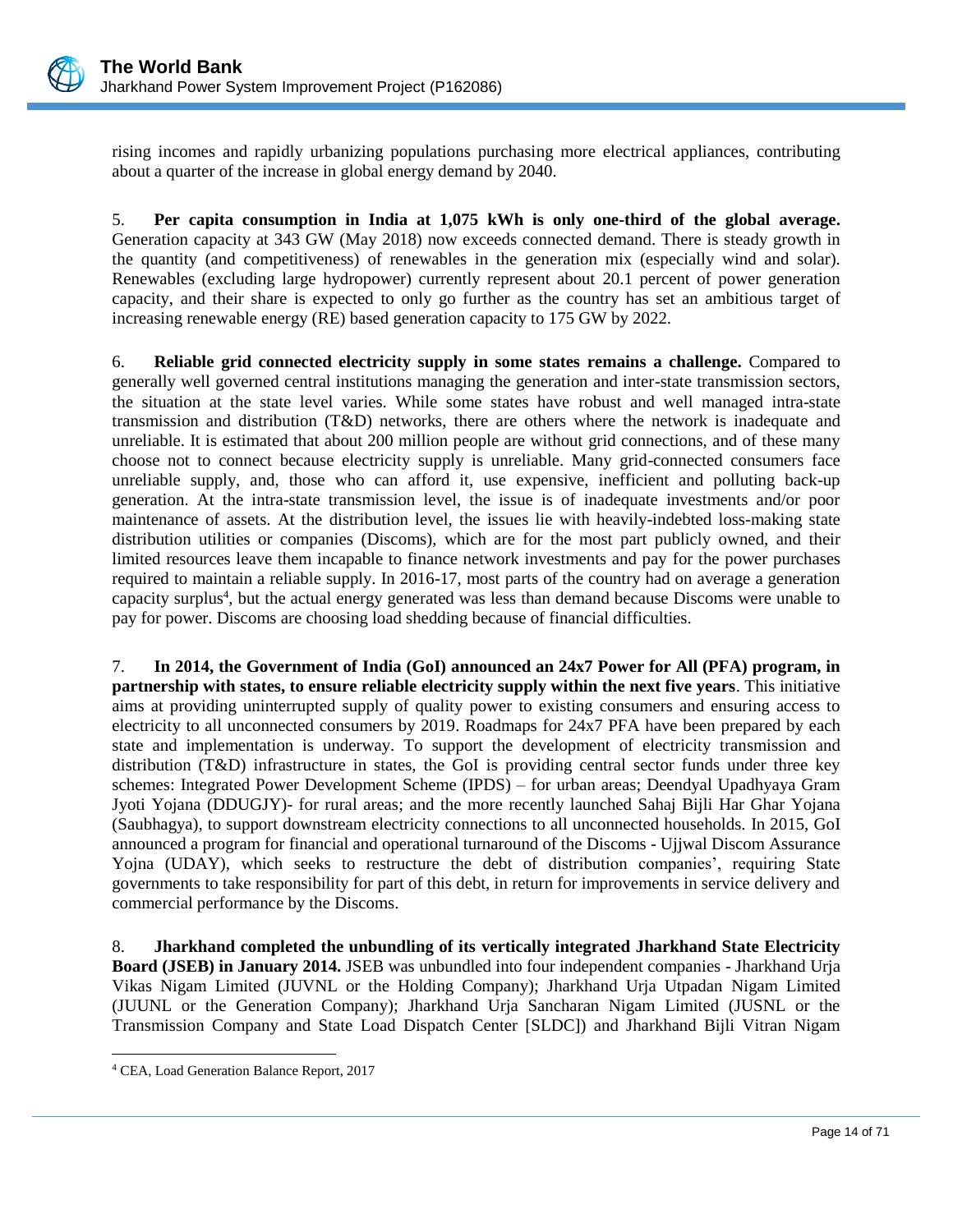rising incomes and rapidly urbanizing populations purchasing more electrical appliances, contributing about a quarter of the increase in global energy demand by 2040.

5. **Per capita consumption in India at 1,075 kWh is only one-third of the global average.** Generation capacity at 343 GW (May 2018) now exceeds connected demand. There is steady growth in the quantity (and competitiveness) of renewables in the generation mix (especially wind and solar). Renewables (excluding large hydropower) currently represent about 20.1 percent of power generation capacity, and their share is expected to only go further as the country has set an ambitious target of increasing renewable energy (RE) based generation capacity to 175 GW by 2022.

6. **Reliable grid connected electricity supply in some states remains a challenge.** Compared to generally well governed central institutions managing the generation and inter-state transmission sectors, the situation at the state level varies. While some states have robust and well managed intra-state transmission and distribution (T&D) networks, there are others where the network is inadequate and unreliable. It is estimated that about 200 million people are without grid connections, and of these many choose not to connect because electricity supply is unreliable. Many grid-connected consumers face unreliable supply, and, those who can afford it, use expensive, inefficient and polluting back-up generation. At the intra-state transmission level, the issue is of inadequate investments and/or poor maintenance of assets. At the distribution level, the issues lie with heavily-indebted loss-making state distribution utilities or companies (Discoms), which are for the most part publicly owned, and their limited resources leave them incapable to finance network investments and pay for the power purchases required to maintain a reliable supply. In 2016-17, most parts of the country had on average a generation capacity surplus[4], but the actual energy generated was less than demand because Discoms were unable to pay for power. Discoms are choosing load shedding because of financial difficulties.

7. **In 2014, the Government of India (GoI) announced an 24x7 Power for All (PFA) program, in partnership with states, to ensure reliable electricity supply within the next five years**. This initiative aims at providing uninterrupted supply of quality power to existing consumers and ensuring access to electricity to all unconnected consumers by 2019. Roadmaps for 24x7 PFA have been prepared by each state and implementation is underway. To support the development of electricity transmission and distribution (T&D) infrastructure in states, the GoI is providing central sector funds under three key schemes: Integrated Power Development Scheme (IPDS) – for urban areas; Deendyal Upadhyaya Gram Jyoti Yojana (DDUGJY)- for rural areas; and the more recently launched Sahaj Bijli Har Ghar Yojana (Saubhagya), to support downstream electricity connections to all unconnected households. In 2015, GoI announced a program for financial and operational turnaround of the Discoms - Ujjwal Discom Assurance Yojna (UDAY), which seeks to restructure the debt of distribution companies', requiring State governments to take responsibility for part of this debt, in return for improvements in service delivery and commercial performance by the Discoms.

8. **Jharkhand completed the unbundling of its vertically integrated Jharkhand State Electricity Board (JSEB) in January 2014.** JSEB was unbundled into four independent companies - Jharkhand Urja Vikas Nigam Limited (JUVNL or the Holding Company); Jharkhand Urja Utpadan Nigam Limited (JUUNL or the Generation Company); Jharkhand Urja Sancharan Nigam Limited (JUSNL or the Transmission Company and State Load Dispatch Center [SLDC]) and Jharkhand Bijli Vitran Nigam

[4] CEA, Load Generation Balance Report, 2017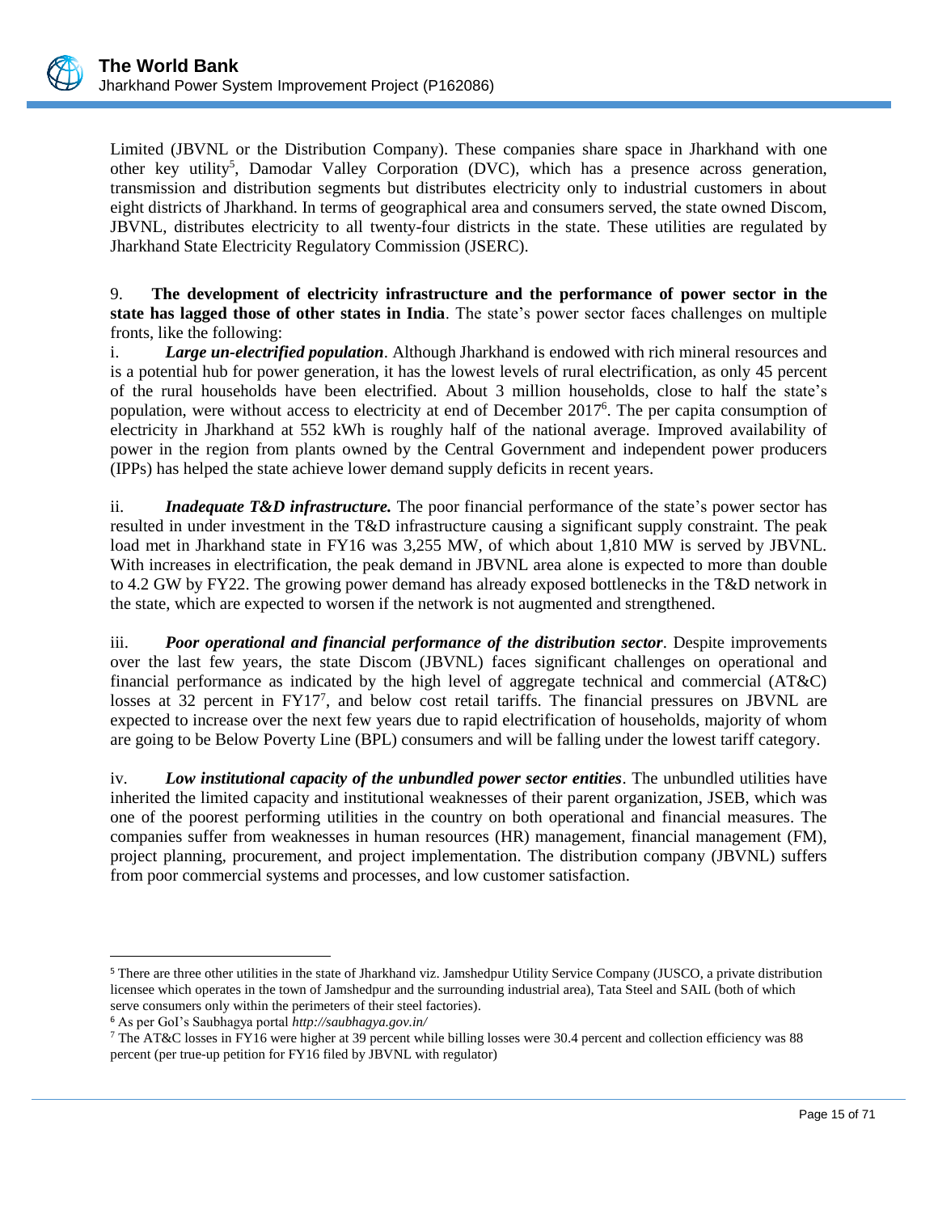Limited (JBVNL or the Distribution Company). These companies share space in Jharkhand with one other key utility[5], Damodar Valley Corporation (DVC), which has a presence across generation, transmission and distribution segments but distributes electricity only to industrial customers in about eight districts of Jharkhand. In terms of geographical area and consumers served, the state owned Discom, JBVNL, distributes electricity to all twenty-four districts in the state. These utilities are regulated by Jharkhand State Electricity Regulatory Commission (JSERC).

9. **The development of electricity infrastructure and the performance of power sector in the state has lagged those of other states in India**. The state's power sector faces challenges on multiple fronts, like the following:

i. ***Large un-electrified population***. Although Jharkhand is endowed with rich mineral resources and is a potential hub for power generation, it has the lowest levels of rural electrification, as only 45 percent of the rural households have been electrified. About 3 million households, close to half the state's population, were without access to electricity at end of December 2017[6]. The per capita consumption of electricity in Jharkhand at 552 kWh is roughly half of the national average. Improved availability of power in the region from plants owned by the Central Government and independent power producers (IPPs) has helped the state achieve lower demand supply deficits in recent years.

ii. ***Inadequate T&D infrastructure.*** The poor financial performance of the state's power sector has resulted in under investment in the T&D infrastructure causing a significant supply constraint. The peak load met in Jharkhand state in FY16 was 3,255 MW, of which about 1,810 MW is served by JBVNL. With increases in electrification, the peak demand in JBVNL area alone is expected to more than double to 4.2 GW by FY22. The growing power demand has already exposed bottlenecks in the T&D network in the state, which are expected to worsen if the network is not augmented and strengthened.

iii. ***Poor operational and financial performance of the distribution sector***. Despite improvements over the last few years, the state Discom (JBVNL) faces significant challenges on operational and financial performance as indicated by the high level of aggregate technical and commercial (AT&C) losses at 32 percent in FY17[7], and below cost retail tariffs. The financial pressures on JBVNL are expected to increase over the next few years due to rapid electrification of households, majority of whom are going to be Below Poverty Line (BPL) consumers and will be falling under the lowest tariff category.

iv. ***Low institutional capacity of the unbundled power sector entities***. The unbundled utilities have inherited the limited capacity and institutional weaknesses of their parent organization, JSEB, which was one of the poorest performing utilities in the country on both operational and financial measures. The companies suffer from weaknesses in human resources (HR) management, financial management (FM), project planning, procurement, and project implementation. The distribution company (JBVNL) suffers from poor commercial systems and processes, and low customer satisfaction.

---

[5] There are three other utilities in the state of Jharkhand viz. Jamshedpur Utility Service Company (JUSCO, a private distribution licensee which operates in the town of Jamshedpur and the surrounding industrial area), Tata Steel and SAIL (both of which serve consumers only within the perimeters of their steel factories).

[6] As per GoI's Saubhagya portal *http://saubhagya.gov.in/*

[7] The AT&C losses in FY16 were higher at 39 percent while billing losses were 30.4 percent and collection efficiency was 88 percent (per true-up petition for FY16 filed by JBVNL with regulator)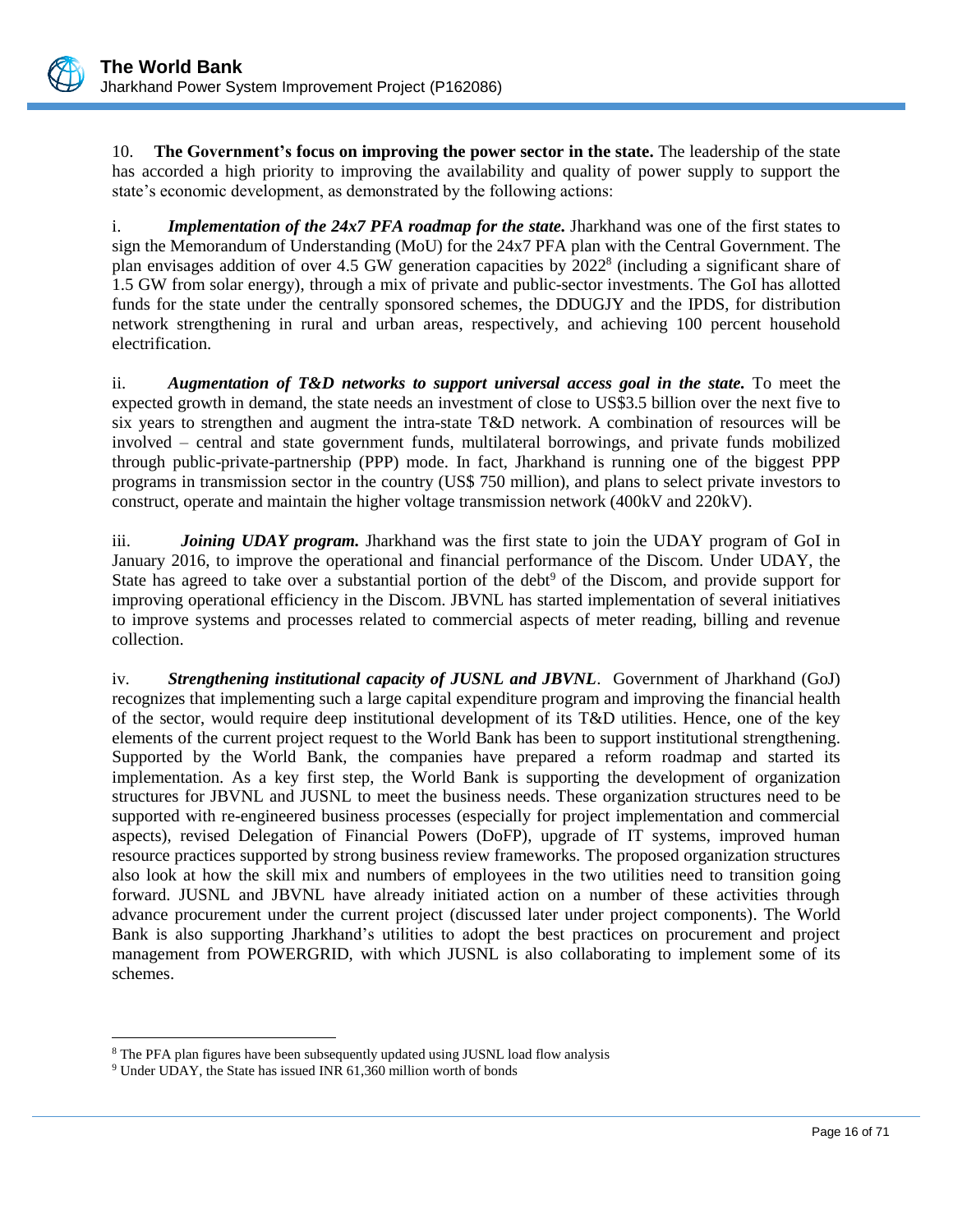10. **The Government's focus on improving the power sector in the state.** The leadership of the state has accorded a high priority to improving the availability and quality of power supply to support the state's economic development, as demonstrated by the following actions:

i. ***Implementation of the 24x7 PFA roadmap for the state.*** Jharkhand was one of the first states to sign the Memorandum of Understanding (MoU) for the 24x7 PFA plan with the Central Government. The plan envisages addition of over 4.5 GW generation capacities by 2022[8] (including a significant share of 1.5 GW from solar energy), through a mix of private and public-sector investments. The GoI has allotted funds for the state under the centrally sponsored schemes, the DDUGJY and the IPDS, for distribution network strengthening in rural and urban areas, respectively, and achieving 100 percent household electrification.

ii. ***Augmentation of T&D networks to support universal access goal in the state.*** To meet the expected growth in demand, the state needs an investment of close to US$3.5 billion over the next five to six years to strengthen and augment the intra-state T&D network. A combination of resources will be involved – central and state government funds, multilateral borrowings, and private funds mobilized through public-private-partnership (PPP) mode. In fact, Jharkhand is running one of the biggest PPP programs in transmission sector in the country (US$ 750 million), and plans to select private investors to construct, operate and maintain the higher voltage transmission network (400kV and 220kV).

iii. ***Joining UDAY program.*** Jharkhand was the first state to join the UDAY program of GoI in January 2016, to improve the operational and financial performance of the Discom. Under UDAY, the State has agreed to take over a substantial portion of the debt[9] of the Discom, and provide support for improving operational efficiency in the Discom. JBVNL has started implementation of several initiatives to improve systems and processes related to commercial aspects of meter reading, billing and revenue collection.

iv. ***Strengthening institutional capacity of JUSNL and JBVNL***. Government of Jharkhand (GoJ) recognizes that implementing such a large capital expenditure program and improving the financial health of the sector, would require deep institutional development of its T&D utilities. Hence, one of the key elements of the current project request to the World Bank has been to support institutional strengthening. Supported by the World Bank, the companies have prepared a reform roadmap and started its implementation. As a key first step, the World Bank is supporting the development of organization structures for JBVNL and JUSNL to meet the business needs. These organization structures need to be supported with re-engineered business processes (especially for project implementation and commercial aspects), revised Delegation of Financial Powers (DoFP), upgrade of IT systems, improved human resource practices supported by strong business review frameworks. The proposed organization structures also look at how the skill mix and numbers of employees in the two utilities need to transition going forward. JUSNL and JBVNL have already initiated action on a number of these activities through advance procurement under the current project (discussed later under project components). The World Bank is also supporting Jharkhand's utilities to adopt the best practices on procurement and project management from POWERGRID, with which JUSNL is also collaborating to implement some of its schemes.

---

[8] The PFA plan figures have been subsequently updated using JUSNL load flow analysis

[9] Under UDAY, the State has issued INR 61,360 million worth of bonds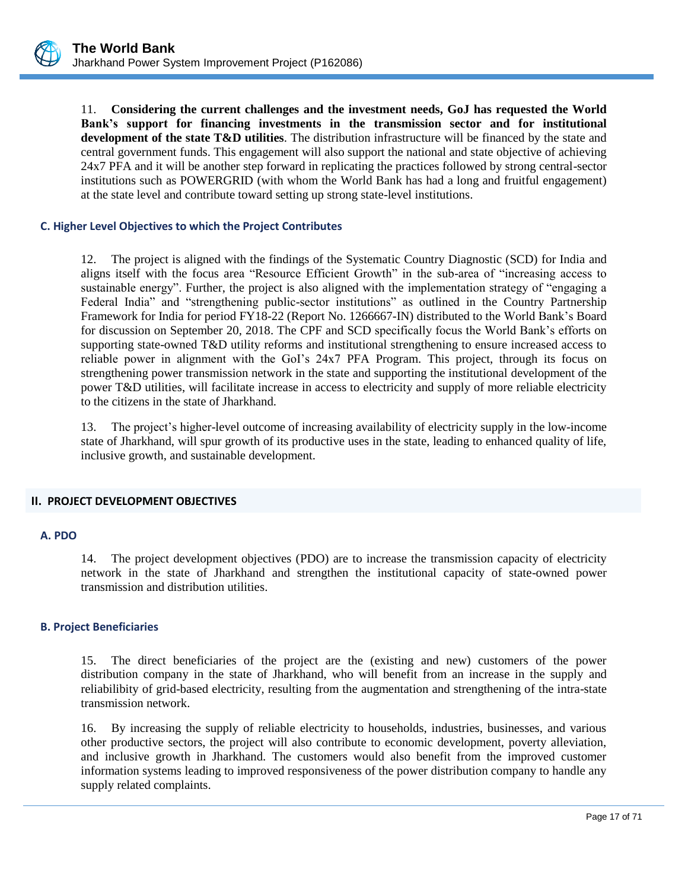11. **Considering the current challenges and the investment needs, GoJ has requested the World Bank's support for financing investments in the transmission sector and for institutional development of the state T&D utilities**. The distribution infrastructure will be financed by the state and central government funds. This engagement will also support the national and state objective of achieving 24x7 PFA and it will be another step forward in replicating the practices followed by strong central-sector institutions such as POWERGRID (with whom the World Bank has had a long and fruitful engagement) at the state level and contribute toward setting up strong state-level institutions.

### C. Higher Level Objectives to which the Project Contributes

12. The project is aligned with the findings of the Systematic Country Diagnostic (SCD) for India and aligns itself with the focus area "Resource Efficient Growth" in the sub-area of "increasing access to sustainable energy". Further, the project is also aligned with the implementation strategy of "engaging a Federal India" and "strengthening public-sector institutions" as outlined in the Country Partnership Framework for India for period FY18-22 (Report No. 1266667-IN) distributed to the World Bank's Board for discussion on September 20, 2018. The CPF and SCD specifically focus the World Bank's efforts on supporting state-owned T&D utility reforms and institutional strengthening to ensure increased access to reliable power in alignment with the GoI's 24x7 PFA Program. This project, through its focus on strengthening power transmission network in the state and supporting the institutional development of the power T&D utilities, will facilitate increase in access to electricity and supply of more reliable electricity to the citizens in the state of Jharkhand.

13. The project's higher-level outcome of increasing availability of electricity supply in the low-income state of Jharkhand, will spur growth of its productive uses in the state, leading to enhanced quality of life, inclusive growth, and sustainable development.

## II. PROJECT DEVELOPMENT OBJECTIVES

### A. PDO

14. The project development objectives (PDO) are to increase the transmission capacity of electricity network in the state of Jharkhand and strengthen the institutional capacity of state-owned power transmission and distribution utilities.

### B. Project Beneficiaries

15. The direct beneficiaries of the project are the (existing and new) customers of the power distribution company in the state of Jharkhand, who will benefit from an increase in the supply and reliabilibity of grid-based electricity, resulting from the augmentation and strengthening of the intra-state transmission network.

16. By increasing the supply of reliable electricity to households, industries, businesses, and various other productive sectors, the project will also contribute to economic development, poverty alleviation, and inclusive growth in Jharkhand. The customers would also benefit from the improved customer information systems leading to improved responsiveness of the power distribution company to handle any supply related complaints.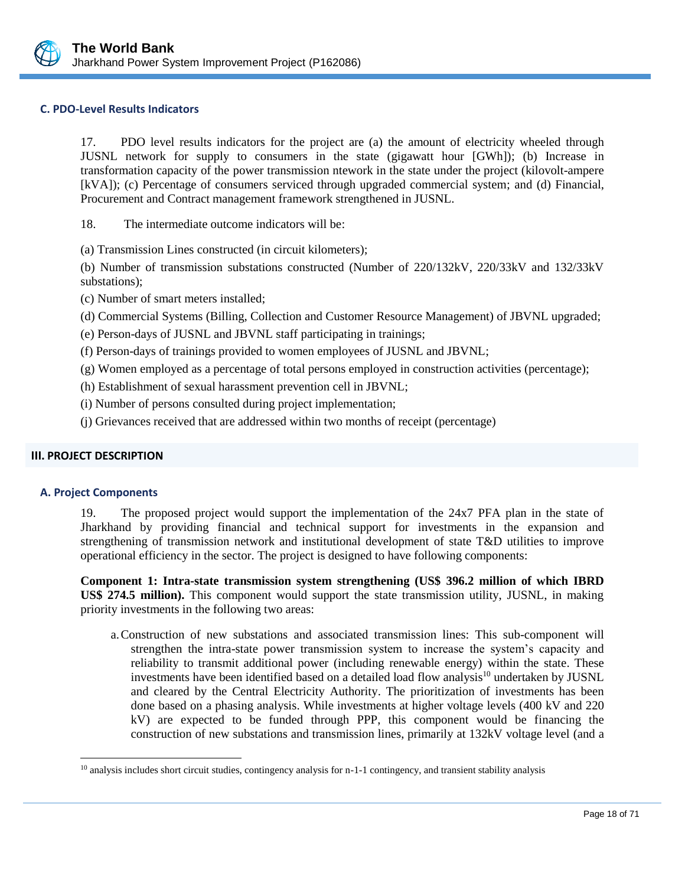### C. PDO-Level Results Indicators

17. PDO level results indicators for the project are (a) the amount of electricity wheeled through JUSNL network for supply to consumers in the state (gigawatt hour [GWh]); (b) Increase in transformation capacity of the power transmission ntework in the state under the project (kilovolt-ampere [kVA]); (c) Percentage of consumers serviced through upgraded commercial system; and (d) Financial, Procurement and Contract management framework strengthened in JUSNL.

18. The intermediate outcome indicators will be:

(a) Transmission Lines constructed (in circuit kilometers);

(b) Number of transmission substations constructed (Number of 220/132kV, 220/33kV and 132/33kV substations);

(c) Number of smart meters installed;

(d) Commercial Systems (Billing, Collection and Customer Resource Management) of JBVNL upgraded;

(e) Person-days of JUSNL and JBVNL staff participating in trainings;

(f) Person-days of trainings provided to women employees of JUSNL and JBVNL;

(g) Women employed as a percentage of total persons employed in construction activities (percentage);

(h) Establishment of sexual harassment prevention cell in JBVNL;

(i) Number of persons consulted during project implementation;

(j) Grievances received that are addressed within two months of receipt (percentage)

## III. PROJECT DESCRIPTION

### A. Project Components

19. The proposed project would support the implementation of the 24x7 PFA plan in the state of Jharkhand by providing financial and technical support for investments in the expansion and strengthening of transmission network and institutional development of state T&D utilities to improve operational efficiency in the sector. The project is designed to have following components:

**Component 1: Intra-state transmission system strengthening (US$ 396.2 million of which IBRD US$ 274.5 million).** This component would support the state transmission utility, JUSNL, in making priority investments in the following two areas:

a. Construction of new substations and associated transmission lines: This sub-component will strengthen the intra-state power transmission system to increase the system's capacity and reliability to transmit additional power (including renewable energy) within the state. These investments have been identified based on a detailed load flow analysis[10] undertaken by JUSNL and cleared by the Central Electricity Authority. The prioritization of investments has been done based on a phasing analysis. While investments at higher voltage levels (400 kV and 220 kV) are expected to be funded through PPP, this component would be financing the construction of new substations and transmission lines, primarily at 132kV voltage level (and a

[10] analysis includes short circuit studies, contingency analysis for n-1-1 contingency, and transient stability analysis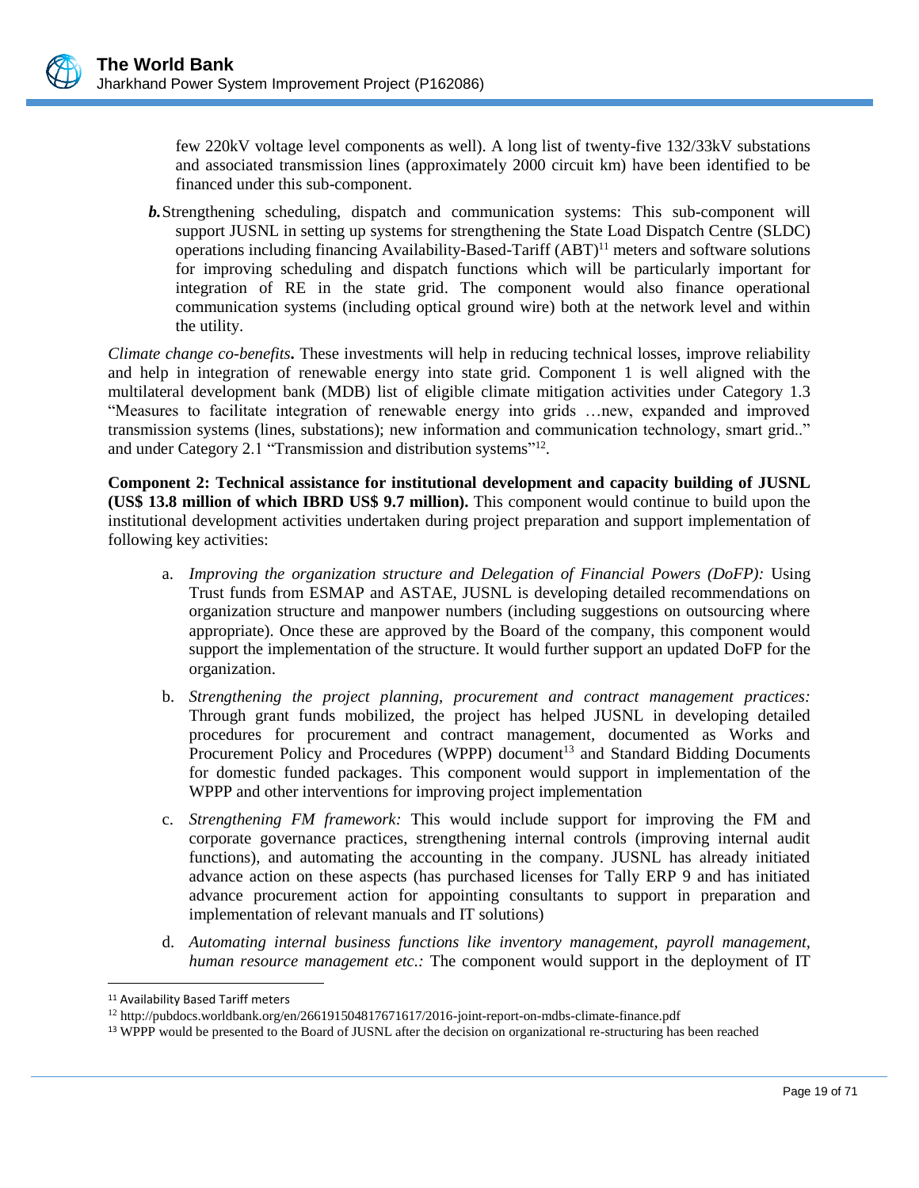few 220kV voltage level components as well). A long list of twenty-five 132/33kV substations and associated transmission lines (approximately 2000 circuit km) have been identified to be financed under this sub-component.

***b.*** Strengthening scheduling, dispatch and communication systems: This sub-component will support JUSNL in setting up systems for strengthening the State Load Dispatch Centre (SLDC) operations including financing Availability-Based-Tariff (ABT)[11] meters and software solutions for improving scheduling and dispatch functions which will be particularly important for integration of RE in the state grid. The component would also finance operational communication systems (including optical ground wire) both at the network level and within the utility.

*Climate change co-benefits***.** These investments will help in reducing technical losses, improve reliability and help in integration of renewable energy into state grid. Component 1 is well aligned with the multilateral development bank (MDB) list of eligible climate mitigation activities under Category 1.3 "Measures to facilitate integration of renewable energy into grids …new, expanded and improved transmission systems (lines, substations); new information and communication technology, smart grid.." and under Category 2.1 "Transmission and distribution systems"[12].

**Component 2: Technical assistance for institutional development and capacity building of JUSNL (US$ 13.8 million of which IBRD US$ 9.7 million).** This component would continue to build upon the institutional development activities undertaken during project preparation and support implementation of following key activities:

a. *Improving the organization structure and Delegation of Financial Powers (DoFP):* Using Trust funds from ESMAP and ASTAE, JUSNL is developing detailed recommendations on organization structure and manpower numbers (including suggestions on outsourcing where appropriate). Once these are approved by the Board of the company, this component would support the implementation of the structure. It would further support an updated DoFP for the organization.

b. *Strengthening the project planning, procurement and contract management practices:* Through grant funds mobilized, the project has helped JUSNL in developing detailed procedures for procurement and contract management, documented as Works and Procurement Policy and Procedures (WPPP) document[13] and Standard Bidding Documents for domestic funded packages. This component would support in implementation of the WPPP and other interventions for improving project implementation

c. *Strengthening FM framework:* This would include support for improving the FM and corporate governance practices, strengthening internal controls (improving internal audit functions), and automating the accounting in the company. JUSNL has already initiated advance action on these aspects (has purchased licenses for Tally ERP 9 and has initiated advance procurement action for appointing consultants to support in preparation and implementation of relevant manuals and IT solutions)

d. *Automating internal business functions like inventory management, payroll management, human resource management etc.:* The component would support in the deployment of IT

---

[11] Availability Based Tariff meters

[12] http://pubdocs.worldbank.org/en/266191504817671617/2016-joint-report-on-mdbs-climate-finance.pdf

[13] WPPP would be presented to the Board of JUSNL after the decision on organizational re-structuring has been reached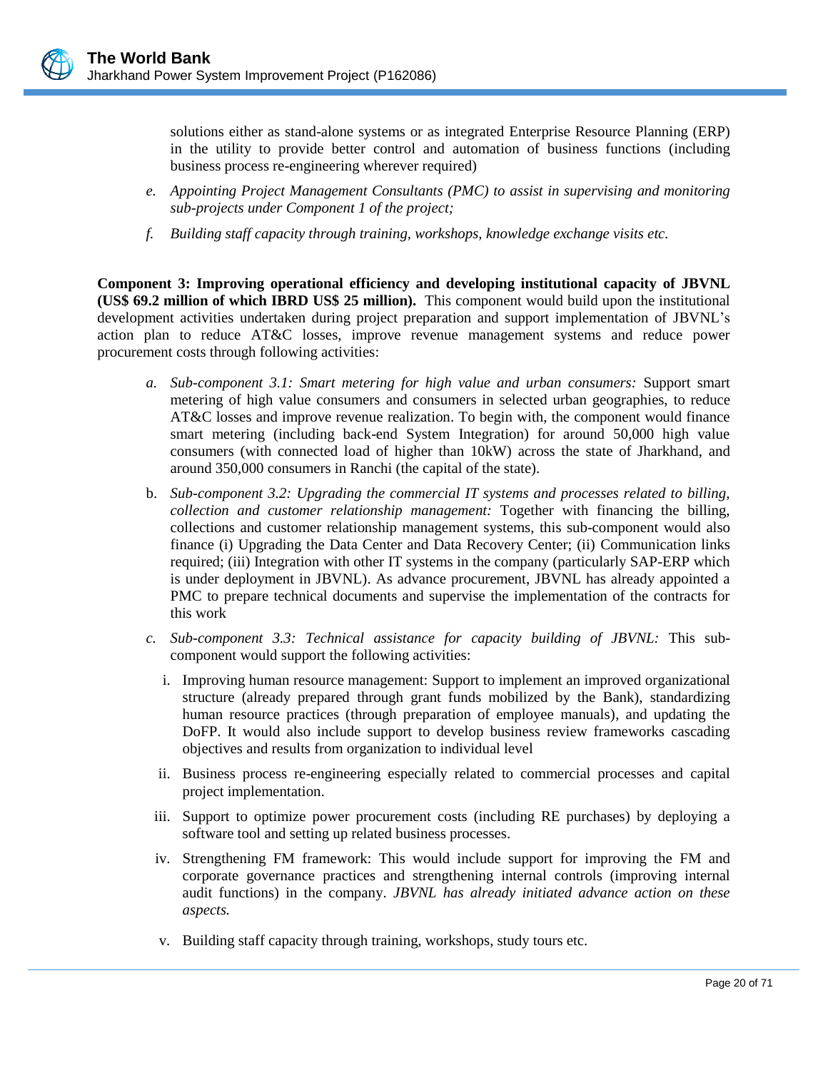solutions either as stand-alone systems or as integrated Enterprise Resource Planning (ERP) in the utility to provide better control and automation of business functions (including business process re-engineering wherever required)

e. *Appointing Project Management Consultants (PMC) to assist in supervising and monitoring sub-projects under Component 1 of the project;*

f. *Building staff capacity through training, workshops, knowledge exchange visits etc.*

**Component 3: Improving operational efficiency and developing institutional capacity of JBVNL (US$ 69.2 million of which IBRD US$ 25 million).** This component would build upon the institutional development activities undertaken during project preparation and support implementation of JBVNL's action plan to reduce AT&C losses, improve revenue management systems and reduce power procurement costs through following activities:

a. *Sub-component 3.1: Smart metering for high value and urban consumers:* Support smart metering of high value consumers and consumers in selected urban geographies, to reduce AT&C losses and improve revenue realization. To begin with, the component would finance smart metering (including back-end System Integration) for around 50,000 high value consumers (with connected load of higher than 10kW) across the state of Jharkhand, and around 350,000 consumers in Ranchi (the capital of the state).

b. *Sub-component 3.2: Upgrading the commercial IT systems and processes related to billing, collection and customer relationship management:* Together with financing the billing, collections and customer relationship management systems, this sub-component would also finance (i) Upgrading the Data Center and Data Recovery Center; (ii) Communication links required; (iii) Integration with other IT systems in the company (particularly SAP-ERP which is under deployment in JBVNL). As advance procurement, JBVNL has already appointed a PMC to prepare technical documents and supervise the implementation of the contracts for this work

c. *Sub-component 3.3: Technical assistance for capacity building of JBVNL:* This sub-component would support the following activities:

   i. Improving human resource management: Support to implement an improved organizational structure (already prepared through grant funds mobilized by the Bank), standardizing human resource practices (through preparation of employee manuals), and updating the DoFP. It would also include support to develop business review frameworks cascading objectives and results from organization to individual level

   ii. Business process re-engineering especially related to commercial processes and capital project implementation.

   iii. Support to optimize power procurement costs (including RE purchases) by deploying a software tool and setting up related business processes.

   iv. Strengthening FM framework: This would include support for improving the FM and corporate governance practices and strengthening internal controls (improving internal audit functions) in the company. *JBVNL has already initiated advance action on these aspects.*

   v. Building staff capacity through training, workshops, study tours etc.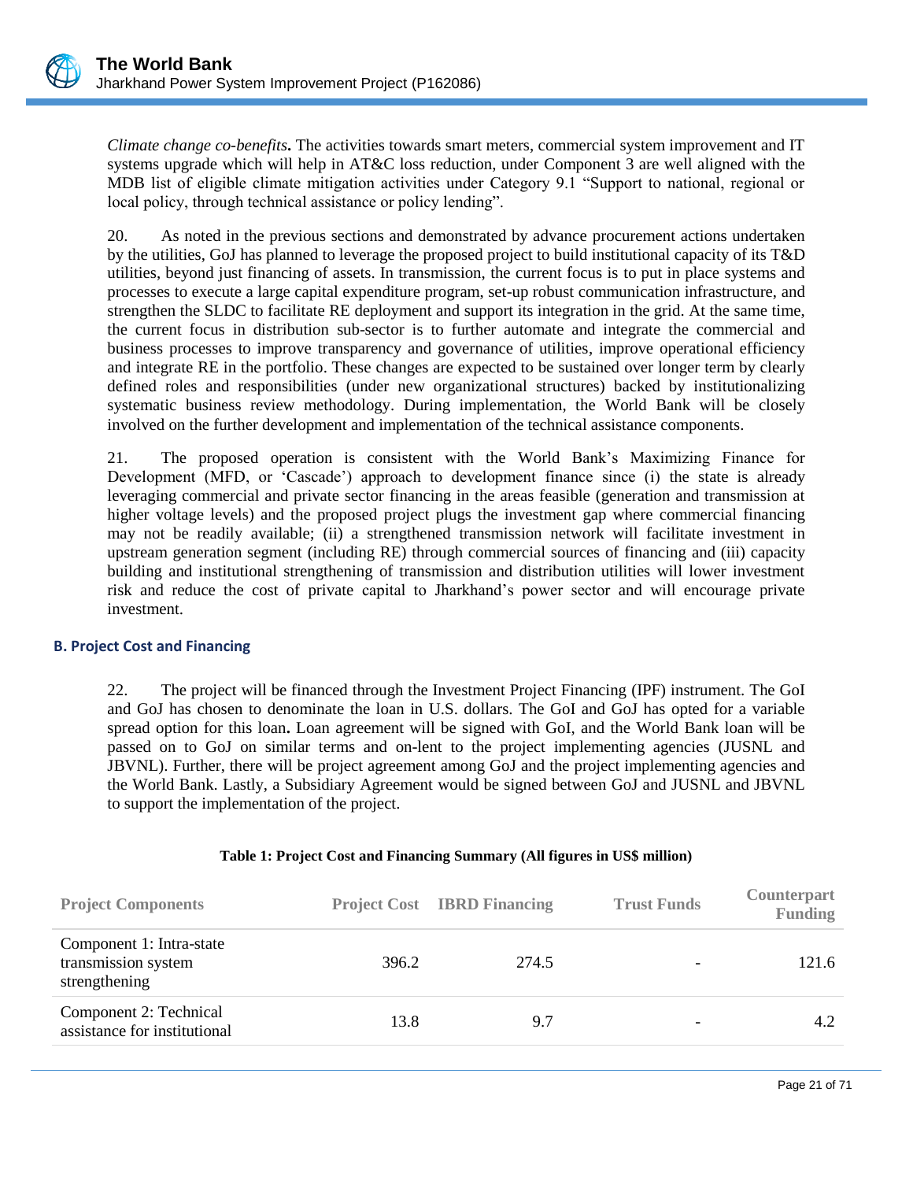*Climate change co-benefits***.** The activities towards smart meters, commercial system improvement and IT systems upgrade which will help in AT&C loss reduction, under Component 3 are well aligned with the MDB list of eligible climate mitigation activities under Category 9.1 "Support to national, regional or local policy, through technical assistance or policy lending".

20. As noted in the previous sections and demonstrated by advance procurement actions undertaken by the utilities, GoJ has planned to leverage the proposed project to build institutional capacity of its T&D utilities, beyond just financing of assets. In transmission, the current focus is to put in place systems and processes to execute a large capital expenditure program, set-up robust communication infrastructure, and strengthen the SLDC to facilitate RE deployment and support its integration in the grid. At the same time, the current focus in distribution sub-sector is to further automate and integrate the commercial and business processes to improve transparency and governance of utilities, improve operational efficiency and integrate RE in the portfolio. These changes are expected to be sustained over longer term by clearly defined roles and responsibilities (under new organizational structures) backed by institutionalizing systematic business review methodology. During implementation, the World Bank will be closely involved on the further development and implementation of the technical assistance components.

21. The proposed operation is consistent with the World Bank's Maximizing Finance for Development (MFD, or 'Cascade') approach to development finance since (i) the state is already leveraging commercial and private sector financing in the areas feasible (generation and transmission at higher voltage levels) and the proposed project plugs the investment gap where commercial financing may not be readily available; (ii) a strengthened transmission network will facilitate investment in upstream generation segment (including RE) through commercial sources of financing and (iii) capacity building and institutional strengthening of transmission and distribution utilities will lower investment risk and reduce the cost of private capital to Jharkhand's power sector and will encourage private investment.

### B. Project Cost and Financing

22. The project will be financed through the Investment Project Financing (IPF) instrument. The GoI and GoJ has chosen to denominate the loan in U.S. dollars. The GoI and GoJ has opted for a variable spread option for this loan**.** Loan agreement will be signed with GoI, and the World Bank loan will be passed on to GoJ on similar terms and on-lent to the project implementing agencies (JUSNL and JBVNL). Further, there will be project agreement among GoJ and the project implementing agencies and the World Bank. Lastly, a Subsidiary Agreement would be signed between GoJ and JUSNL and JBVNL to support the implementation of the project.

**Table 1: Project Cost and Financing Summary (All figures in US$ million)**

| Project Components | Project Cost | IBRD Financing | Trust Funds | Counterpart Funding |
|---|---|---|---|---|
| Component 1: Intra-state transmission system strengthening | 396.2 | 274.5 | - | 121.6 |
| Component 2: Technical assistance for institutional | 13.8 | 9.7 | - | 4.2 |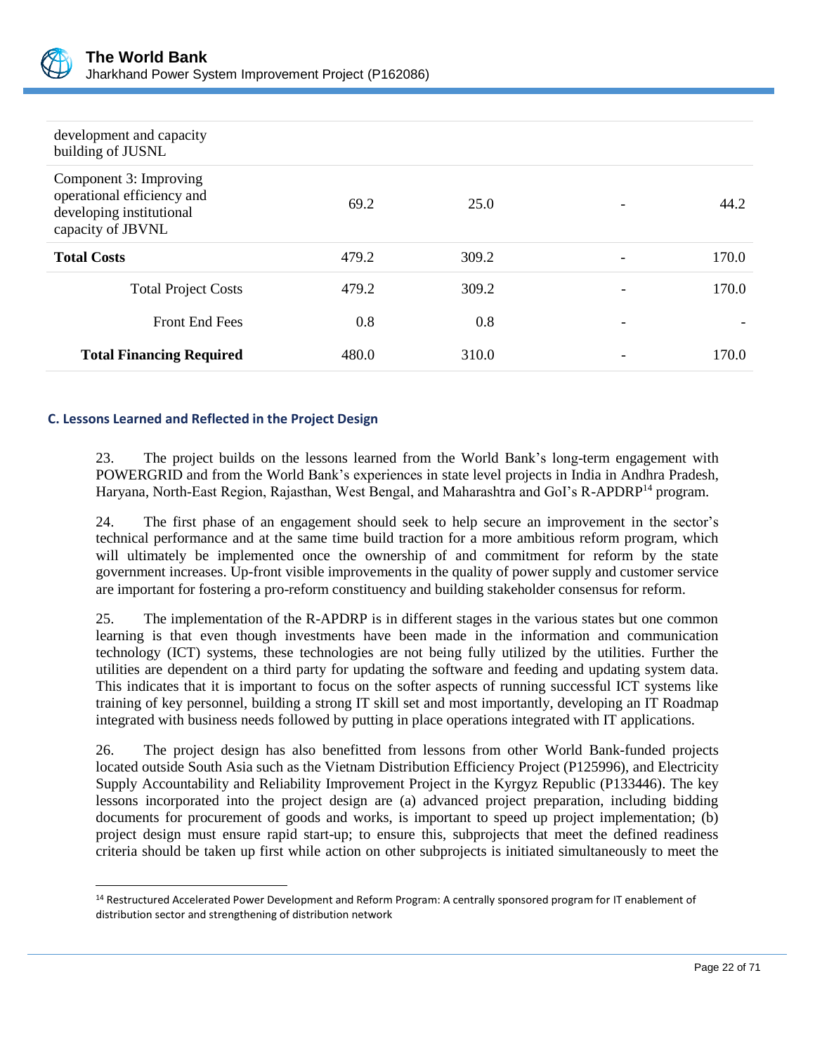| | | | | |
|---|---|---|---|---|
| development and capacity building of JUSNL | | | | |
| Component 3: Improving operational efficiency and developing institutional capacity of JBVNL | 69.2 | 25.0 | - | 44.2 |
| **Total Costs** | 479.2 | 309.2 | - | 170.0 |
| Total Project Costs | 479.2 | 309.2 | - | 170.0 |
| Front End Fees | 0.8 | 0.8 | - | - |
| **Total Financing Required** | 480.0 | 310.0 | - | 170.0 |

### C. Lessons Learned and Reflected in the Project Design

23. The project builds on the lessons learned from the World Bank's long-term engagement with POWERGRID and from the World Bank's experiences in state level projects in India in Andhra Pradesh, Haryana, North-East Region, Rajasthan, West Bengal, and Maharashtra and GoI's R-APDRP[14] program.

24. The first phase of an engagement should seek to help secure an improvement in the sector's technical performance and at the same time build traction for a more ambitious reform program, which will ultimately be implemented once the ownership of and commitment for reform by the state government increases. Up-front visible improvements in the quality of power supply and customer service are important for fostering a pro-reform constituency and building stakeholder consensus for reform.

25. The implementation of the R-APDRP is in different stages in the various states but one common learning is that even though investments have been made in the information and communication technology (ICT) systems, these technologies are not being fully utilized by the utilities. Further the utilities are dependent on a third party for updating the software and feeding and updating system data. This indicates that it is important to focus on the softer aspects of running successful ICT systems like training of key personnel, building a strong IT skill set and most importantly, developing an IT Roadmap integrated with business needs followed by putting in place operations integrated with IT applications.

26. The project design has also benefitted from lessons from other World Bank-funded projects located outside South Asia such as the Vietnam Distribution Efficiency Project (P125996), and Electricity Supply Accountability and Reliability Improvement Project in the Kyrgyz Republic (P133446). The key lessons incorporated into the project design are (a) advanced project preparation, including bidding documents for procurement of goods and works, is important to speed up project implementation; (b) project design must ensure rapid start-up; to ensure this, subprojects that meet the defined readiness criteria should be taken up first while action on other subprojects is initiated simultaneously to meet the

[14] Restructured Accelerated Power Development and Reform Program: A centrally sponsored program for IT enablement of distribution sector and strengthening of distribution network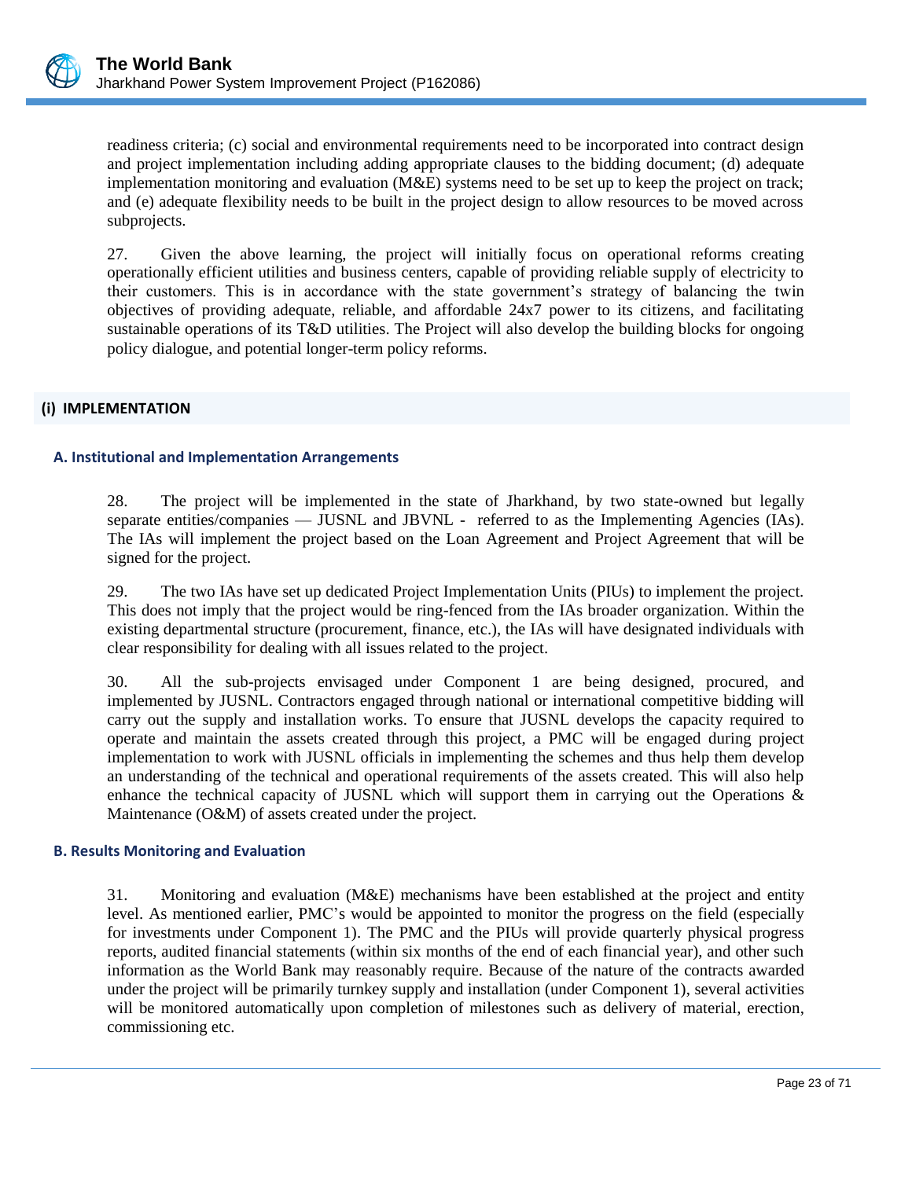readiness criteria; (c) social and environmental requirements need to be incorporated into contract design and project implementation including adding appropriate clauses to the bidding document; (d) adequate implementation monitoring and evaluation (M&E) systems need to be set up to keep the project on track; and (e) adequate flexibility needs to be built in the project design to allow resources to be moved across subprojects.

27. Given the above learning, the project will initially focus on operational reforms creating operationally efficient utilities and business centers, capable of providing reliable supply of electricity to their customers. This is in accordance with the state government's strategy of balancing the twin objectives of providing adequate, reliable, and affordable 24x7 power to its citizens, and facilitating sustainable operations of its T&D utilities. The Project will also develop the building blocks for ongoing policy dialogue, and potential longer-term policy reforms.

## (i) IMPLEMENTATION

### A. Institutional and Implementation Arrangements

28. The project will be implemented in the state of Jharkhand, by two state-owned but legally separate entities/companies — JUSNL and JBVNL - referred to as the Implementing Agencies (IAs). The IAs will implement the project based on the Loan Agreement and Project Agreement that will be signed for the project.

29. The two IAs have set up dedicated Project Implementation Units (PIUs) to implement the project. This does not imply that the project would be ring-fenced from the IAs broader organization. Within the existing departmental structure (procurement, finance, etc.), the IAs will have designated individuals with clear responsibility for dealing with all issues related to the project.

30. All the sub-projects envisaged under Component 1 are being designed, procured, and implemented by JUSNL. Contractors engaged through national or international competitive bidding will carry out the supply and installation works. To ensure that JUSNL develops the capacity required to operate and maintain the assets created through this project, a PMC will be engaged during project implementation to work with JUSNL officials in implementing the schemes and thus help them develop an understanding of the technical and operational requirements of the assets created. This will also help enhance the technical capacity of JUSNL which will support them in carrying out the Operations & Maintenance (O&M) of assets created under the project.

### B. Results Monitoring and Evaluation

31. Monitoring and evaluation (M&E) mechanisms have been established at the project and entity level. As mentioned earlier, PMC's would be appointed to monitor the progress on the field (especially for investments under Component 1). The PMC and the PIUs will provide quarterly physical progress reports, audited financial statements (within six months of the end of each financial year), and other such information as the World Bank may reasonably require. Because of the nature of the contracts awarded under the project will be primarily turnkey supply and installation (under Component 1), several activities will be monitored automatically upon completion of milestones such as delivery of material, erection, commissioning etc.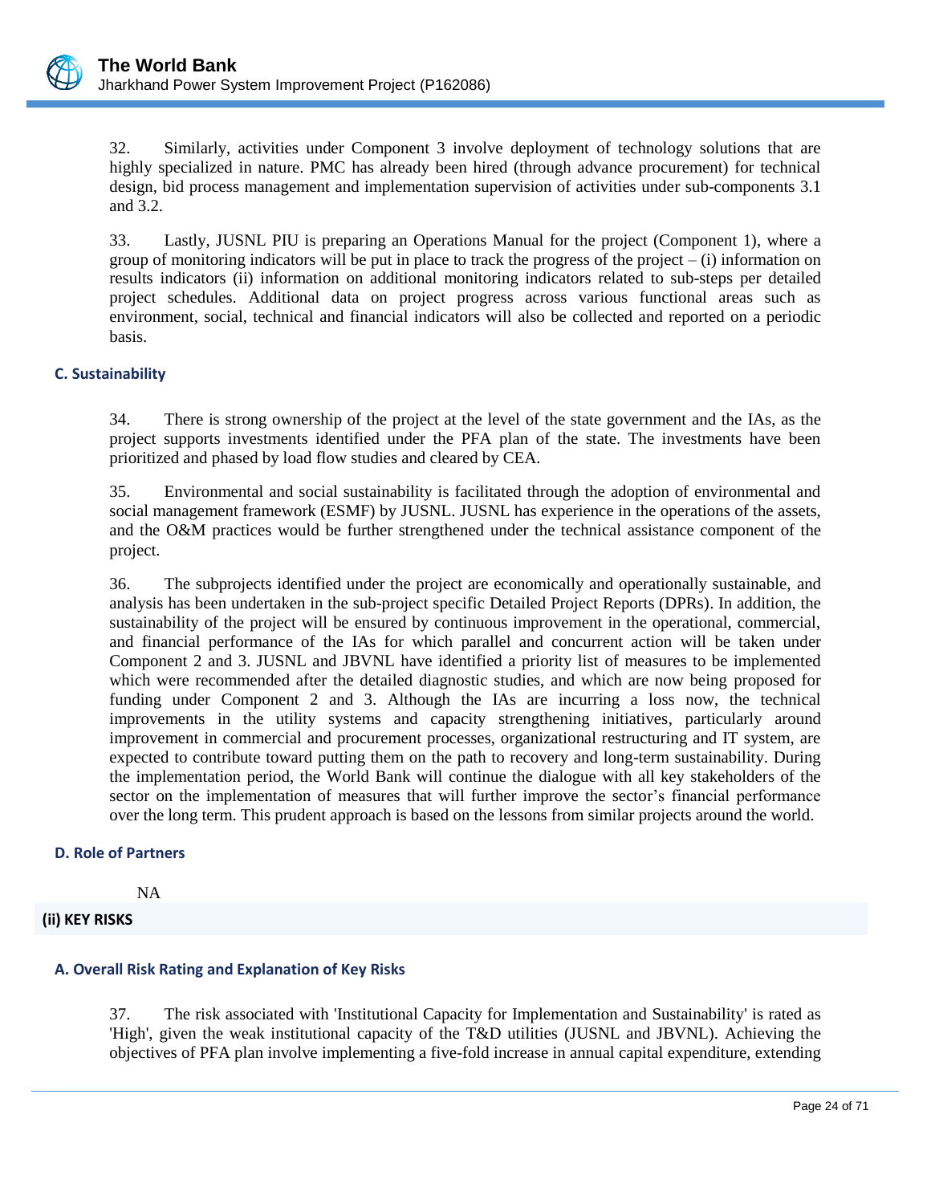32. Similarly, activities under Component 3 involve deployment of technology solutions that are highly specialized in nature. PMC has already been hired (through advance procurement) for technical design, bid process management and implementation supervision of activities under sub-components 3.1 and 3.2.

33. Lastly, JUSNL PIU is preparing an Operations Manual for the project (Component 1), where a group of monitoring indicators will be put in place to track the progress of the project – (i) information on results indicators (ii) information on additional monitoring indicators related to sub-steps per detailed project schedules. Additional data on project progress across various functional areas such as environment, social, technical and financial indicators will also be collected and reported on a periodic basis.

### C. Sustainability

34. There is strong ownership of the project at the level of the state government and the IAs, as the project supports investments identified under the PFA plan of the state. The investments have been prioritized and phased by load flow studies and cleared by CEA.

35. Environmental and social sustainability is facilitated through the adoption of environmental and social management framework (ESMF) by JUSNL. JUSNL has experience in the operations of the assets, and the O&M practices would be further strengthened under the technical assistance component of the project.

36. The subprojects identified under the project are economically and operationally sustainable, and analysis has been undertaken in the sub-project specific Detailed Project Reports (DPRs). In addition, the sustainability of the project will be ensured by continuous improvement in the operational, commercial, and financial performance of the IAs for which parallel and concurrent action will be taken under Component 2 and 3. JUSNL and JBVNL have identified a priority list of measures to be implemented which were recommended after the detailed diagnostic studies, and which are now being proposed for funding under Component 2 and 3. Although the IAs are incurring a loss now, the technical improvements in the utility systems and capacity strengthening initiatives, particularly around improvement in commercial and procurement processes, organizational restructuring and IT system, are expected to contribute toward putting them on the path to recovery and long-term sustainability. During the implementation period, the World Bank will continue the dialogue with all key stakeholders of the sector on the implementation of measures that will further improve the sector's financial performance over the long term. This prudent approach is based on the lessons from similar projects around the world.

### D. Role of Partners

NA

## (ii) KEY RISKS

### A. Overall Risk Rating and Explanation of Key Risks

37. The risk associated with 'Institutional Capacity for Implementation and Sustainability' is rated as 'High', given the weak institutional capacity of the T&D utilities (JUSNL and JBVNL). Achieving the objectives of PFA plan involve implementing a five-fold increase in annual capital expenditure, extending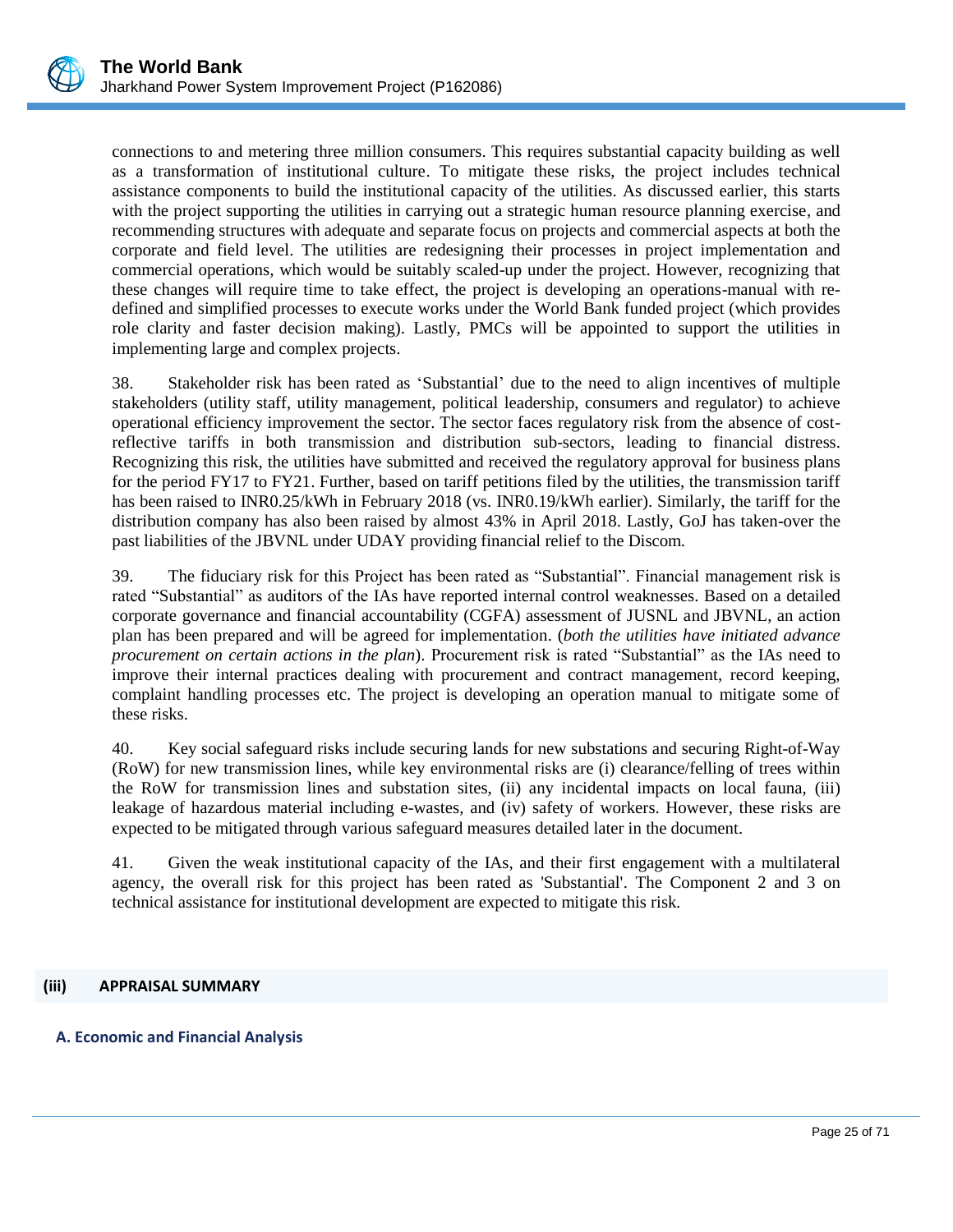connections to and metering three million consumers. This requires substantial capacity building as well as a transformation of institutional culture. To mitigate these risks, the project includes technical assistance components to build the institutional capacity of the utilities. As discussed earlier, this starts with the project supporting the utilities in carrying out a strategic human resource planning exercise, and recommending structures with adequate and separate focus on projects and commercial aspects at both the corporate and field level. The utilities are redesigning their processes in project implementation and commercial operations, which would be suitably scaled-up under the project. However, recognizing that these changes will require time to take effect, the project is developing an operations-manual with re-defined and simplified processes to execute works under the World Bank funded project (which provides role clarity and faster decision making). Lastly, PMCs will be appointed to support the utilities in implementing large and complex projects.

38. Stakeholder risk has been rated as 'Substantial' due to the need to align incentives of multiple stakeholders (utility staff, utility management, political leadership, consumers and regulator) to achieve operational efficiency improvement the sector. The sector faces regulatory risk from the absence of cost-reflective tariffs in both transmission and distribution sub-sectors, leading to financial distress. Recognizing this risk, the utilities have submitted and received the regulatory approval for business plans for the period FY17 to FY21. Further, based on tariff petitions filed by the utilities, the transmission tariff has been raised to INR0.25/kWh in February 2018 (vs. INR0.19/kWh earlier). Similarly, the tariff for the distribution company has also been raised by almost 43% in April 2018. Lastly, GoJ has taken-over the past liabilities of the JBVNL under UDAY providing financial relief to the Discom.

39. The fiduciary risk for this Project has been rated as "Substantial". Financial management risk is rated "Substantial" as auditors of the IAs have reported internal control weaknesses. Based on a detailed corporate governance and financial accountability (CGFA) assessment of JUSNL and JBVNL, an action plan has been prepared and will be agreed for implementation. (*both the utilities have initiated advance procurement on certain actions in the plan*). Procurement risk is rated "Substantial" as the IAs need to improve their internal practices dealing with procurement and contract management, record keeping, complaint handling processes etc. The project is developing an operation manual to mitigate some of these risks.

40. Key social safeguard risks include securing lands for new substations and securing Right-of-Way (RoW) for new transmission lines, while key environmental risks are (i) clearance/felling of trees within the RoW for transmission lines and substation sites, (ii) any incidental impacts on local fauna, (iii) leakage of hazardous material including e-wastes, and (iv) safety of workers. However, these risks are expected to be mitigated through various safeguard measures detailed later in the document.

41. Given the weak institutional capacity of the IAs, and their first engagement with a multilateral agency, the overall risk for this project has been rated as 'Substantial'. The Component 2 and 3 on technical assistance for institutional development are expected to mitigate this risk.

## (iii) APPRAISAL SUMMARY

### A. Economic and Financial Analysis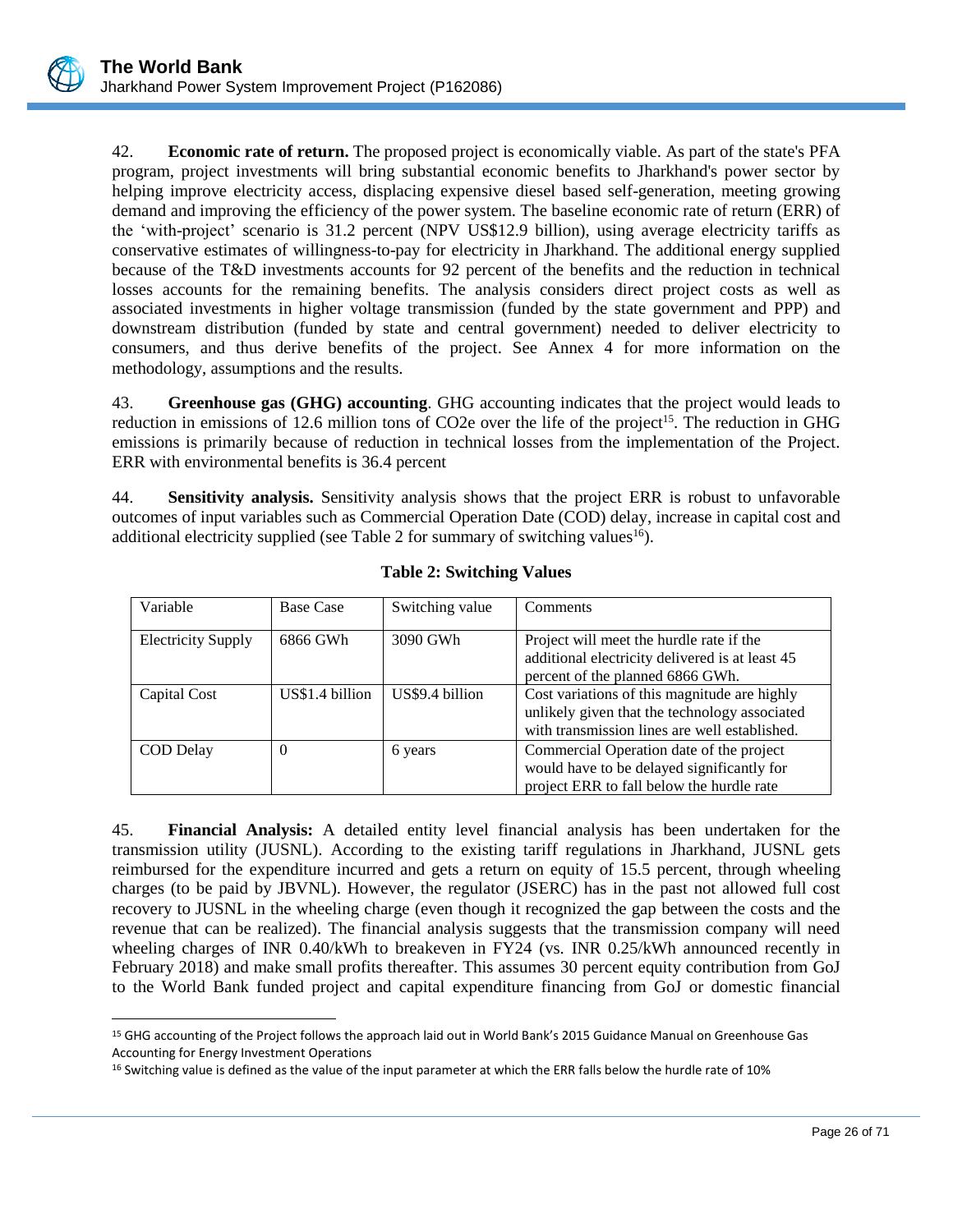42. **Economic rate of return.** The proposed project is economically viable. As part of the state's PFA program, project investments will bring substantial economic benefits to Jharkhand's power sector by helping improve electricity access, displacing expensive diesel based self-generation, meeting growing demand and improving the efficiency of the power system. The baseline economic rate of return (ERR) of the 'with-project' scenario is 31.2 percent (NPV US$12.9 billion), using average electricity tariffs as conservative estimates of willingness-to-pay for electricity in Jharkhand. The additional energy supplied because of the T&D investments accounts for 92 percent of the benefits and the reduction in technical losses accounts for the remaining benefits. The analysis considers direct project costs as well as associated investments in higher voltage transmission (funded by the state government and PPP) and downstream distribution (funded by state and central government) needed to deliver electricity to consumers, and thus derive benefits of the project. See Annex 4 for more information on the methodology, assumptions and the results.

43. **Greenhouse gas (GHG) accounting**. GHG accounting indicates that the project would leads to reduction in emissions of 12.6 million tons of $CO_2e$ over the life of the project[15]. The reduction in GHG emissions is primarily because of reduction in technical losses from the implementation of the Project. ERR with environmental benefits is 36.4 percent

44. **Sensitivity analysis.** Sensitivity analysis shows that the project ERR is robust to unfavorable outcomes of input variables such as Commercial Operation Date (COD) delay, increase in capital cost and additional electricity supplied (see Table 2 for summary of switching values[16]).

**Table 2: Switching Values**

| Variable | Base Case | Switching value | Comments |
|---|---|---|---|
| Electricity Supply | 6866 GWh | 3090 GWh | Project will meet the hurdle rate if the additional electricity delivered is at least 45 percent of the planned 6866 GWh. |
| Capital Cost | US$1.4 billion | US$9.4 billion | Cost variations of this magnitude are highly unlikely given that the technology associated with transmission lines are well established. |
| COD Delay | 0 | 6 years | Commercial Operation date of the project would have to be delayed significantly for project ERR to fall below the hurdle rate |

45. **Financial Analysis:** A detailed entity level financial analysis has been undertaken for the transmission utility (JUSNL). According to the existing tariff regulations in Jharkhand, JUSNL gets reimbursed for the expenditure incurred and gets a return on equity of 15.5 percent, through wheeling charges (to be paid by JBVNL). However, the regulator (JSERC) has in the past not allowed full cost recovery to JUSNL in the wheeling charge (even though it recognized the gap between the costs and the revenue that can be realized). The financial analysis suggests that the transmission company will need wheeling charges of INR 0.40/kWh to breakeven in FY24 (vs. INR 0.25/kWh announced recently in February 2018) and make small profits thereafter. This assumes 30 percent equity contribution from GoJ to the World Bank funded project and capital expenditure financing from GoJ or domestic financial

[15] GHG accounting of the Project follows the approach laid out in World Bank's 2015 Guidance Manual on Greenhouse Gas Accounting for Energy Investment Operations

[16] Switching value is defined as the value of the input parameter at which the ERR falls below the hurdle rate of 10%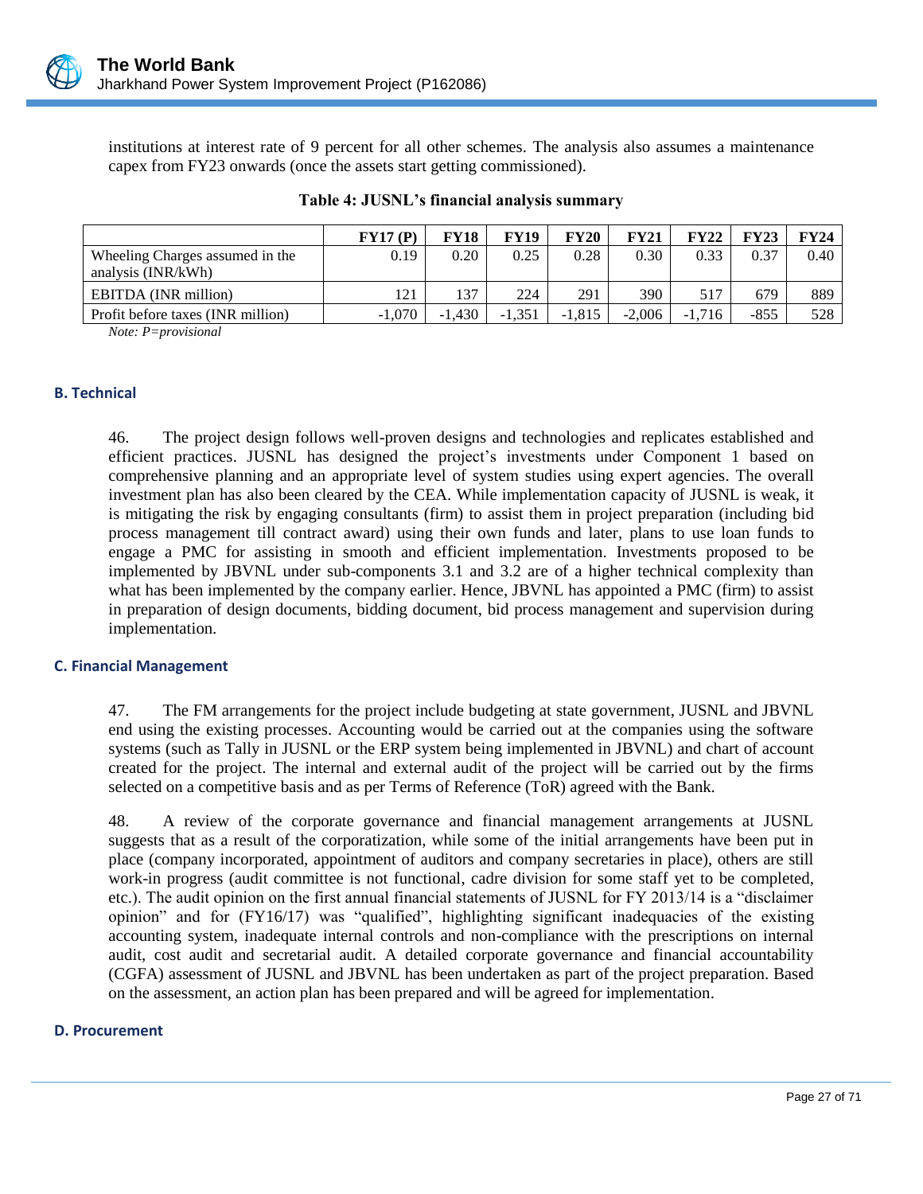institutions at interest rate of 9 percent for all other schemes. The analysis also assumes a maintenance capex from FY23 onwards (once the assets start getting commissioned).

**Table 4: JUSNL's financial analysis summary**

| | FY17 (P) | FY18 | FY19 | FY20 | FY21 | FY22 | FY23 | FY24 |
|---|---|---|---|---|---|---|---|---|
| Wheeling Charges assumed in the analysis (INR/kWh) | 0.19 | 0.20 | 0.25 | 0.28 | 0.30 | 0.33 | 0.37 | 0.40 |
| EBITDA (INR million) | 121 | 137 | 224 | 291 | 390 | 517 | 679 | 889 |
| Profit before taxes (INR million) | -1,070 | -1,430 | -1,351 | -1,815 | -2,006 | -1,716 | -855 | 528 |

*Note: P=provisional*

### B. Technical

46. The project design follows well-proven designs and technologies and replicates established and efficient practices. JUSNL has designed the project's investments under Component 1 based on comprehensive planning and an appropriate level of system studies using expert agencies. The overall investment plan has also been cleared by the CEA. While implementation capacity of JUSNL is weak, it is mitigating the risk by engaging consultants (firm) to assist them in project preparation (including bid process management till contract award) using their own funds and later, plans to use loan funds to engage a PMC for assisting in smooth and efficient implementation. Investments proposed to be implemented by JBVNL under sub-components 3.1 and 3.2 are of a higher technical complexity than what has been implemented by the company earlier. Hence, JBVNL has appointed a PMC (firm) to assist in preparation of design documents, bidding document, bid process management and supervision during implementation.

### C. Financial Management

47. The FM arrangements for the project include budgeting at state government, JUSNL and JBVNL end using the existing processes. Accounting would be carried out at the companies using the software systems (such as Tally in JUSNL or the ERP system being implemented in JBVNL) and chart of account created for the project. The internal and external audit of the project will be carried out by the firms selected on a competitive basis and as per Terms of Reference (ToR) agreed with the Bank.

48. A review of the corporate governance and financial management arrangements at JUSNL suggests that as a result of the corporatization, while some of the initial arrangements have been put in place (company incorporated, appointment of auditors and company secretaries in place), others are still work-in progress (audit committee is not functional, cadre division for some staff yet to be completed, etc.). The audit opinion on the first annual financial statements of JUSNL for FY 2013/14 is a "disclaimer opinion" and for (FY16/17) was "qualified", highlighting significant inadequacies of the existing accounting system, inadequate internal controls and non-compliance with the prescriptions on internal audit, cost audit and secretarial audit. A detailed corporate governance and financial accountability (CGFA) assessment of JUSNL and JBVNL has been undertaken as part of the project preparation. Based on the assessment, an action plan has been prepared and will be agreed for implementation.

### D. Procurement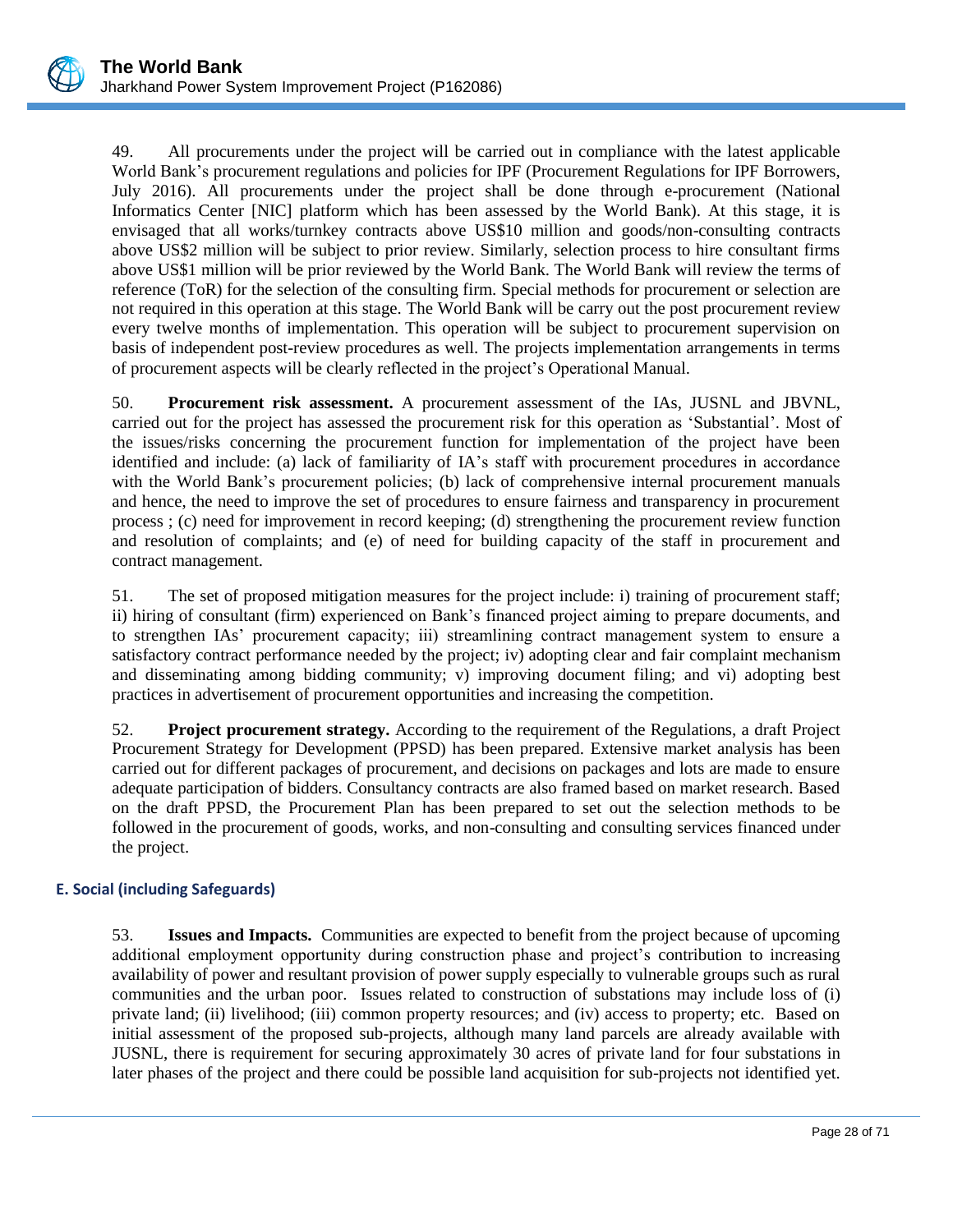49. All procurements under the project will be carried out in compliance with the latest applicable World Bank's procurement regulations and policies for IPF (Procurement Regulations for IPF Borrowers, July 2016). All procurements under the project shall be done through e-procurement (National Informatics Center [NIC] platform which has been assessed by the World Bank). At this stage, it is envisaged that all works/turnkey contracts above US$10 million and goods/non-consulting contracts above US$2 million will be subject to prior review. Similarly, selection process to hire consultant firms above US$1 million will be prior reviewed by the World Bank. The World Bank will review the terms of reference (ToR) for the selection of the consulting firm. Special methods for procurement or selection are not required in this operation at this stage. The World Bank will be carry out the post procurement review every twelve months of implementation. This operation will be subject to procurement supervision on basis of independent post-review procedures as well. The projects implementation arrangements in terms of procurement aspects will be clearly reflected in the project's Operational Manual.

50. **Procurement risk assessment.** A procurement assessment of the IAs, JUSNL and JBVNL, carried out for the project has assessed the procurement risk for this operation as 'Substantial'. Most of the issues/risks concerning the procurement function for implementation of the project have been identified and include: (a) lack of familiarity of IA's staff with procurement procedures in accordance with the World Bank's procurement policies; (b) lack of comprehensive internal procurement manuals and hence, the need to improve the set of procedures to ensure fairness and transparency in procurement process ; (c) need for improvement in record keeping; (d) strengthening the procurement review function and resolution of complaints; and (e) of need for building capacity of the staff in procurement and contract management.

51. The set of proposed mitigation measures for the project include: i) training of procurement staff; ii) hiring of consultant (firm) experienced on Bank's financed project aiming to prepare documents, and to strengthen IAs' procurement capacity; iii) streamlining contract management system to ensure a satisfactory contract performance needed by the project; iv) adopting clear and fair complaint mechanism and disseminating among bidding community; v) improving document filing; and vi) adopting best practices in advertisement of procurement opportunities and increasing the competition.

52. **Project procurement strategy.** According to the requirement of the Regulations, a draft Project Procurement Strategy for Development (PPSD) has been prepared. Extensive market analysis has been carried out for different packages of procurement, and decisions on packages and lots are made to ensure adequate participation of bidders. Consultancy contracts are also framed based on market research. Based on the draft PPSD, the Procurement Plan has been prepared to set out the selection methods to be followed in the procurement of goods, works, and non-consulting and consulting services financed under the project.

### E. Social (including Safeguards)

53. **Issues and Impacts.** Communities are expected to benefit from the project because of upcoming additional employment opportunity during construction phase and project's contribution to increasing availability of power and resultant provision of power supply especially to vulnerable groups such as rural communities and the urban poor. Issues related to construction of substations may include loss of (i) private land; (ii) livelihood; (iii) common property resources; and (iv) access to property; etc. Based on initial assessment of the proposed sub-projects, although many land parcels are already available with JUSNL, there is requirement for securing approximately 30 acres of private land for four substations in later phases of the project and there could be possible land acquisition for sub-projects not identified yet.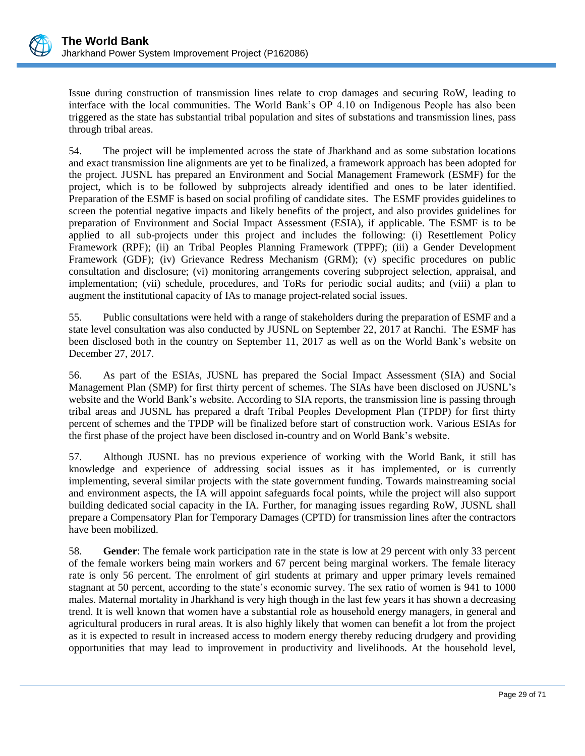Issue during construction of transmission lines relate to crop damages and securing RoW, leading to interface with the local communities. The World Bank's OP 4.10 on Indigenous People has also been triggered as the state has substantial tribal population and sites of substations and transmission lines, pass through tribal areas.

54. The project will be implemented across the state of Jharkhand and as some substation locations and exact transmission line alignments are yet to be finalized, a framework approach has been adopted for the project. JUSNL has prepared an Environment and Social Management Framework (ESMF) for the project, which is to be followed by subprojects already identified and ones to be later identified. Preparation of the ESMF is based on social profiling of candidate sites. The ESMF provides guidelines to screen the potential negative impacts and likely benefits of the project, and also provides guidelines for preparation of Environment and Social Impact Assessment (ESIA), if applicable. The ESMF is to be applied to all sub-projects under this project and includes the following: (i) Resettlement Policy Framework (RPF); (ii) an Tribal Peoples Planning Framework (TPPF); (iii) a Gender Development Framework (GDF); (iv) Grievance Redress Mechanism (GRM); (v) specific procedures on public consultation and disclosure; (vi) monitoring arrangements covering subproject selection, appraisal, and implementation; (vii) schedule, procedures, and ToRs for periodic social audits; and (viii) a plan to augment the institutional capacity of IAs to manage project-related social issues.

55. Public consultations were held with a range of stakeholders during the preparation of ESMF and a state level consultation was also conducted by JUSNL on September 22, 2017 at Ranchi. The ESMF has been disclosed both in the country on September 11, 2017 as well as on the World Bank's website on December 27, 2017.

56. As part of the ESIAs, JUSNL has prepared the Social Impact Assessment (SIA) and Social Management Plan (SMP) for first thirty percent of schemes. The SIAs have been disclosed on JUSNL's website and the World Bank's website. According to SIA reports, the transmission line is passing through tribal areas and JUSNL has prepared a draft Tribal Peoples Development Plan (TPDP) for first thirty percent of schemes and the TPDP will be finalized before start of construction work. Various ESIAs for the first phase of the project have been disclosed in-country and on World Bank's website.

57. Although JUSNL has no previous experience of working with the World Bank, it still has knowledge and experience of addressing social issues as it has implemented, or is currently implementing, several similar projects with the state government funding. Towards mainstreaming social and environment aspects, the IA will appoint safeguards focal points, while the project will also support building dedicated social capacity in the IA. Further, for managing issues regarding RoW, JUSNL shall prepare a Compensatory Plan for Temporary Damages (CPTD) for transmission lines after the contractors have been mobilized.

58. **Gender**: The female work participation rate in the state is low at 29 percent with only 33 percent of the female workers being main workers and 67 percent being marginal workers. The female literacy rate is only 56 percent. The enrolment of girl students at primary and upper primary levels remained stagnant at 50 percent, according to the state's economic survey. The sex ratio of women is 941 to 1000 males. Maternal mortality in Jharkhand is very high though in the last few years it has shown a decreasing trend. It is well known that women have a substantial role as household energy managers, in general and agricultural producers in rural areas. It is also highly likely that women can benefit a lot from the project as it is expected to result in increased access to modern energy thereby reducing drudgery and providing opportunities that may lead to improvement in productivity and livelihoods. At the household level,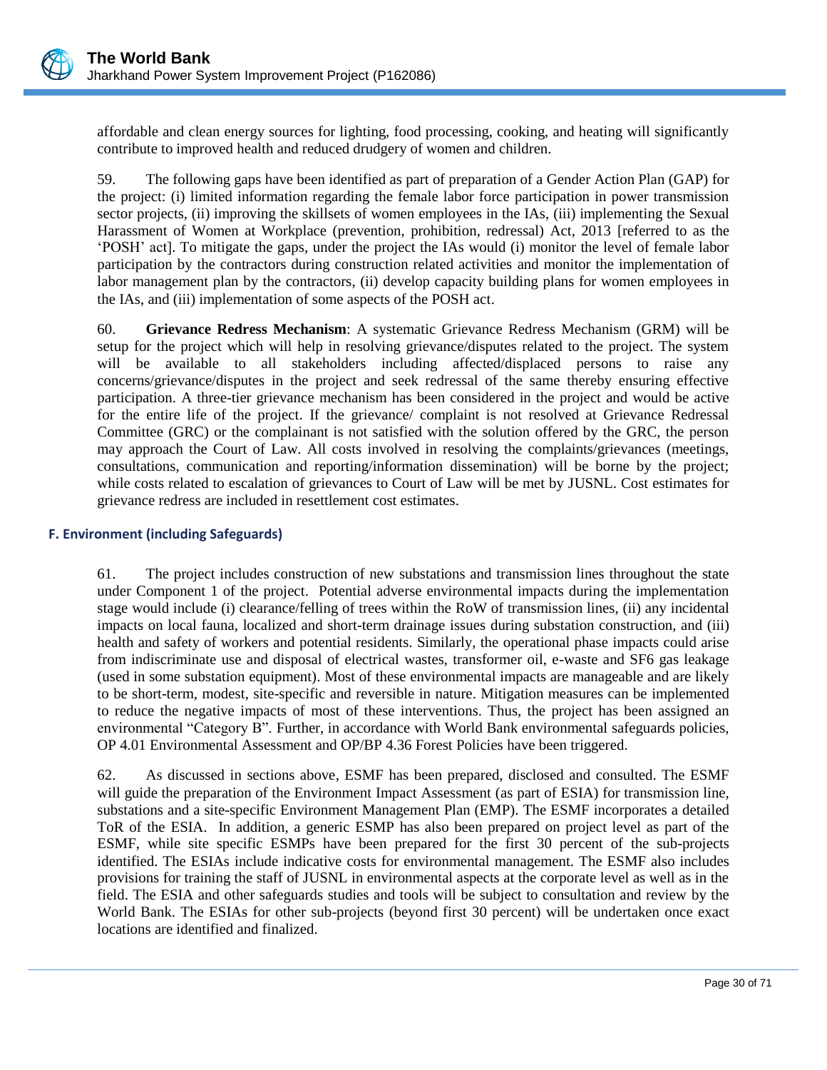affordable and clean energy sources for lighting, food processing, cooking, and heating will significantly contribute to improved health and reduced drudgery of women and children.

59. The following gaps have been identified as part of preparation of a Gender Action Plan (GAP) for the project: (i) limited information regarding the female labor force participation in power transmission sector projects, (ii) improving the skillsets of women employees in the IAs, (iii) implementing the Sexual Harassment of Women at Workplace (prevention, prohibition, redressal) Act, 2013 [referred to as the 'POSH' act]. To mitigate the gaps, under the project the IAs would (i) monitor the level of female labor participation by the contractors during construction related activities and monitor the implementation of labor management plan by the contractors, (ii) develop capacity building plans for women employees in the IAs, and (iii) implementation of some aspects of the POSH act.

60. **Grievance Redress Mechanism**: A systematic Grievance Redress Mechanism (GRM) will be setup for the project which will help in resolving grievance/disputes related to the project. The system will be available to all stakeholders including affected/displaced persons to raise any concerns/grievance/disputes in the project and seek redressal of the same thereby ensuring effective participation. A three-tier grievance mechanism has been considered in the project and would be active for the entire life of the project. If the grievance/ complaint is not resolved at Grievance Redressal Committee (GRC) or the complainant is not satisfied with the solution offered by the GRC, the person may approach the Court of Law. All costs involved in resolving the complaints/grievances (meetings, consultations, communication and reporting/information dissemination) will be borne by the project; while costs related to escalation of grievances to Court of Law will be met by JUSNL. Cost estimates for grievance redress are included in resettlement cost estimates.

### F. Environment (including Safeguards)

61. The project includes construction of new substations and transmission lines throughout the state under Component 1 of the project. Potential adverse environmental impacts during the implementation stage would include (i) clearance/felling of trees within the RoW of transmission lines, (ii) any incidental impacts on local fauna, localized and short-term drainage issues during substation construction, and (iii) health and safety of workers and potential residents. Similarly, the operational phase impacts could arise from indiscriminate use and disposal of electrical wastes, transformer oil, e-waste and SF6 gas leakage (used in some substation equipment). Most of these environmental impacts are manageable and are likely to be short-term, modest, site-specific and reversible in nature. Mitigation measures can be implemented to reduce the negative impacts of most of these interventions. Thus, the project has been assigned an environmental "Category B". Further, in accordance with World Bank environmental safeguards policies, OP 4.01 Environmental Assessment and OP/BP 4.36 Forest Policies have been triggered.

62. As discussed in sections above, ESMF has been prepared, disclosed and consulted. The ESMF will guide the preparation of the Environment Impact Assessment (as part of ESIA) for transmission line, substations and a site-specific Environment Management Plan (EMP). The ESMF incorporates a detailed ToR of the ESIA. In addition, a generic ESMP has also been prepared on project level as part of the ESMF, while site specific ESMPs have been prepared for the first 30 percent of the sub-projects identified. The ESIAs include indicative costs for environmental management. The ESMF also includes provisions for training the staff of JUSNL in environmental aspects at the corporate level as well as in the field. The ESIA and other safeguards studies and tools will be subject to consultation and review by the World Bank. The ESIAs for other sub-projects (beyond first 30 percent) will be undertaken once exact locations are identified and finalized.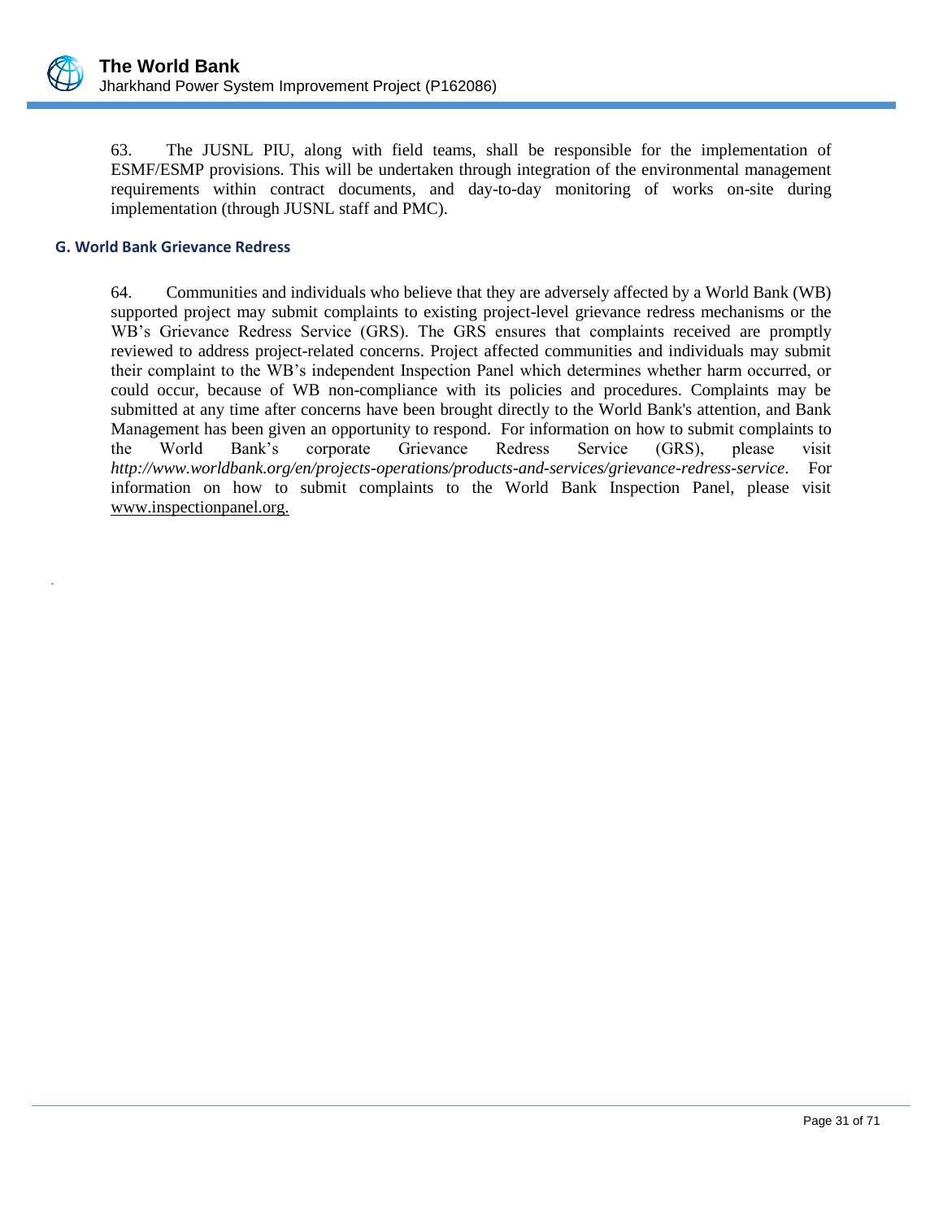63. The JUSNL PIU, along with field teams, shall be responsible for the implementation of ESMF/ESMP provisions. This will be undertaken through integration of the environmental management requirements within contract documents, and day-to-day monitoring of works on-site during implementation (through JUSNL staff and PMC).

### G. World Bank Grievance Redress

64. Communities and individuals who believe that they are adversely affected by a World Bank (WB) supported project may submit complaints to existing project-level grievance redress mechanisms or the WB's Grievance Redress Service (GRS). The GRS ensures that complaints received are promptly reviewed to address project-related concerns. Project affected communities and individuals may submit their complaint to the WB's independent Inspection Panel which determines whether harm occurred, or could occur, because of WB non-compliance with its policies and procedures. Complaints may be submitted at any time after concerns have been brought directly to the World Bank's attention, and Bank Management has been given an opportunity to respond. For information on how to submit complaints to the World Bank's corporate Grievance Redress Service (GRS), please visit *http://www.worldbank.org/en/projects-operations/products-and-services/grievance-redress-service*. For information on how to submit complaints to the World Bank Inspection Panel, please visit www.inspectionpanel.org.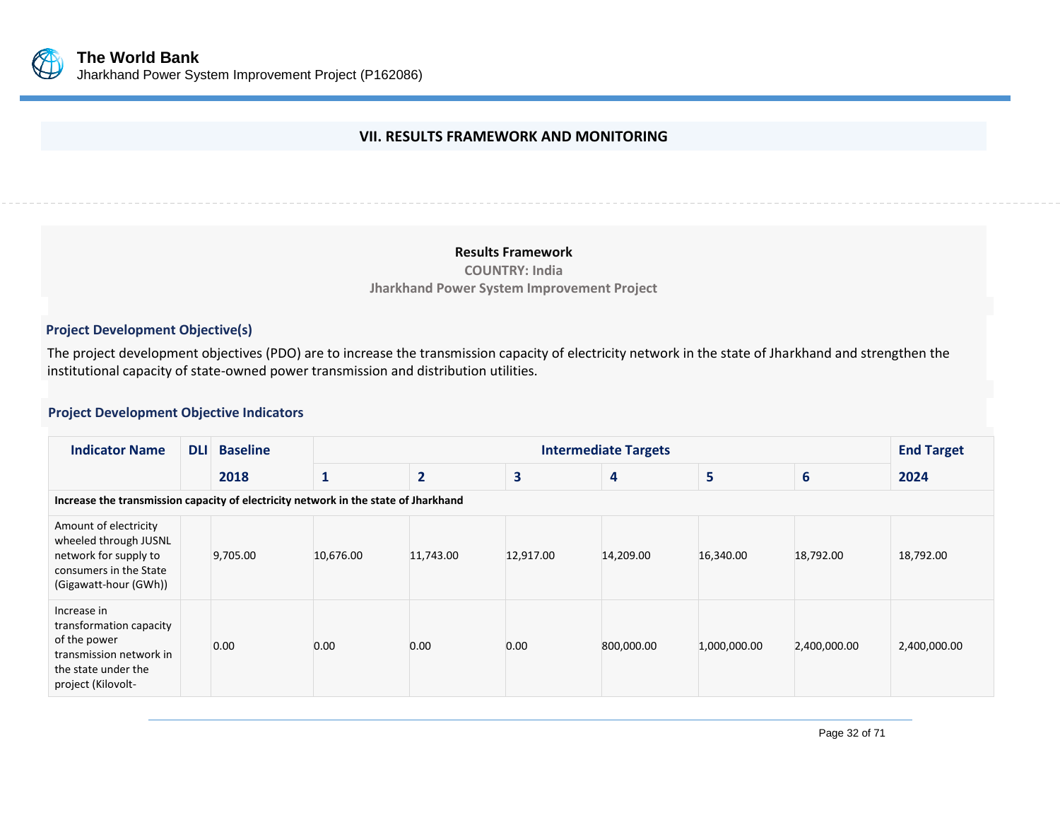## VII. RESULTS FRAMEWORK AND MONITORING

**Results Framework**

**COUNTRY: India**

**Jharkhand Power System Improvement Project**

### Project Development Objective(s)

The project development objectives (PDO) are to increase the transmission capacity of electricity network in the state of Jharkhand and strengthen the institutional capacity of state-owned power transmission and distribution utilities.

### Project Development Objective Indicators

| Indicator Name | DLI | Baseline | Intermediate Targets | | | | | | End Target |
|---|---|---|---|---|---|---|---|---|---|
| | | 2018 | 1 | 2 | 3 | 4 | 5 | 6 | 2024 |
| **Increase the transmission capacity of electricity network in the state of Jharkhand** | | | | | | | | | |
| Amount of electricity wheeled through JUSNL network for supply to consumers in the State (Gigawatt-hour (GWh)) | | 9,705.00 | 10,676.00 | 11,743.00 | 12,917.00 | 14,209.00 | 16,340.00 | 18,792.00 | 18,792.00 |
| Increase in transformation capacity of the power transmission network in the state under the project (Kilovolt- | | 0.00 | 0.00 | 0.00 | 0.00 | 800,000.00 | 1,000,000.00 | 2,400,000.00 | 2,400,000.00 |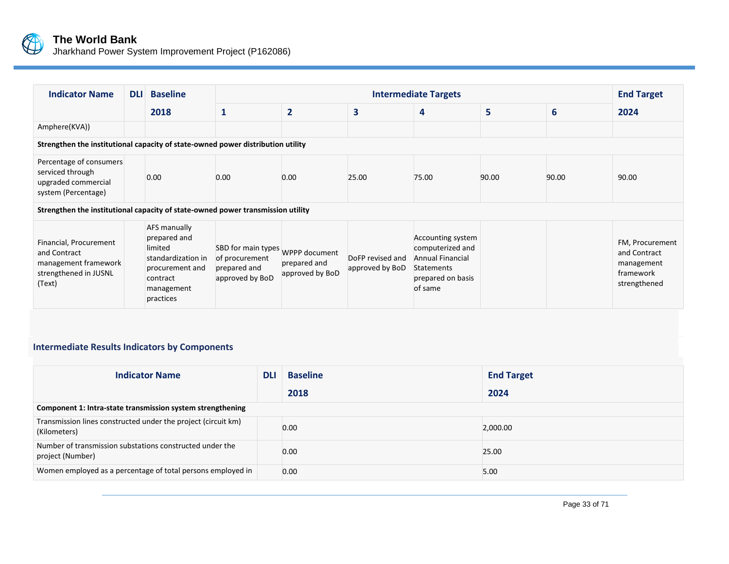| Indicator Name | DLI | Baseline | Intermediate Targets | | | | | | End Target |
|---|---|---|---|---|---|---|---|---|---|
| | | 2018 | 1 | 2 | 3 | 4 | 5 | 6 | 2024 |
| Amphere(KVA)) | | | | | | | | | |
| **Strengthen the institutional capacity of state-owned power distribution utility** | | | | | | | | | |
| Percentage of consumers serviced through upgraded commercial system (Percentage) | | 0.00 | 0.00 | 0.00 | 25.00 | 75.00 | 90.00 | 90.00 | 90.00 |
| **Strengthen the institutional capacity of state-owned power transmission utility** | | | | | | | | | |
| Financial, Procurement and Contract management framework strengthened in JUSNL (Text) | | AFS manually prepared and limited standardization in procurement and contract management practices | SBD for main types of procurement prepared and approved by BoD | WPPP document prepared and approved by BoD | DoFP revised and approved by BoD | Accounting system computerized and Annual Financial Statements prepared on basis of same | | | FM, Procurement and Contract management framework strengthened |

## Intermediate Results Indicators by Components

| Indicator Name | DLI | Baseline | End Target |
|---|---|---|---|
| | | 2018 | 2024 |
| **Component 1: Intra-state transmission system strengthening** | | | |
| Transmission lines constructed under the project (circuit km) (Kilometers) | | 0.00 | 2,000.00 |
| Number of transmission substations constructed under the project (Number) | | 0.00 | 25.00 |
| Women employed as a percentage of total persons employed in | | 0.00 | 5.00 |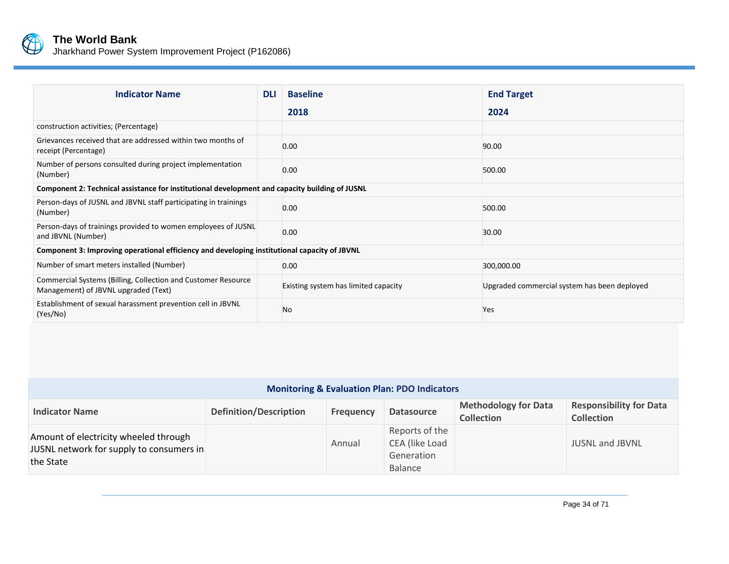| Indicator Name | DLI | Baseline<br>2018 | End Target<br>2024 |
| --- | --- | --- | --- |
| construction activities; (Percentage) | | | |
| Grievances received that are addressed within two months of receipt (Percentage) | | 0.00 | 90.00 |
| Number of persons consulted during project implementation (Number) | | 0.00 | 500.00 |
| **Component 2: Technical assistance for institutional development and capacity building of JUSNL** | | | |
| Person-days of JUSNL and JBVNL staff participating in trainings (Number) | | 0.00 | 500.00 |
| Person-days of trainings provided to women employees of JUSNL and JBVNL (Number) | | 0.00 | 30.00 |
| **Component 3: Improving operational efficiency and developing institutional capacity of JBVNL** | | | |
| Number of smart meters installed (Number) | | 0.00 | 300,000.00 |
| Commercial Systems (Billing, Collection and Customer Resource Management) of JBVNL upgraded (Text) | | Existing system has limited capacity | Upgraded commercial system has been deployed |
| Establishment of sexual harassment prevention cell in JBVNL (Yes/No) | | No | Yes |

| Monitoring & Evaluation Plan: PDO Indicators | | | | | |
| --- | --- | --- | --- | --- | --- |
| **Indicator Name** | **Definition/Description** | **Frequency** | **Datasource** | **Methodology for Data Collection** | **Responsibility for Data Collection** |
| Amount of electricity wheeled through JUSNL network for supply to consumers in the State | | Annual | Reports of the CEA (like Load Generation Balance | | JUSNL and JBVNL |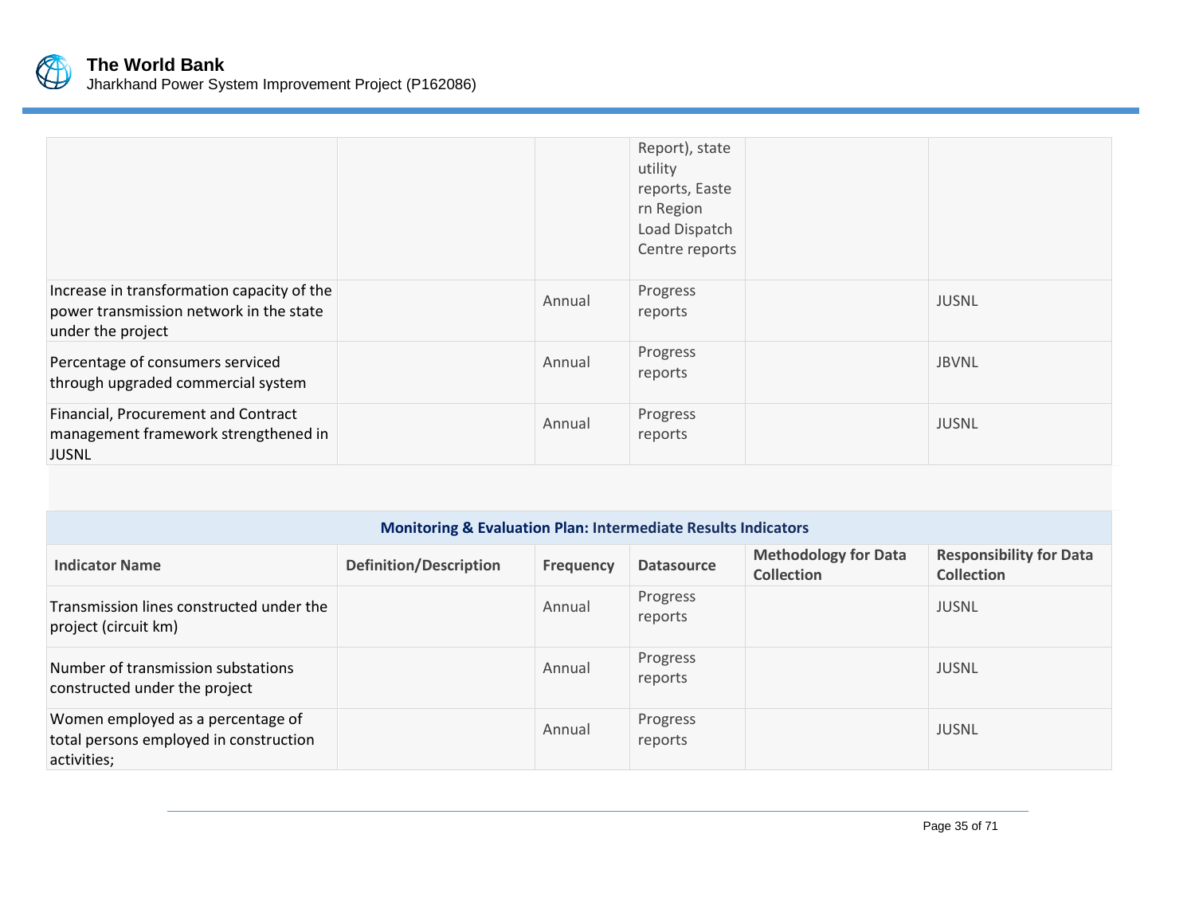| | | | | | |
|---|---|---|---|---|---|
| | | | Report), state utility reports, Eastern Region Load Dispatch Centre reports | | |
| Increase in transformation capacity of the power transmission network in the state under the project | | Annual | Progress reports | | JUSNL |
| Percentage of consumers serviced through upgraded commercial system | | Annual | Progress reports | | JBVNL |
| Financial, Procurement and Contract management framework strengthened in JUSNL | | Annual | Progress reports | | JUSNL |

**Monitoring & Evaluation Plan: Intermediate Results Indicators**

| Indicator Name | Definition/Description | Frequency | Datasource | Methodology for Data Collection | Responsibility for Data Collection |
|---|---|---|---|---|---|
| Transmission lines constructed under the project (circuit km) | | Annual | Progress reports | | JUSNL |
| Number of transmission substations constructed under the project | | Annual | Progress reports | | JUSNL |
| Women employed as a percentage of total persons employed in construction activities; | | Annual | Progress reports | | JUSNL |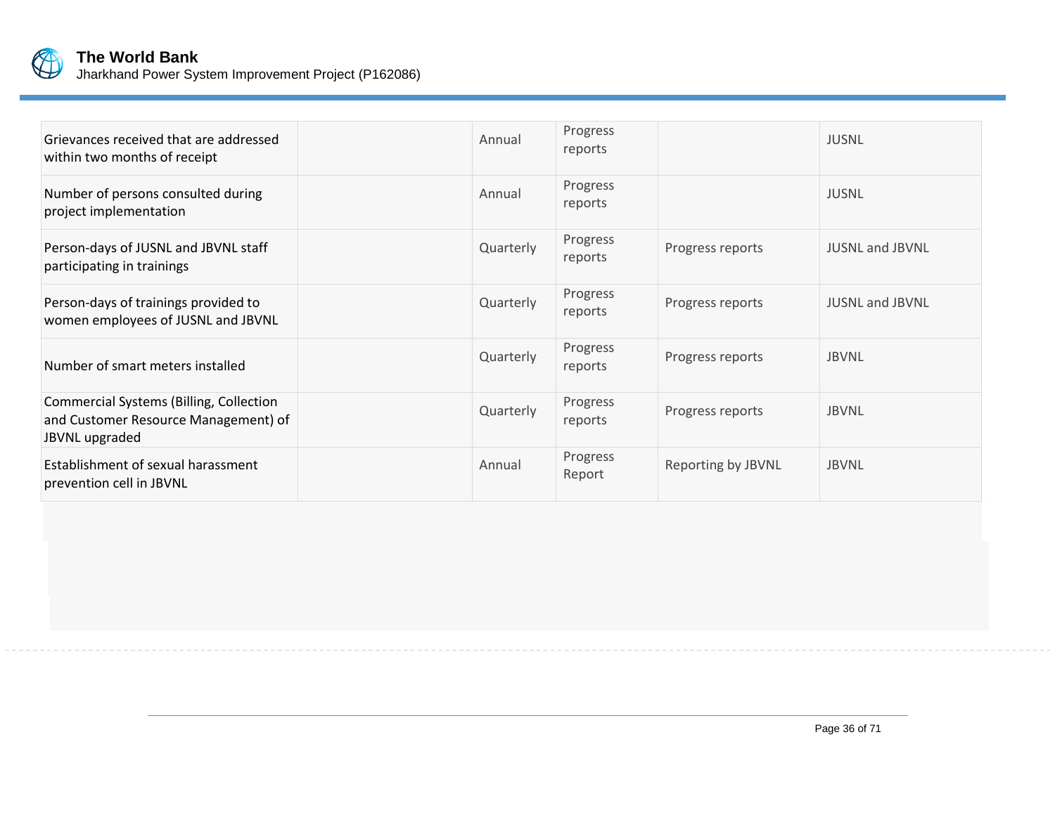| | | | | | |
|---|---|---|---|---|---|
| Grievances received that are addressed within two months of receipt | | Annual | Progress reports | | JUSNL |
| Number of persons consulted during project implementation | | Annual | Progress reports | | JUSNL |
| Person-days of JUSNL and JBVNL staff participating in trainings | | Quarterly | Progress reports | Progress reports | JUSNL and JBVNL |
| Person-days of trainings provided to women employees of JUSNL and JBVNL | | Quarterly | Progress reports | Progress reports | JUSNL and JBVNL |
| Number of smart meters installed | | Quarterly | Progress reports | Progress reports | JBVNL |
| Commercial Systems (Billing, Collection and Customer Resource Management) of JBVNL upgraded | | Quarterly | Progress reports | Progress reports | JBVNL |
| Establishment of sexual harassment prevention cell in JBVNL | | Annual | Progress Report | Reporting by JBVNL | JBVNL |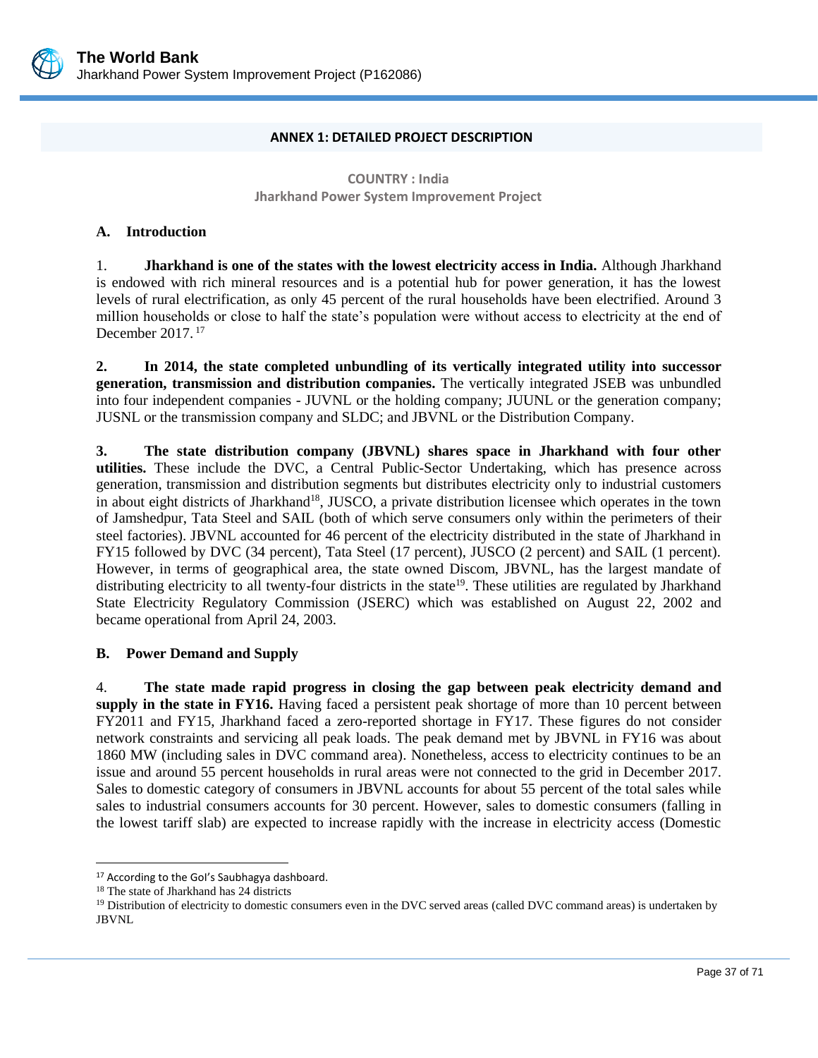## ANNEX 1: DETAILED PROJECT DESCRIPTION

**COUNTRY : India**
**Jharkhand Power System Improvement Project**

### A. Introduction

1. **Jharkhand is one of the states with the lowest electricity access in India.** Although Jharkhand is endowed with rich mineral resources and is a potential hub for power generation, it has the lowest levels of rural electrification, as only 45 percent of the rural households have been electrified. Around 3 million households or close to half the state's population were without access to electricity at the end of December 2017.[17]

2. **In 2014, the state completed unbundling of its vertically integrated utility into successor generation, transmission and distribution companies.** The vertically integrated JSEB was unbundled into four independent companies - JUVNL or the holding company; JUUNL or the generation company; JUSNL or the transmission company and SLDC; and JBVNL or the Distribution Company.

3. **The state distribution company (JBVNL) shares space in Jharkhand with four other utilities.** These include the DVC, a Central Public-Sector Undertaking, which has presence across generation, transmission and distribution segments but distributes electricity only to industrial customers in about eight districts of Jharkhand[18], JUSCO, a private distribution licensee which operates in the town of Jamshedpur, Tata Steel and SAIL (both of which serve consumers only within the perimeters of their steel factories). JBVNL accounted for 46 percent of the electricity distributed in the state of Jharkhand in FY15 followed by DVC (34 percent), Tata Steel (17 percent), JUSCO (2 percent) and SAIL (1 percent). However, in terms of geographical area, the state owned Discom, JBVNL, has the largest mandate of distributing electricity to all twenty-four districts in the state[19]. These utilities are regulated by Jharkhand State Electricity Regulatory Commission (JSERC) which was established on August 22, 2002 and became operational from April 24, 2003.

### B. Power Demand and Supply

4. **The state made rapid progress in closing the gap between peak electricity demand and supply in the state in FY16.** Having faced a persistent peak shortage of more than 10 percent between FY2011 and FY15, Jharkhand faced a zero-reported shortage in FY17. These figures do not consider network constraints and servicing all peak loads. The peak demand met by JBVNL in FY16 was about 1860 MW (including sales in DVC command area). Nonetheless, access to electricity continues to be an issue and around 55 percent households in rural areas were not connected to the grid in December 2017. Sales to domestic category of consumers in JBVNL accounts for about 55 percent of the total sales while sales to industrial consumers accounts for 30 percent. However, sales to domestic consumers (falling in the lowest tariff slab) are expected to increase rapidly with the increase in electricity access (Domestic

---

[17] According to the GoI's Saubhagya dashboard.

[18] The state of Jharkhand has 24 districts

[19] Distribution of electricity to domestic consumers even in the DVC served areas (called DVC command areas) is undertaken by JBVNL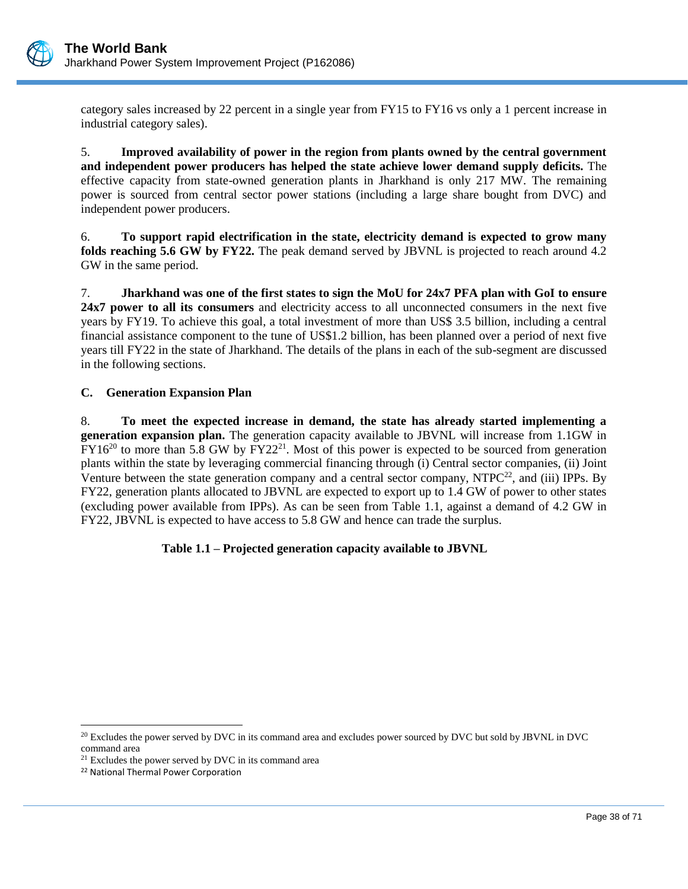category sales increased by 22 percent in a single year from FY15 to FY16 vs only a 1 percent increase in industrial category sales).

5. **Improved availability of power in the region from plants owned by the central government and independent power producers has helped the state achieve lower demand supply deficits.** The effective capacity from state-owned generation plants in Jharkhand is only 217 MW. The remaining power is sourced from central sector power stations (including a large share bought from DVC) and independent power producers.

6. **To support rapid electrification in the state, electricity demand is expected to grow many folds reaching 5.6 GW by FY22.** The peak demand served by JBVNL is projected to reach around 4.2 GW in the same period.

7. **Jharkhand was one of the first states to sign the MoU for 24x7 PFA plan with GoI to ensure 24x7 power to all its consumers** and electricity access to all unconnected consumers in the next five years by FY19. To achieve this goal, a total investment of more than US$ 3.5 billion, including a central financial assistance component to the tune of US$1.2 billion, has been planned over a period of next five years till FY22 in the state of Jharkhand. The details of the plans in each of the sub-segment are discussed in the following sections.

## C. Generation Expansion Plan

8. **To meet the expected increase in demand, the state has already started implementing a generation expansion plan.** The generation capacity available to JBVNL will increase from 1.1GW in FY16[20] to more than 5.8 GW by FY22[21]. Most of this power is expected to be sourced from generation plants within the state by leveraging commercial financing through (i) Central sector companies, (ii) Joint Venture between the state generation company and a central sector company, NTPC[22], and (iii) IPPs. By FY22, generation plants allocated to JBVNL are expected to export up to 1.4 GW of power to other states (excluding power available from IPPs). As can be seen from Table 1.1, against a demand of 4.2 GW in FY22, JBVNL is expected to have access to 5.8 GW and hence can trade the surplus.

**Table 1.1 – Projected generation capacity available to JBVNL**

[20] Excludes the power served by DVC in its command area and excludes power sourced by DVC but sold by JBVNL in DVC command area

[21] Excludes the power served by DVC in its command area

[22] National Thermal Power Corporation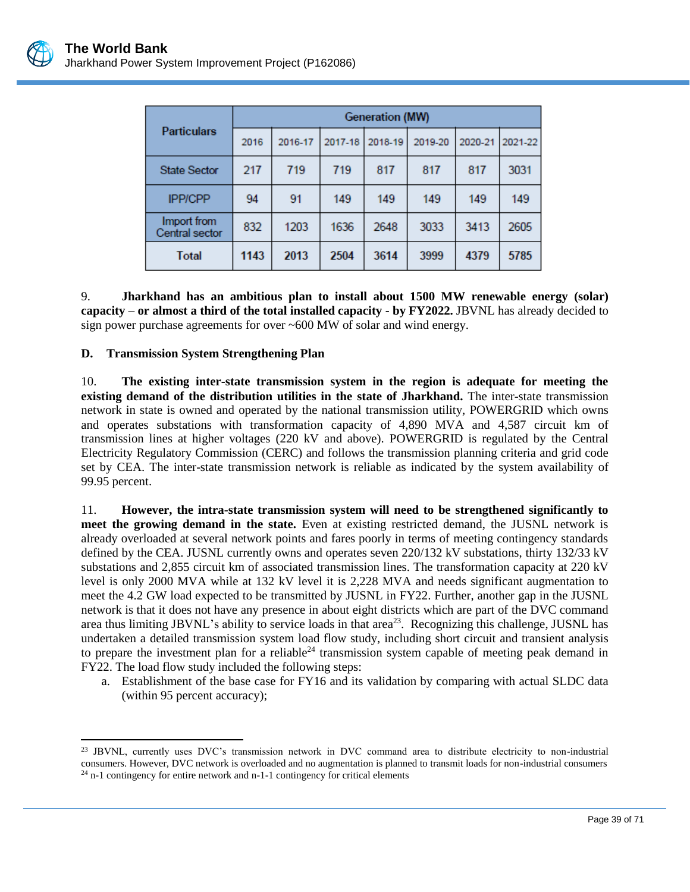| Particulars | Generation (MW) | | | | | | |
|---|---|---|---|---|---|---|---|
| | 2016 | 2016-17 | 2017-18 | 2018-19 | 2019-20 | 2020-21 | 2021-22 |
| State Sector | 217 | 719 | 719 | 817 | 817 | 817 | 3031 |
| IPP/CPP | 94 | 91 | 149 | 149 | 149 | 149 | 149 |
| Import from Central sector | 832 | 1203 | 1636 | 2648 | 3033 | 3413 | 2605 |
| **Total** | **1143** | **2013** | **2504** | **3614** | **3999** | **4379** | **5785** |

9. **Jharkhand has an ambitious plan to install about 1500 MW renewable energy (solar) capacity – or almost a third of the total installed capacity - by FY2022.** JBVNL has already decided to sign power purchase agreements for over ~600 MW of solar and wind energy.

### D. Transmission System Strengthening Plan

10. **The existing inter-state transmission system in the region is adequate for meeting the existing demand of the distribution utilities in the state of Jharkhand.** The inter-state transmission network in state is owned and operated by the national transmission utility, POWERGRID which owns and operates substations with transformation capacity of 4,890 MVA and 4,587 circuit km of transmission lines at higher voltages (220 kV and above). POWERGRID is regulated by the Central Electricity Regulatory Commission (CERC) and follows the transmission planning criteria and grid code set by CEA. The inter-state transmission network is reliable as indicated by the system availability of 99.95 percent.

11. **However, the intra-state transmission system will need to be strengthened significantly to meet the growing demand in the state.** Even at existing restricted demand, the JUSNL network is already overloaded at several network points and fares poorly in terms of meeting contingency standards defined by the CEA. JUSNL currently owns and operates seven 220/132 kV substations, thirty 132/33 kV substations and 2,855 circuit km of associated transmission lines. The transformation capacity at 220 kV level is only 2000 MVA while at 132 kV level it is 2,228 MVA and needs significant augmentation to meet the 4.2 GW load expected to be transmitted by JUSNL in FY22. Further, another gap in the JUSNL network is that it does not have any presence in about eight districts which are part of the DVC command area thus limiting JBVNL's ability to service loads in that area[23]. Recognizing this challenge, JUSNL has undertaken a detailed transmission system load flow study, including short circuit and transient analysis to prepare the investment plan for a reliable[24] transmission system capable of meeting peak demand in FY22. The load flow study included the following steps:

a. Establishment of the base case for FY16 and its validation by comparing with actual SLDC data (within 95 percent accuracy);

---

[23] JBVNL, currently uses DVC's transmission network in DVC command area to distribute electricity to non-industrial consumers. However, DVC network is overloaded and no augmentation is planned to transmit loads for non-industrial consumers

[24] n-1 contingency for entire network and n-1-1 contingency for critical elements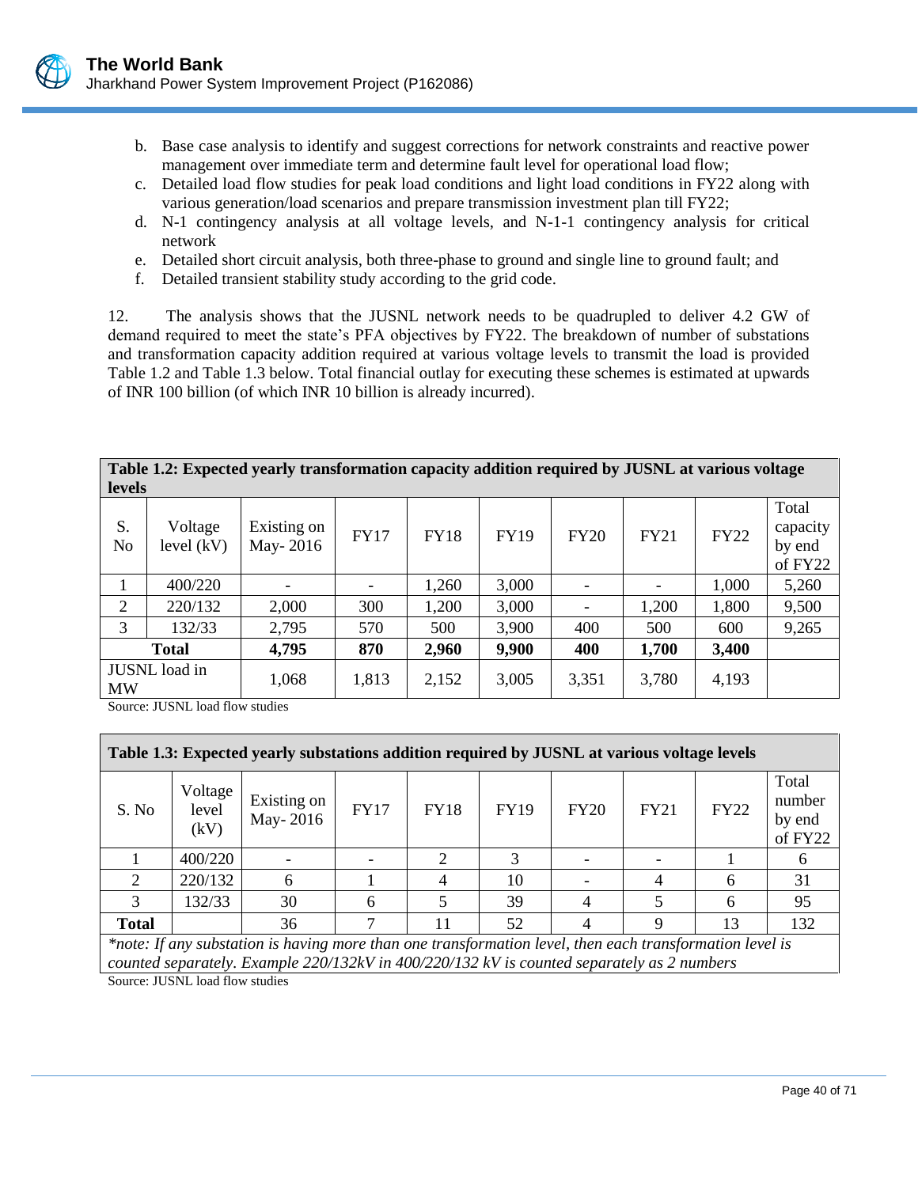b. Base case analysis to identify and suggest corrections for network constraints and reactive power management over immediate term and determine fault level for operational load flow;
c. Detailed load flow studies for peak load conditions and light load conditions in FY22 along with various generation/load scenarios and prepare transmission investment plan till FY22;
d. N-1 contingency analysis at all voltage levels, and N-1-1 contingency analysis for critical network
e. Detailed short circuit analysis, both three-phase to ground and single line to ground fault; and
f. Detailed transient stability study according to the grid code.

12. The analysis shows that the JUSNL network needs to be quadrupled to deliver 4.2 GW of demand required to meet the state's PFA objectives by FY22. The breakdown of number of substations and transformation capacity addition required at various voltage levels to transmit the load is provided Table 1.2 and Table 1.3 below. Total financial outlay for executing these schemes is estimated at upwards of INR 100 billion (of which INR 10 billion is already incurred).

**Table 1.2: Expected yearly transformation capacity addition required by JUSNL at various voltage levels**

| S. No | Voltage level (kV) | Existing on May- 2016 | FY17 | FY18 | FY19 | FY20 | FY21 | FY22 | Total capacity by end of FY22 |
|---|---|---|---|---|---|---|---|---|---|
| 1 | 400/220 | - | - | 1,260 | 3,000 | - | - | 1,000 | 5,260 |
| 2 | 220/132 | 2,000 | 300 | 1,200 | 3,000 | - | 1,200 | 1,800 | 9,500 |
| 3 | 132/33 | 2,795 | 570 | 500 | 3,900 | 400 | 500 | 600 | 9,265 |
| **Total** | | **4,795** | **870** | **2,960** | **9,900** | **400** | **1,700** | **3,400** | |
| JUSNL load in MW | | 1,068 | 1,813 | 2,152 | 3,005 | 3,351 | 3,780 | 4,193 | |

Source: JUSNL load flow studies

**Table 1.3: Expected yearly substations addition required by JUSNL at various voltage levels**

| S. No | Voltage level (kV) | Existing on May- 2016 | FY17 | FY18 | FY19 | FY20 | FY21 | FY22 | Total number by end of FY22 |
|---|---|---|---|---|---|---|---|---|---|
| 1 | 400/220 | - | - | 2 | 3 | - | - | 1 | 6 |
| 2 | 220/132 | 6 | 1 | 4 | 10 | - | 4 | 6 | 31 |
| 3 | 132/33 | 30 | 6 | 5 | 39 | 4 | 5 | 6 | 95 |
| **Total** | | 36 | 7 | 11 | 52 | 4 | 9 | 13 | 132 |

*\*note: If any substation is having more than one transformation level, then each transformation level is counted separately. Example 220/132kV in 400/220/132 kV is counted separately as 2 numbers*

Source: JUSNL load flow studies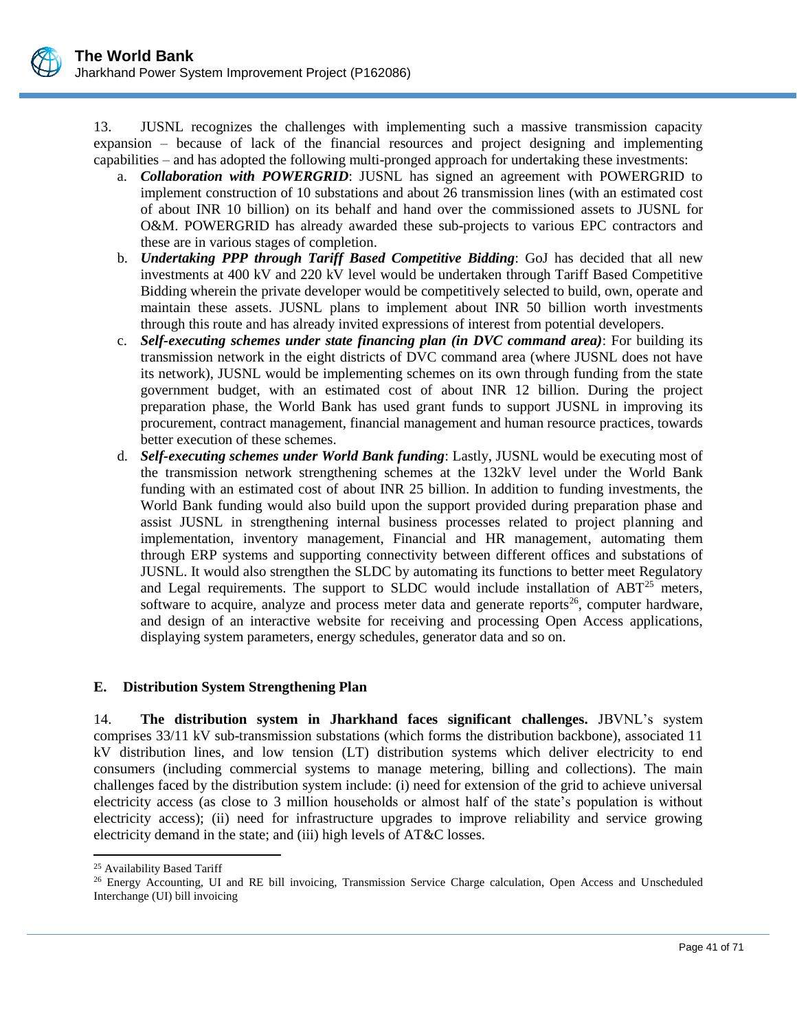13. JUSNL recognizes the challenges with implementing such a massive transmission capacity expansion – because of lack of the financial resources and project designing and implementing capabilities – and has adopted the following multi-pronged approach for undertaking these investments:

a. ***Collaboration with POWERGRID***: JUSNL has signed an agreement with POWERGRID to implement construction of 10 substations and about 26 transmission lines (with an estimated cost of about INR 10 billion) on its behalf and hand over the commissioned assets to JUSNL for O&M. POWERGRID has already awarded these sub-projects to various EPC contractors and these are in various stages of completion.

b. ***Undertaking PPP through Tariff Based Competitive Bidding***: GoJ has decided that all new investments at 400 kV and 220 kV level would be undertaken through Tariff Based Competitive Bidding wherein the private developer would be competitively selected to build, own, operate and maintain these assets. JUSNL plans to implement about INR 50 billion worth investments through this route and has already invited expressions of interest from potential developers.

c. ***Self-executing schemes under state financing plan (in DVC command area)***: For building its transmission network in the eight districts of DVC command area (where JUSNL does not have its network), JUSNL would be implementing schemes on its own through funding from the state government budget, with an estimated cost of about INR 12 billion. During the project preparation phase, the World Bank has used grant funds to support JUSNL in improving its procurement, contract management, financial management and human resource practices, towards better execution of these schemes.

d. ***Self-executing schemes under World Bank funding***: Lastly, JUSNL would be executing most of the transmission network strengthening schemes at the 132kV level under the World Bank funding with an estimated cost of about INR 25 billion. In addition to funding investments, the World Bank funding would also build upon the support provided during preparation phase and assist JUSNL in strengthening internal business processes related to project planning and implementation, inventory management, Financial and HR management, automating them through ERP systems and supporting connectivity between different offices and substations of JUSNL. It would also strengthen the SLDC by automating its functions to better meet Regulatory and Legal requirements. The support to SLDC would include installation of ABT[25] meters, software to acquire, analyze and process meter data and generate reports[26], computer hardware, and design of an interactive website for receiving and processing Open Access applications, displaying system parameters, energy schedules, generator data and so on.

### E. Distribution System Strengthening Plan

14. **The distribution system in Jharkhand faces significant challenges.** JBVNL's system comprises 33/11 kV sub-transmission substations (which forms the distribution backbone), associated 11 kV distribution lines, and low tension (LT) distribution systems which deliver electricity to end consumers (including commercial systems to manage metering, billing and collections). The main challenges faced by the distribution system include: (i) need for extension of the grid to achieve universal electricity access (as close to 3 million households or almost half of the state's population is without electricity access); (ii) need for infrastructure upgrades to improve reliability and service growing electricity demand in the state; and (iii) high levels of AT&C losses.

[25] Availability Based Tariff

[26] Energy Accounting, UI and RE bill invoicing, Transmission Service Charge calculation, Open Access and Unscheduled Interchange (UI) bill invoicing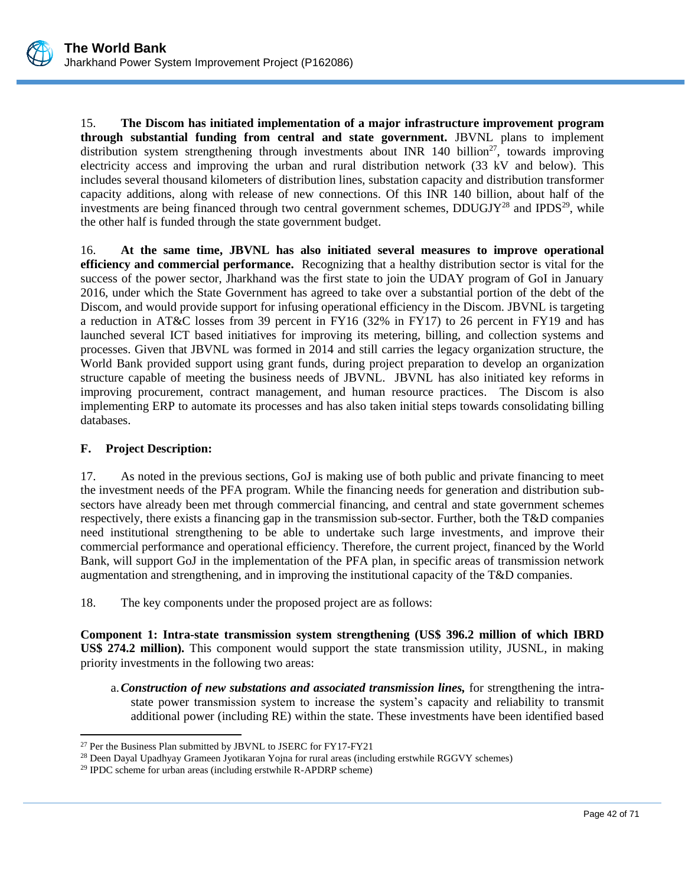15. **The Discom has initiated implementation of a major infrastructure improvement program through substantial funding from central and state government.** JBVNL plans to implement distribution system strengthening through investments about INR 140 billion[27], towards improving electricity access and improving the urban and rural distribution network (33 kV and below). This includes several thousand kilometers of distribution lines, substation capacity and distribution transformer capacity additions, along with release of new connections. Of this INR 140 billion, about half of the investments are being financed through two central government schemes, DDUGJY[28] and IPDS[29], while the other half is funded through the state government budget.

16. **At the same time, JBVNL has also initiated several measures to improve operational efficiency and commercial performance.** Recognizing that a healthy distribution sector is vital for the success of the power sector, Jharkhand was the first state to join the UDAY program of GoI in January 2016, under which the State Government has agreed to take over a substantial portion of the debt of the Discom, and would provide support for infusing operational efficiency in the Discom. JBVNL is targeting a reduction in AT&C losses from 39 percent in FY16 (32% in FY17) to 26 percent in FY19 and has launched several ICT based initiatives for improving its metering, billing, and collection systems and processes. Given that JBVNL was formed in 2014 and still carries the legacy organization structure, the World Bank provided support using grant funds, during project preparation to develop an organization structure capable of meeting the business needs of JBVNL. JBVNL has also initiated key reforms in improving procurement, contract management, and human resource practices. The Discom is also implementing ERP to automate its processes and has also taken initial steps towards consolidating billing databases.

## F. Project Description:

17. As noted in the previous sections, GoJ is making use of both public and private financing to meet the investment needs of the PFA program. While the financing needs for generation and distribution sub-sectors have already been met through commercial financing, and central and state government schemes respectively, there exists a financing gap in the transmission sub-sector. Further, both the T&D companies need institutional strengthening to be able to undertake such large investments, and improve their commercial performance and operational efficiency. Therefore, the current project, financed by the World Bank, will support GoJ in the implementation of the PFA plan, in specific areas of transmission network augmentation and strengthening, and in improving the institutional capacity of the T&D companies.

18. The key components under the proposed project are as follows:

**Component 1: Intra-state transmission system strengthening (US$ 396.2 million of which IBRD US$ 274.2 million).** This component would support the state transmission utility, JUSNL, in making priority investments in the following two areas:

a. ***Construction of new substations and associated transmission lines,*** for strengthening the intra-state power transmission system to increase the system's capacity and reliability to transmit additional power (including RE) within the state. These investments have been identified based

---

[27] Per the Business Plan submitted by JBVNL to JSERC for FY17-FY21

[28] Deen Dayal Upadhyay Grameen Jyotikaran Yojna for rural areas (including erstwhile RGGVY schemes)

[29] IPDC scheme for urban areas (including erstwhile R-APDRP scheme)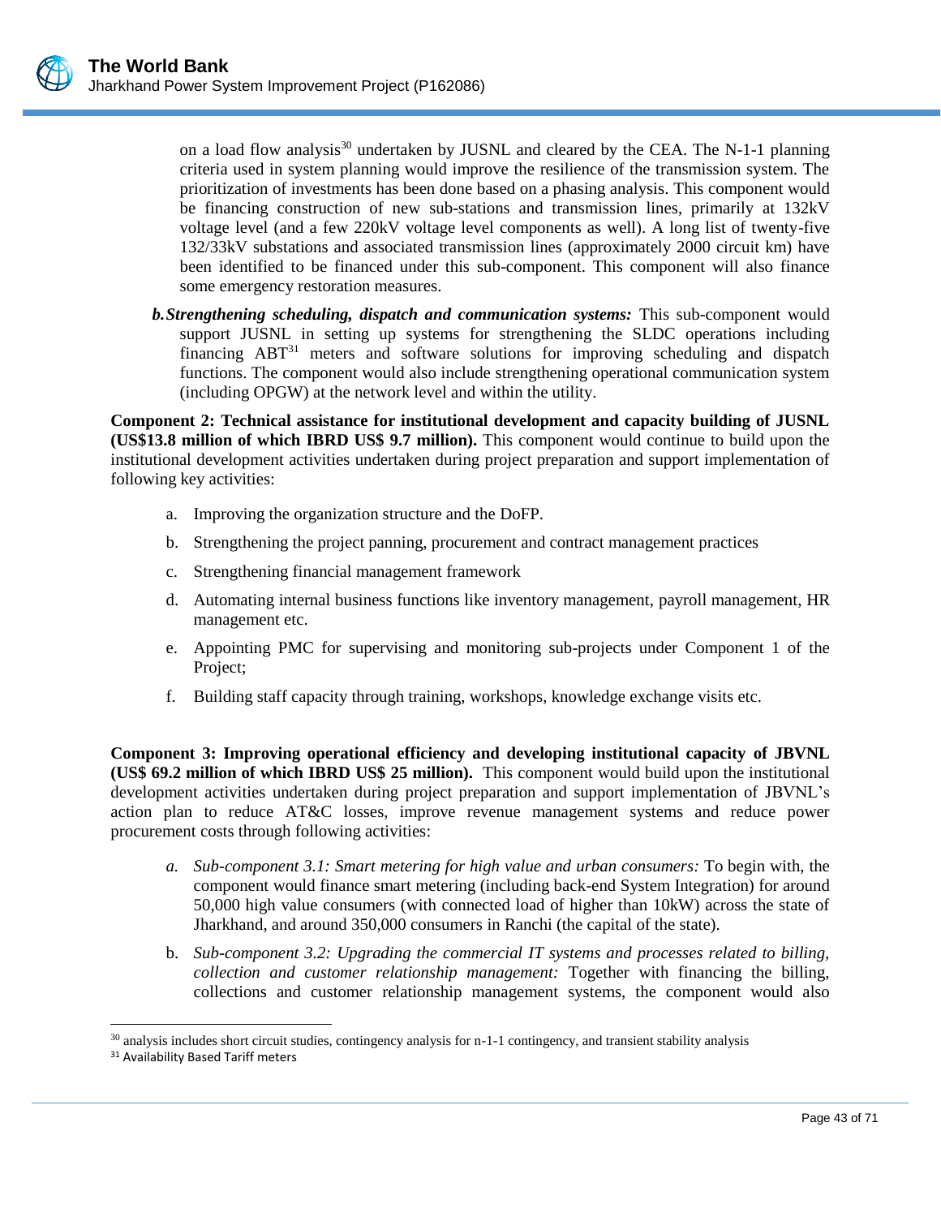on a load flow analysis[30] undertaken by JUSNL and cleared by the CEA. The N-1-1 planning criteria used in system planning would improve the resilience of the transmission system. The prioritization of investments has been done based on a phasing analysis. This component would be financing construction of new sub-stations and transmission lines, primarily at 132kV voltage level (and a few 220kV voltage level components as well). A long list of twenty-five 132/33kV substations and associated transmission lines (approximately 2000 circuit km) have been identified to be financed under this sub-component. This component will also finance some emergency restoration measures.

**b. *Strengthening scheduling, dispatch and communication systems:*** This sub-component would support JUSNL in setting up systems for strengthening the SLDC operations including financing ABT[31] meters and software solutions for improving scheduling and dispatch functions. The component would also include strengthening operational communication system (including OPGW) at the network level and within the utility.

**Component 2: Technical assistance for institutional development and capacity building of JUSNL (US$13.8 million of which IBRD US$ 9.7 million).** This component would continue to build upon the institutional development activities undertaken during project preparation and support implementation of following key activities:

a. Improving the organization structure and the DoFP.
b. Strengthening the project panning, procurement and contract management practices
c. Strengthening financial management framework
d. Automating internal business functions like inventory management, payroll management, HR management etc.
e. Appointing PMC for supervising and monitoring sub-projects under Component 1 of the Project;
f. Building staff capacity through training, workshops, knowledge exchange visits etc.

**Component 3: Improving operational efficiency and developing institutional capacity of JBVNL (US$ 69.2 million of which IBRD US$ 25 million).** This component would build upon the institutional development activities undertaken during project preparation and support implementation of JBVNL's action plan to reduce AT&C losses, improve revenue management systems and reduce power procurement costs through following activities:

a. *Sub-component 3.1: Smart metering for high value and urban consumers:* To begin with, the component would finance smart metering (including back-end System Integration) for around 50,000 high value consumers (with connected load of higher than 10kW) across the state of Jharkhand, and around 350,000 consumers in Ranchi (the capital of the state).
b. *Sub-component 3.2: Upgrading the commercial IT systems and processes related to billing, collection and customer relationship management:* Together with financing the billing, collections and customer relationship management systems, the component would also

[30] analysis includes short circuit studies, contingency analysis for n-1-1 contingency, and transient stability analysis

[31] Availability Based Tariff meters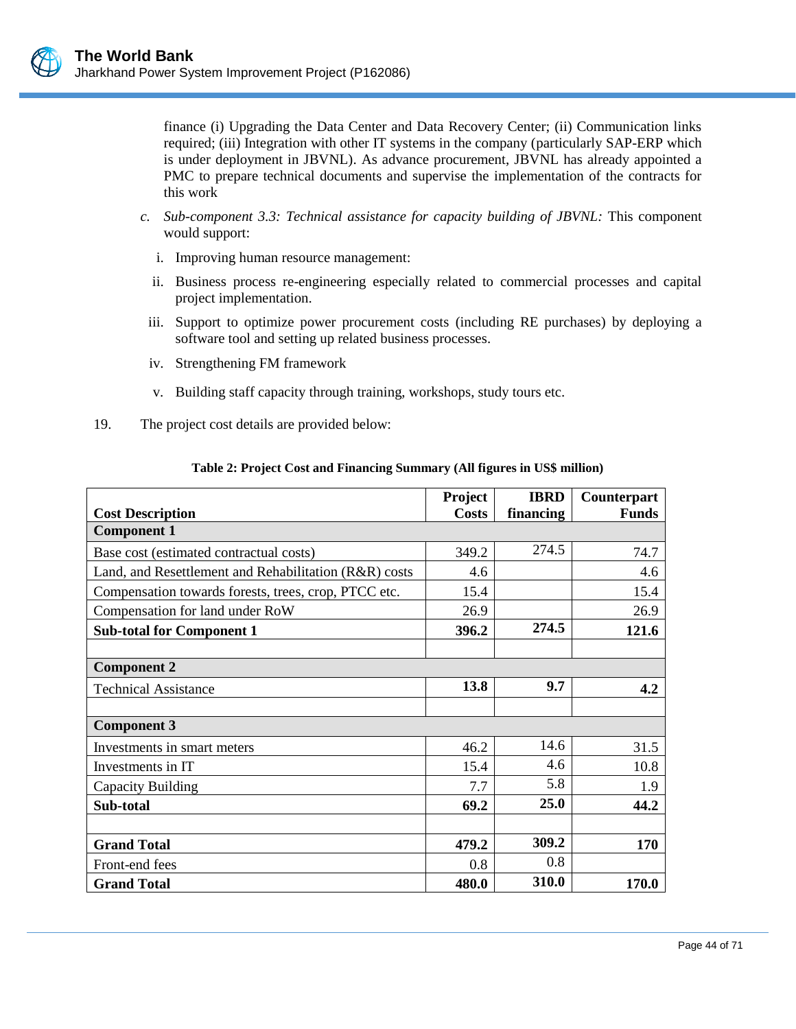finance (i) Upgrading the Data Center and Data Recovery Center; (ii) Communication links required; (iii) Integration with other IT systems in the company (particularly SAP-ERP which is under deployment in JBVNL). As advance procurement, JBVNL has already appointed a PMC to prepare technical documents and supervise the implementation of the contracts for this work

c. *Sub-component 3.3: Technical assistance for capacity building of JBVNL:* This component would support:

i. Improving human resource management:

ii. Business process re-engineering especially related to commercial processes and capital project implementation.

iii. Support to optimize power procurement costs (including RE purchases) by deploying a software tool and setting up related business processes.

iv. Strengthening FM framework

v. Building staff capacity through training, workshops, study tours etc.

19. The project cost details are provided below:

**Table 2: Project Cost and Financing Summary (All figures in US$ million)**

| Cost Description | Project Costs | IBRD financing | Counterpart Funds |
|---|---|---|---|
| **Component 1** | | | |
| Base cost (estimated contractual costs) | 349.2 | 274.5 | 74.7 |
| Land, and Resettlement and Rehabilitation (R&R) costs | 4.6 | | 4.6 |
| Compensation towards forests, trees, crop, PTCC etc. | 15.4 | | 15.4 |
| Compensation for land under RoW | 26.9 | | 26.9 |
| **Sub-total for Component 1** | **396.2** | **274.5** | **121.6** |
| | | | |
| **Component 2** | | | |
| Technical Assistance | **13.8** | **9.7** | **4.2** |
| | | | |
| **Component 3** | | | |
| Investments in smart meters | 46.2 | 14.6 | 31.5 |
| Investments in IT | 15.4 | 4.6 | 10.8 |
| Capacity Building | 7.7 | 5.8 | 1.9 |
| **Sub-total** | **69.2** | **25.0** | **44.2** |
| | | | |
| **Grand Total** | **479.2** | **309.2** | **170** |
| Front-end fees | 0.8 | 0.8 | |
| **Grand Total** | **480.0** | **310.0** | **170.0** |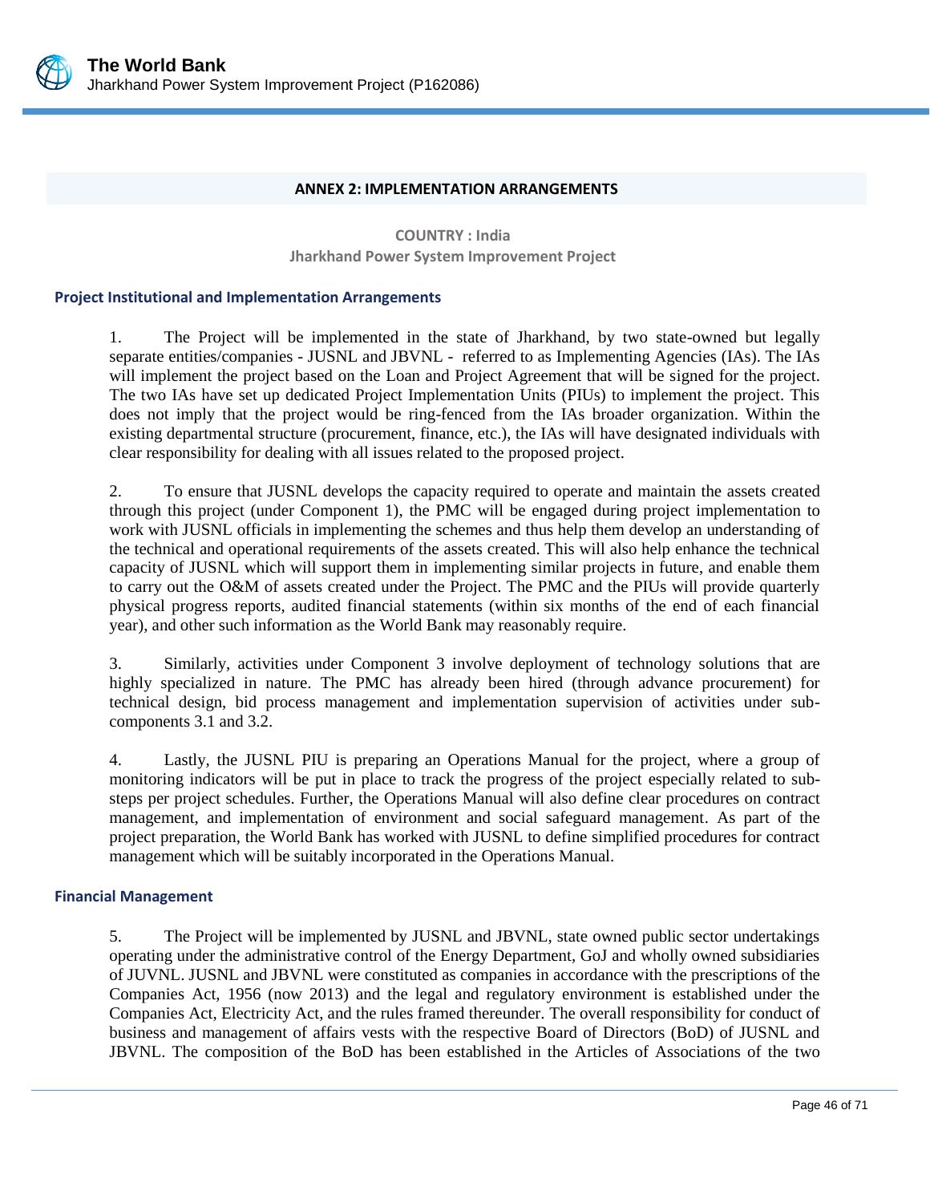## ANNEX 2: IMPLEMENTATION ARRANGEMENTS

**COUNTRY : India**
**Jharkhand Power System Improvement Project**

### Project Institutional and Implementation Arrangements

1. The Project will be implemented in the state of Jharkhand, by two state-owned but legally separate entities/companies - JUSNL and JBVNL - referred to as Implementing Agencies (IAs). The IAs will implement the project based on the Loan and Project Agreement that will be signed for the project. The two IAs have set up dedicated Project Implementation Units (PIUs) to implement the project. This does not imply that the project would be ring-fenced from the IAs broader organization. Within the existing departmental structure (procurement, finance, etc.), the IAs will have designated individuals with clear responsibility for dealing with all issues related to the proposed project.

2. To ensure that JUSNL develops the capacity required to operate and maintain the assets created through this project (under Component 1), the PMC will be engaged during project implementation to work with JUSNL officials in implementing the schemes and thus help them develop an understanding of the technical and operational requirements of the assets created. This will also help enhance the technical capacity of JUSNL which will support them in implementing similar projects in future, and enable them to carry out the O&M of assets created under the Project. The PMC and the PIUs will provide quarterly physical progress reports, audited financial statements (within six months of the end of each financial year), and other such information as the World Bank may reasonably require.

3. Similarly, activities under Component 3 involve deployment of technology solutions that are highly specialized in nature. The PMC has already been hired (through advance procurement) for technical design, bid process management and implementation supervision of activities under sub-components 3.1 and 3.2.

4. Lastly, the JUSNL PIU is preparing an Operations Manual for the project, where a group of monitoring indicators will be put in place to track the progress of the project especially related to sub-steps per project schedules. Further, the Operations Manual will also define clear procedures on contract management, and implementation of environment and social safeguard management. As part of the project preparation, the World Bank has worked with JUSNL to define simplified procedures for contract management which will be suitably incorporated in the Operations Manual.

### Financial Management

5. The Project will be implemented by JUSNL and JBVNL, state owned public sector undertakings operating under the administrative control of the Energy Department, GoJ and wholly owned subsidiaries of JUVNL. JUSNL and JBVNL were constituted as companies in accordance with the prescriptions of the Companies Act, 1956 (now 2013) and the legal and regulatory environment is established under the Companies Act, Electricity Act, and the rules framed thereunder. The overall responsibility for conduct of business and management of affairs vests with the respective Board of Directors (BoD) of JUSNL and JBVNL. The composition of the BoD has been established in the Articles of Associations of the two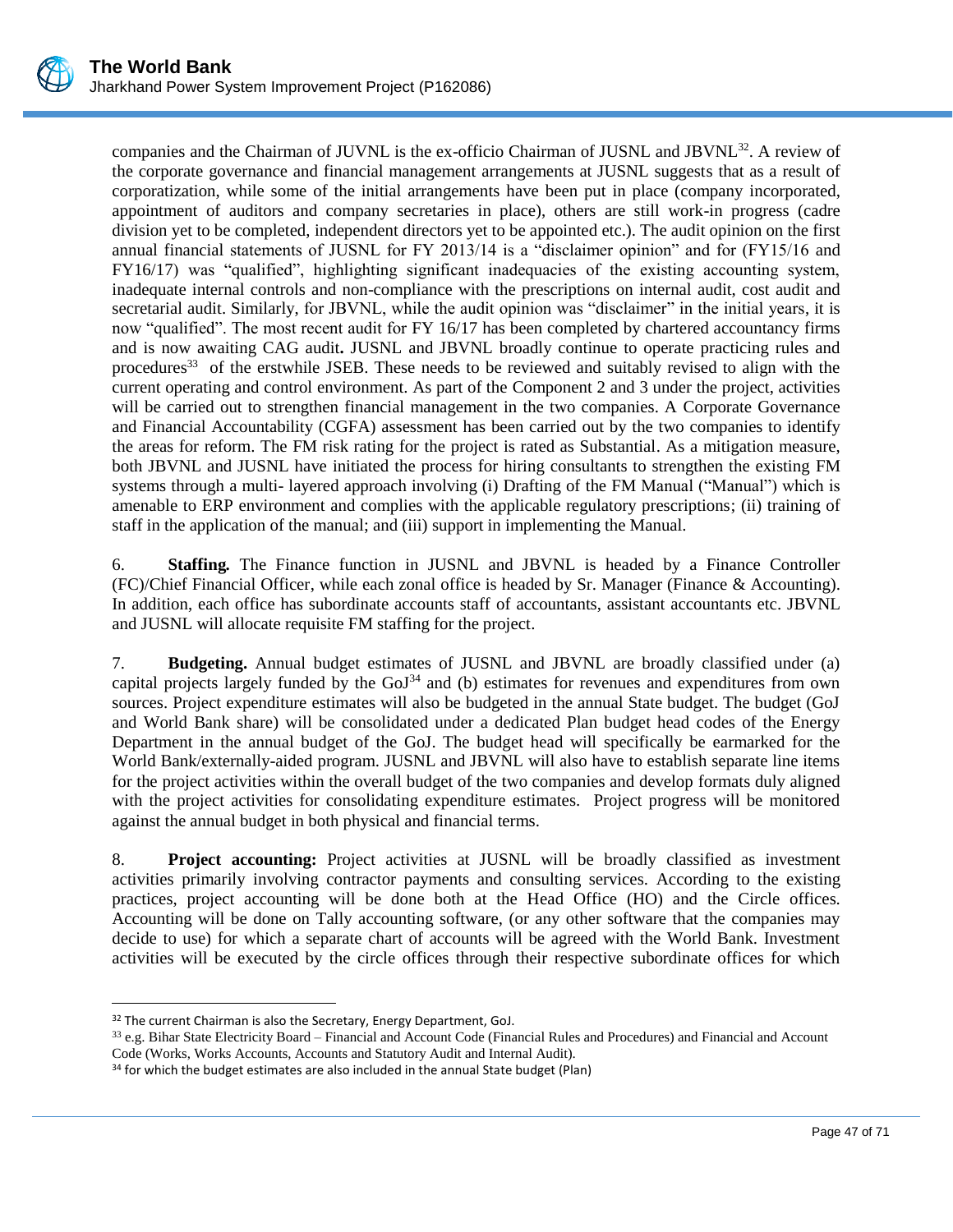companies and the Chairman of JUVNL is the ex-officio Chairman of JUSNL and JBVNL[32]. A review of the corporate governance and financial management arrangements at JUSNL suggests that as a result of corporatization, while some of the initial arrangements have been put in place (company incorporated, appointment of auditors and company secretaries in place), others are still work-in progress (cadre division yet to be completed, independent directors yet to be appointed etc.). The audit opinion on the first annual financial statements of JUSNL for FY 2013/14 is a "disclaimer opinion" and for (FY15/16 and FY16/17) was "qualified", highlighting significant inadequacies of the existing accounting system, inadequate internal controls and non-compliance with the prescriptions on internal audit, cost audit and secretarial audit. Similarly, for JBVNL, while the audit opinion was "disclaimer" in the initial years, it is now "qualified". The most recent audit for FY 16/17 has been completed by chartered accountancy firms and is now awaiting CAG audit**.** JUSNL and JBVNL broadly continue to operate practicing rules and procedures[33] of the erstwhile JSEB. These needs to be reviewed and suitably revised to align with the current operating and control environment. As part of the Component 2 and 3 under the project, activities will be carried out to strengthen financial management in the two companies. A Corporate Governance and Financial Accountability (CGFA) assessment has been carried out by the two companies to identify the areas for reform. The FM risk rating for the project is rated as Substantial. As a mitigation measure, both JBVNL and JUSNL have initiated the process for hiring consultants to strengthen the existing FM systems through a multi- layered approach involving (i) Drafting of the FM Manual ("Manual") which is amenable to ERP environment and complies with the applicable regulatory prescriptions; (ii) training of staff in the application of the manual; and (iii) support in implementing the Manual.

6. **Staffing.** The Finance function in JUSNL and JBVNL is headed by a Finance Controller (FC)/Chief Financial Officer, while each zonal office is headed by Sr. Manager (Finance & Accounting). In addition, each office has subordinate accounts staff of accountants, assistant accountants etc. JBVNL and JUSNL will allocate requisite FM staffing for the project.

7. **Budgeting.** Annual budget estimates of JUSNL and JBVNL are broadly classified under (a) capital projects largely funded by the GoJ[34] and (b) estimates for revenues and expenditures from own sources. Project expenditure estimates will also be budgeted in the annual State budget. The budget (GoJ and World Bank share) will be consolidated under a dedicated Plan budget head codes of the Energy Department in the annual budget of the GoJ. The budget head will specifically be earmarked for the World Bank/externally-aided program. JUSNL and JBVNL will also have to establish separate line items for the project activities within the overall budget of the two companies and develop formats duly aligned with the project activities for consolidating expenditure estimates. Project progress will be monitored against the annual budget in both physical and financial terms.

8. **Project accounting:** Project activities at JUSNL will be broadly classified as investment activities primarily involving contractor payments and consulting services. According to the existing practices, project accounting will be done both at the Head Office (HO) and the Circle offices. Accounting will be done on Tally accounting software, (or any other software that the companies may decide to use) for which a separate chart of accounts will be agreed with the World Bank. Investment activities will be executed by the circle offices through their respective subordinate offices for which

---

[32] The current Chairman is also the Secretary, Energy Department, GoJ.

[33] e.g. Bihar State Electricity Board – Financial and Account Code (Financial Rules and Procedures) and Financial and Account Code (Works, Works Accounts, Accounts and Statutory Audit and Internal Audit).

[34] for which the budget estimates are also included in the annual State budget (Plan)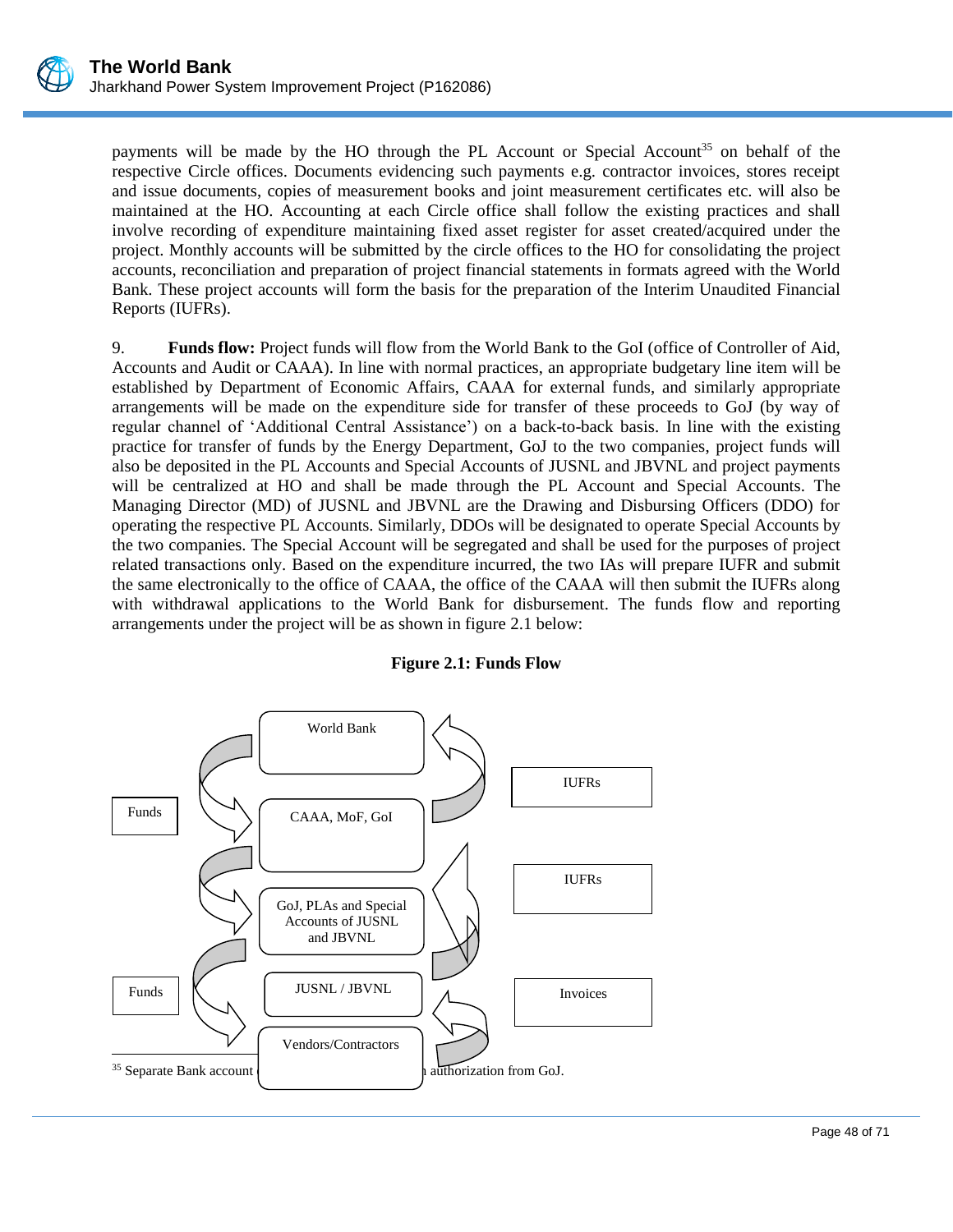payments will be made by the HO through the PL Account or Special Account[35] on behalf of the respective Circle offices. Documents evidencing such payments e.g. contractor invoices, stores receipt and issue documents, copies of measurement books and joint measurement certificates etc. will also be maintained at the HO. Accounting at each Circle office shall follow the existing practices and shall involve recording of expenditure maintaining fixed asset register for asset created/acquired under the project. Monthly accounts will be submitted by the circle offices to the HO for consolidating the project accounts, reconciliation and preparation of project financial statements in formats agreed with the World Bank. These project accounts will form the basis for the preparation of the Interim Unaudited Financial Reports (IUFRs).

9. **Funds flow:** Project funds will flow from the World Bank to the GoI (office of Controller of Aid, Accounts and Audit or CAAA). In line with normal practices, an appropriate budgetary line item will be established by Department of Economic Affairs, CAAA for external funds, and similarly appropriate arrangements will be made on the expenditure side for transfer of these proceeds to GoJ (by way of regular channel of 'Additional Central Assistance') on a back-to-back basis. In line with the existing practice for transfer of funds by the Energy Department, GoJ to the two companies, project funds will also be deposited in the PL Accounts and Special Accounts of JUSNL and JBVNL and project payments will be centralized at HO and shall be made through the PL Account and Special Accounts. The Managing Director (MD) of JUSNL and JBVNL are the Drawing and Disbursing Officers (DDO) for operating the respective PL Accounts. Similarly, DDOs will be designated to operate Special Accounts by the two companies. The Special Account will be segregated and shall be used for the purposes of project related transactions only. Based on the expenditure incurred, the two IAs will prepare IUFR and submit the same electronically to the office of CAAA, the office of the CAAA will then submit the IUFRs along with withdrawal applications to the World Bank for disbursement. The funds flow and reporting arrangements under the project will be as shown in figure 2.1 below:

**Figure 2.1: Funds Flow**

World Bank

CAAA, MoF, GoI

GoJ, PLAs and Special Accounts of JUSNL and JBVNL

JUSNL / JBVNL

Vendors/Contractors

Funds

Funds

IUFRs

IUFRs

Invoices

---

[35] Separate Bank account [...] authorization from GoJ.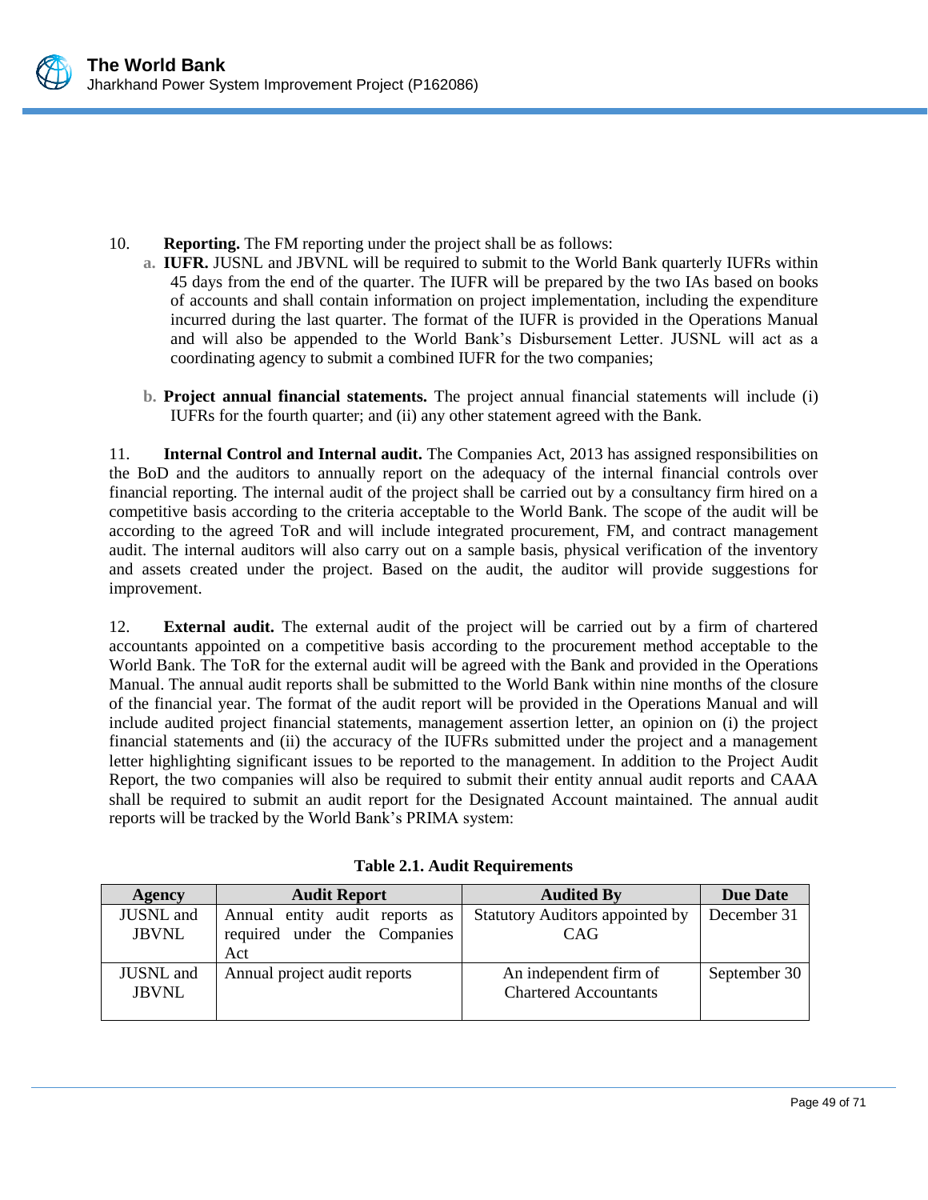10. **Reporting.** The FM reporting under the project shall be as follows:

a. **IUFR.** JUSNL and JBVNL will be required to submit to the World Bank quarterly IUFRs within 45 days from the end of the quarter. The IUFR will be prepared by the two IAs based on books of accounts and shall contain information on project implementation, including the expenditure incurred during the last quarter. The format of the IUFR is provided in the Operations Manual and will also be appended to the World Bank's Disbursement Letter. JUSNL will act as a coordinating agency to submit a combined IUFR for the two companies;

b. **Project annual financial statements.** The project annual financial statements will include (i) IUFRs for the fourth quarter; and (ii) any other statement agreed with the Bank.

11. **Internal Control and Internal audit.** The Companies Act, 2013 has assigned responsibilities on the BoD and the auditors to annually report on the adequacy of the internal financial controls over financial reporting. The internal audit of the project shall be carried out by a consultancy firm hired on a competitive basis according to the criteria acceptable to the World Bank. The scope of the audit will be according to the agreed ToR and will include integrated procurement, FM, and contract management audit. The internal auditors will also carry out on a sample basis, physical verification of the inventory and assets created under the project. Based on the audit, the auditor will provide suggestions for improvement.

12. **External audit.** The external audit of the project will be carried out by a firm of chartered accountants appointed on a competitive basis according to the procurement method acceptable to the World Bank. The ToR for the external audit will be agreed with the Bank and provided in the Operations Manual. The annual audit reports shall be submitted to the World Bank within nine months of the closure of the financial year. The format of the audit report will be provided in the Operations Manual and will include audited project financial statements, management assertion letter, an opinion on (i) the project financial statements and (ii) the accuracy of the IUFRs submitted under the project and a management letter highlighting significant issues to be reported to the management. In addition to the Project Audit Report, the two companies will also be required to submit their entity annual audit reports and CAAA shall be required to submit an audit report for the Designated Account maintained. The annual audit reports will be tracked by the World Bank's PRIMA system:

**Table 2.1. Audit Requirements**

| Agency | Audit Report | Audited By | Due Date |
|---|---|---|---|
| JUSNL and JBVNL | Annual entity audit reports as required under the Companies Act | Statutory Auditors appointed by CAG | December 31 |
| JUSNL and JBVNL | Annual project audit reports | An independent firm of Chartered Accountants | September 30 |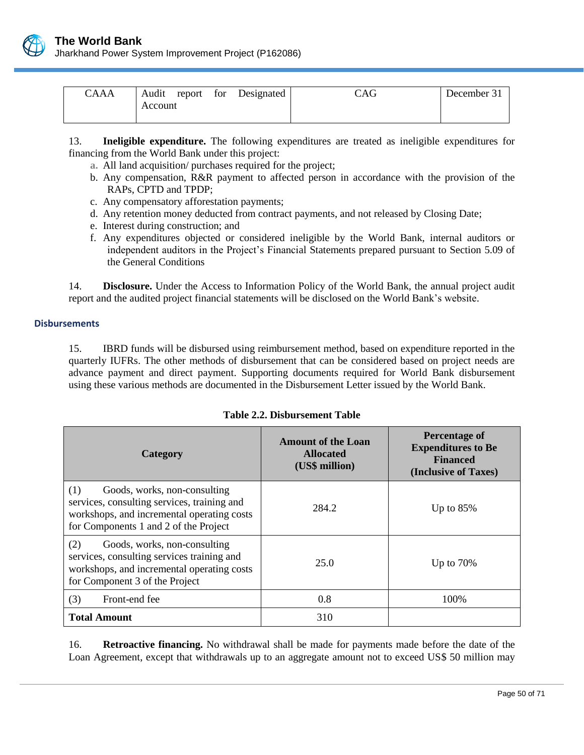| CAAA | Audit report for Designated Account | CAG | December 31 |
|---|---|---|---|

13. **Ineligible expenditure.** The following expenditures are treated as ineligible expenditures for financing from the World Bank under this project:

a. All land acquisition/ purchases required for the project;
b. Any compensation, R&R payment to affected person in accordance with the provision of the RAPs, CPTD and TPDP;
c. Any compensatory afforestation payments;
d. Any retention money deducted from contract payments, and not released by Closing Date;
e. Interest during construction; and
f. Any expenditures objected or considered ineligible by the World Bank, internal auditors or independent auditors in the Project's Financial Statements prepared pursuant to Section 5.09 of the General Conditions

14. **Disclosure.** Under the Access to Information Policy of the World Bank, the annual project audit report and the audited project financial statements will be disclosed on the World Bank's website.

### Disbursements

15. IBRD funds will be disbursed using reimbursement method, based on expenditure reported in the quarterly IUFRs. The other methods of disbursement that can be considered based on project needs are advance payment and direct payment. Supporting documents required for World Bank disbursement using these various methods are documented in the Disbursement Letter issued by the World Bank.

**Table 2.2. Disbursement Table**

| Category | Amount of the Loan Allocated (US$ million) | Percentage of Expenditures to Be Financed (Inclusive of Taxes) |
|---|---|---|
| (1) Goods, works, non-consulting services, consulting services, training and workshops, and incremental operating costs for Components 1 and 2 of the Project | 284.2 | Up to 85% |
| (2) Goods, works, non-consulting services, consulting services training and workshops, and incremental operating costs for Component 3 of the Project | 25.0 | Up to 70% |
| (3) Front-end fee | 0.8 | 100% |
| **Total Amount** | 310 | |

16. **Retroactive financing.** No withdrawal shall be made for payments made before the date of the Loan Agreement, except that withdrawals up to an aggregate amount not to exceed US$ 50 million may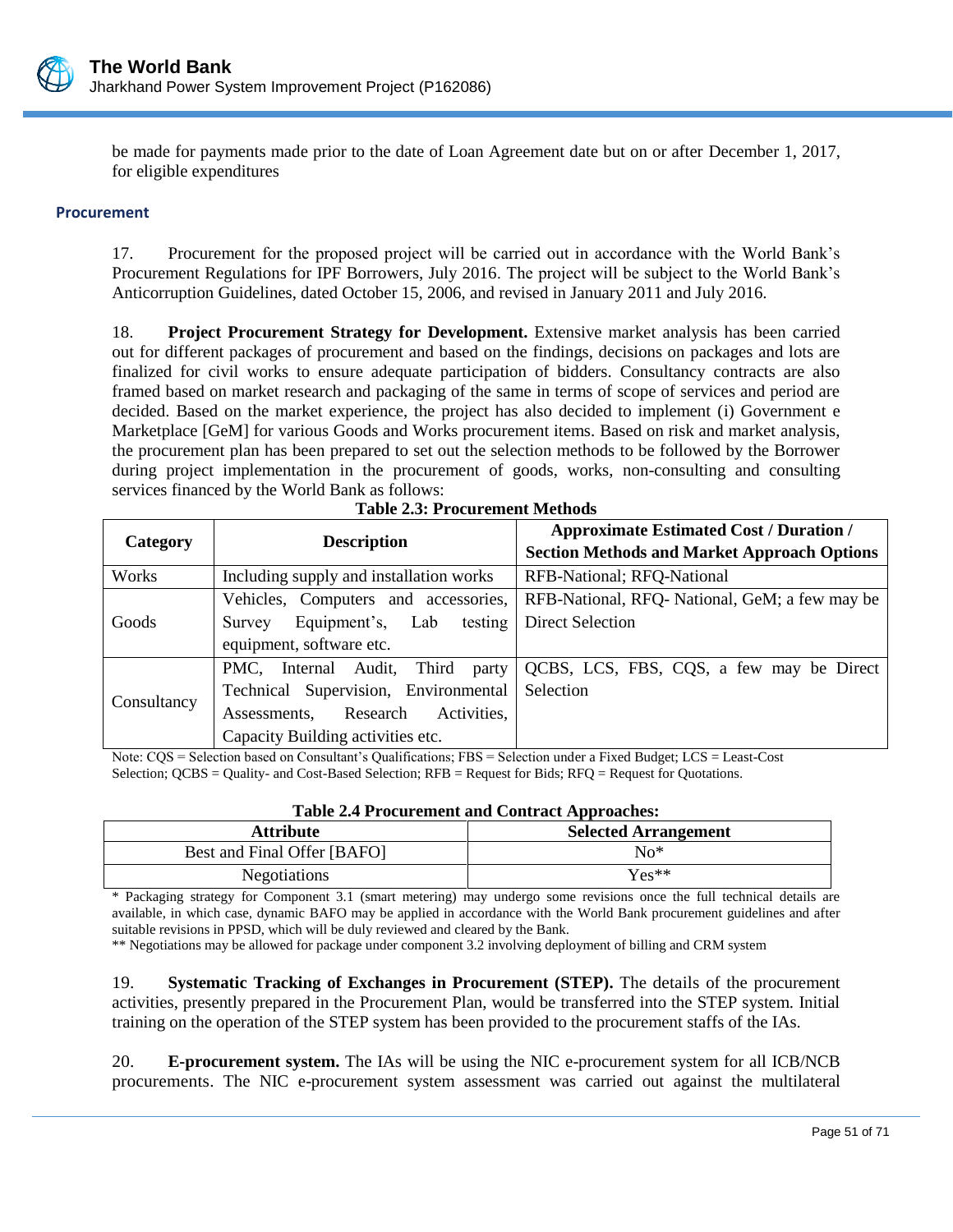be made for payments made prior to the date of Loan Agreement date but on or after December 1, 2017, for eligible expenditures

#### Procurement

17. Procurement for the proposed project will be carried out in accordance with the World Bank's Procurement Regulations for IPF Borrowers, July 2016. The project will be subject to the World Bank's Anticorruption Guidelines, dated October 15, 2006, and revised in January 2011 and July 2016.

18. **Project Procurement Strategy for Development.** Extensive market analysis has been carried out for different packages of procurement and based on the findings, decisions on packages and lots are finalized for civil works to ensure adequate participation of bidders. Consultancy contracts are also framed based on market research and packaging of the same in terms of scope of services and period are decided. Based on the market experience, the project has also decided to implement (i) Government e Marketplace [GeM] for various Goods and Works procurement items. Based on risk and market analysis, the procurement plan has been prepared to set out the selection methods to be followed by the Borrower during project implementation in the procurement of goods, works, non-consulting and consulting services financed by the World Bank as follows:

**Table 2.3: Procurement Methods**

| Category | Description | Approximate Estimated Cost / Duration / Section Methods and Market Approach Options |
|---|---|---|
| Works | Including supply and installation works | RFB-National; RFQ-National |
| Goods | Vehicles, Computers and accessories, Survey Equipment's, Lab testing equipment, software etc. | RFB-National, RFQ- National, GeM; a few may be Direct Selection |
| Consultancy | PMC, Internal Audit, Third party Technical Supervision, Environmental Assessments, Research Activities, Capacity Building activities etc. | QCBS, LCS, FBS, CQS, a few may be Direct Selection |

Note: CQS = Selection based on Consultant's Qualifications; FBS = Selection under a Fixed Budget; LCS = Least-Cost Selection; QCBS = Quality- and Cost-Based Selection; RFB = Request for Bids; RFQ = Request for Quotations.

**Table 2.4 Procurement and Contract Approaches:**

| Attribute | Selected Arrangement |
|---|---|
| Best and Final Offer [BAFO] | No* |
| Negotiations | Yes** |

\* Packaging strategy for Component 3.1 (smart metering) may undergo some revisions once the full technical details are available, in which case, dynamic BAFO may be applied in accordance with the World Bank procurement guidelines and after suitable revisions in PPSD, which will be duly reviewed and cleared by the Bank.

** Negotiations may be allowed for package under component 3.2 involving deployment of billing and CRM system

19. **Systematic Tracking of Exchanges in Procurement (STEP).** The details of the procurement activities, presently prepared in the Procurement Plan, would be transferred into the STEP system. Initial training on the operation of the STEP system has been provided to the procurement staffs of the IAs.

20. **E-procurement system.** The IAs will be using the NIC e-procurement system for all ICB/NCB procurements. The NIC e-procurement system assessment was carried out against the multilateral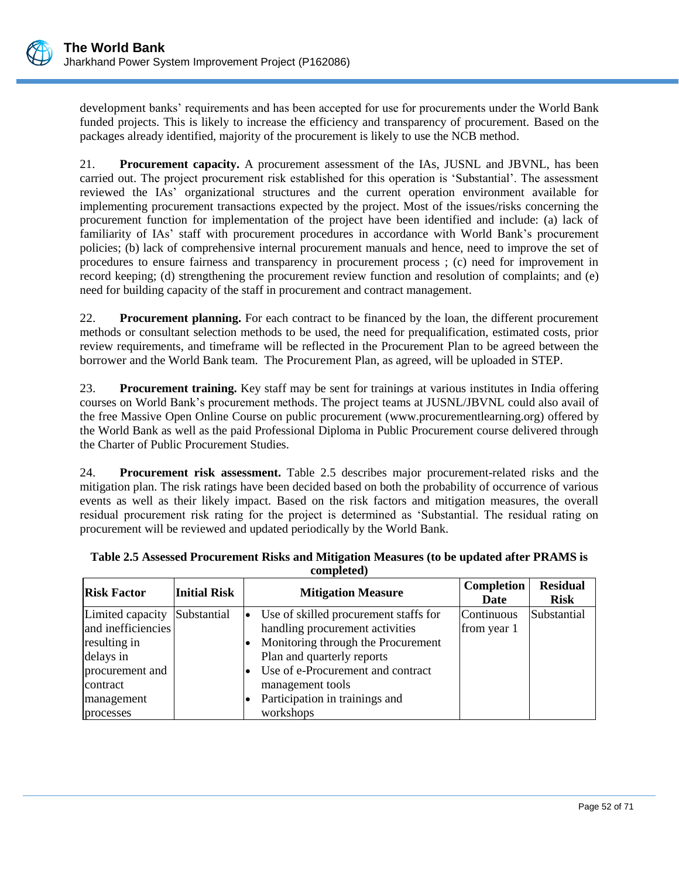development banks' requirements and has been accepted for use for procurements under the World Bank funded projects. This is likely to increase the efficiency and transparency of procurement. Based on the packages already identified, majority of the procurement is likely to use the NCB method.

21. **Procurement capacity.** A procurement assessment of the IAs, JUSNL and JBVNL, has been carried out. The project procurement risk established for this operation is 'Substantial'. The assessment reviewed the IAs' organizational structures and the current operation environment available for implementing procurement transactions expected by the project. Most of the issues/risks concerning the procurement function for implementation of the project have been identified and include: (a) lack of familiarity of IAs' staff with procurement procedures in accordance with World Bank's procurement policies; (b) lack of comprehensive internal procurement manuals and hence, need to improve the set of procedures to ensure fairness and transparency in procurement process ; (c) need for improvement in record keeping; (d) strengthening the procurement review function and resolution of complaints; and (e) need for building capacity of the staff in procurement and contract management.

22. **Procurement planning.** For each contract to be financed by the loan, the different procurement methods or consultant selection methods to be used, the need for prequalification, estimated costs, prior review requirements, and timeframe will be reflected in the Procurement Plan to be agreed between the borrower and the World Bank team. The Procurement Plan, as agreed, will be uploaded in STEP.

23. **Procurement training.** Key staff may be sent for trainings at various institutes in India offering courses on World Bank's procurement methods. The project teams at JUSNL/JBVNL could also avail of the free Massive Open Online Course on public procurement (www.procurementlearning.org) offered by the World Bank as well as the paid Professional Diploma in Public Procurement course delivered through the Charter of Public Procurement Studies.

24. **Procurement risk assessment.** Table 2.5 describes major procurement-related risks and the mitigation plan. The risk ratings have been decided based on both the probability of occurrence of various events as well as their likely impact. Based on the risk factors and mitigation measures, the overall residual procurement risk rating for the project is determined as 'Substantial. The residual rating on procurement will be reviewed and updated periodically by the World Bank.

**Table 2.5 Assessed Procurement Risks and Mitigation Measures (to be updated after PRAMS is completed)**

| Risk Factor | Initial Risk | Mitigation Measure | Completion Date | Residual Risk |
|---|---|---|---|---|
| Limited capacity and inefficiencies resulting in delays in procurement and contract management processes | Substantial | • Use of skilled procurement staffs for handling procurement activities<br>• Monitoring through the Procurement Plan and quarterly reports<br>• Use of e-Procurement and contract management tools<br>• Participation in trainings and workshops | Continuous from year 1 | Substantial |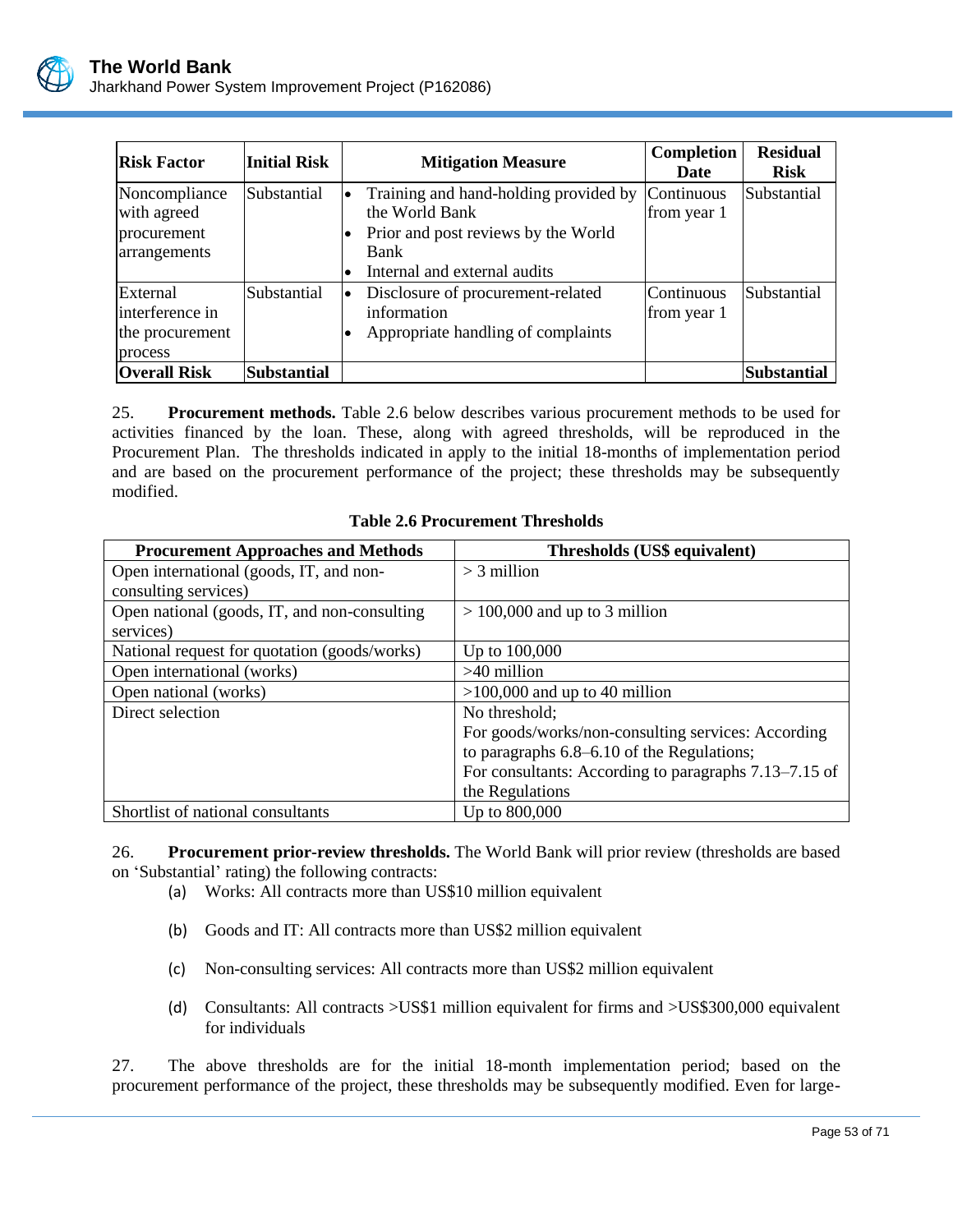| Risk Factor | Initial Risk | Mitigation Measure | Completion Date | Residual Risk |
|---|---|---|---|---|
| Noncompliance with agreed procurement arrangements | Substantial | • Training and hand-holding provided by the World Bank<br>• Prior and post reviews by the World Bank<br>• Internal and external audits | Continuous from year 1 | Substantial |
| External interference in the procurement process | Substantial | • Disclosure of procurement-related information<br>• Appropriate handling of complaints | Continuous from year 1 | Substantial |
| **Overall Risk** | **Substantial** | | | **Substantial** |

25. **Procurement methods.** Table 2.6 below describes various procurement methods to be used for activities financed by the loan. These, along with agreed thresholds, will be reproduced in the Procurement Plan. The thresholds indicated in apply to the initial 18-months of implementation period and are based on the procurement performance of the project; these thresholds may be subsequently modified.

**Table 2.6 Procurement Thresholds**

| Procurement Approaches and Methods | Thresholds (US$ equivalent) |
|---|---|
| Open international (goods, IT, and non-consulting services) | > 3 million |
| Open national (goods, IT, and non-consulting services) | > 100,000 and up to 3 million |
| National request for quotation (goods/works) | Up to 100,000 |
| Open international (works) | >40 million |
| Open national (works) | >100,000 and up to 40 million |
| Direct selection | No threshold;<br>For goods/works/non-consulting services: According to paragraphs 6.8–6.10 of the Regulations;<br>For consultants: According to paragraphs 7.13–7.15 of the Regulations |
| Shortlist of national consultants | Up to 800,000 |

26. **Procurement prior-review thresholds.** The World Bank will prior review (thresholds are based on 'Substantial' rating) the following contracts:

(a) Works: All contracts more than US$10 million equivalent

(b) Goods and IT: All contracts more than US$2 million equivalent

(c) Non-consulting services: All contracts more than US$2 million equivalent

(d) Consultants: All contracts >US$1 million equivalent for firms and >US$300,000 equivalent for individuals

27. The above thresholds are for the initial 18-month implementation period; based on the procurement performance of the project, these thresholds may be subsequently modified. Even for large-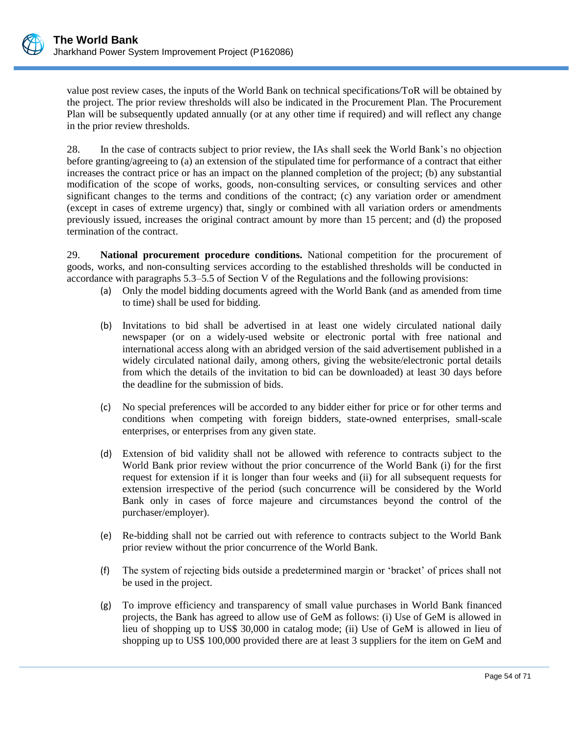value post review cases, the inputs of the World Bank on technical specifications/ToR will be obtained by the project. The prior review thresholds will also be indicated in the Procurement Plan. The Procurement Plan will be subsequently updated annually (or at any other time if required) and will reflect any change in the prior review thresholds.

28. In the case of contracts subject to prior review, the IAs shall seek the World Bank's no objection before granting/agreeing to (a) an extension of the stipulated time for performance of a contract that either increases the contract price or has an impact on the planned completion of the project; (b) any substantial modification of the scope of works, goods, non-consulting services, or consulting services and other significant changes to the terms and conditions of the contract; (c) any variation order or amendment (except in cases of extreme urgency) that, singly or combined with all variation orders or amendments previously issued, increases the original contract amount by more than 15 percent; and (d) the proposed termination of the contract.

29. **National procurement procedure conditions.** National competition for the procurement of goods, works, and non-consulting services according to the established thresholds will be conducted in accordance with paragraphs 5.3–5.5 of Section V of the Regulations and the following provisions:

(a) Only the model bidding documents agreed with the World Bank (and as amended from time to time) shall be used for bidding.

(b) Invitations to bid shall be advertised in at least one widely circulated national daily newspaper (or on a widely-used website or electronic portal with free national and international access along with an abridged version of the said advertisement published in a widely circulated national daily, among others, giving the website/electronic portal details from which the details of the invitation to bid can be downloaded) at least 30 days before the deadline for the submission of bids.

(c) No special preferences will be accorded to any bidder either for price or for other terms and conditions when competing with foreign bidders, state-owned enterprises, small-scale enterprises, or enterprises from any given state.

(d) Extension of bid validity shall not be allowed with reference to contracts subject to the World Bank prior review without the prior concurrence of the World Bank (i) for the first request for extension if it is longer than four weeks and (ii) for all subsequent requests for extension irrespective of the period (such concurrence will be considered by the World Bank only in cases of force majeure and circumstances beyond the control of the purchaser/employer).

(e) Re-bidding shall not be carried out with reference to contracts subject to the World Bank prior review without the prior concurrence of the World Bank.

(f) The system of rejecting bids outside a predetermined margin or 'bracket' of prices shall not be used in the project.

(g) To improve efficiency and transparency of small value purchases in World Bank financed projects, the Bank has agreed to allow use of GeM as follows: (i) Use of GeM is allowed in lieu of shopping up to US$ 30,000 in catalog mode; (ii) Use of GeM is allowed in lieu of shopping up to US$ 100,000 provided there are at least 3 suppliers for the item on GeM and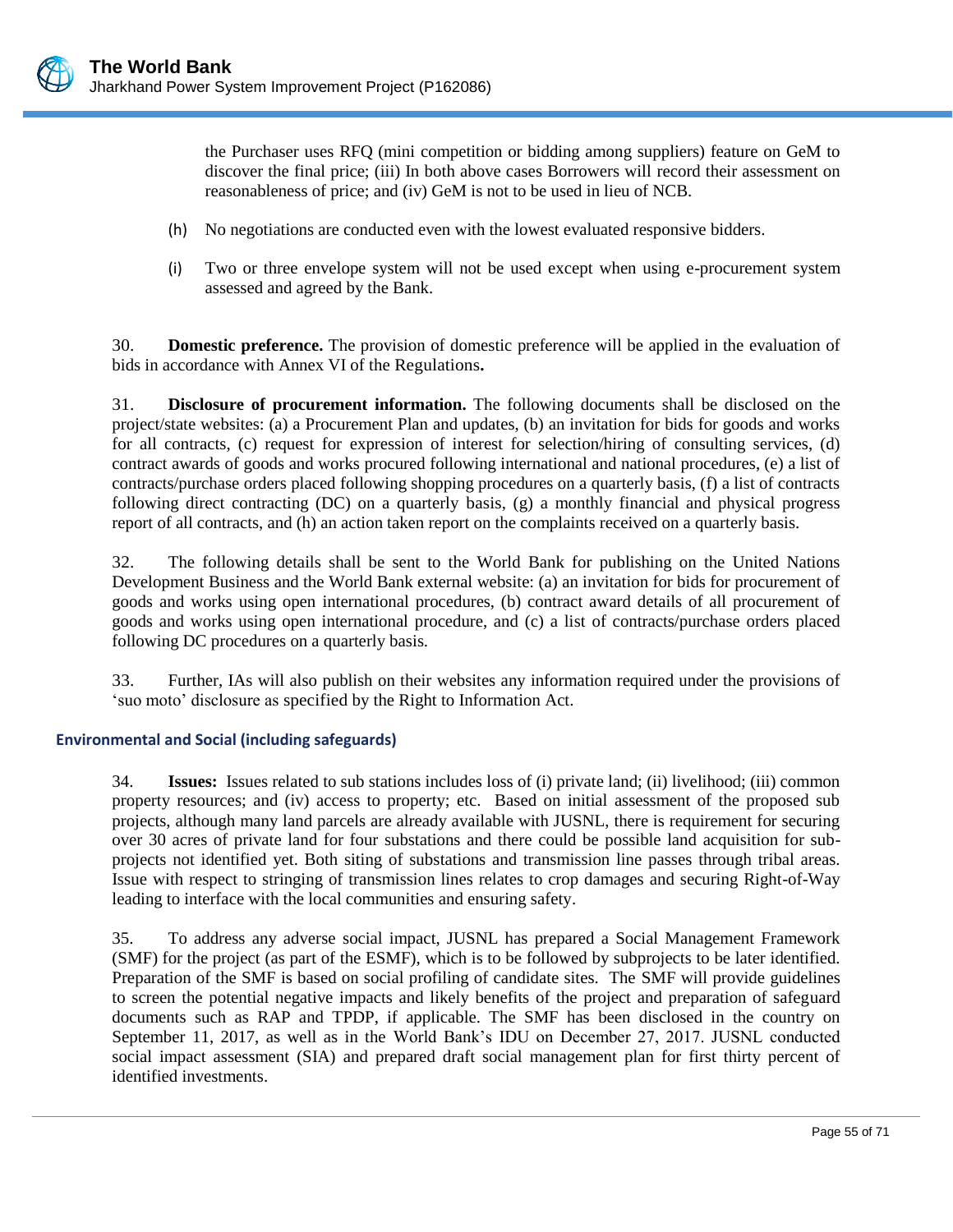the Purchaser uses RFQ (mini competition or bidding among suppliers) feature on GeM to discover the final price; (iii) In both above cases Borrowers will record their assessment on reasonableness of price; and (iv) GeM is not to be used in lieu of NCB.

(h) No negotiations are conducted even with the lowest evaluated responsive bidders.

(i) Two or three envelope system will not be used except when using e-procurement system assessed and agreed by the Bank.

30. **Domestic preference.** The provision of domestic preference will be applied in the evaluation of bids in accordance with Annex VI of the Regulations**.**

31. **Disclosure of procurement information.** The following documents shall be disclosed on the project/state websites: (a) a Procurement Plan and updates, (b) an invitation for bids for goods and works for all contracts, (c) request for expression of interest for selection/hiring of consulting services, (d) contract awards of goods and works procured following international and national procedures, (e) a list of contracts/purchase orders placed following shopping procedures on a quarterly basis, (f) a list of contracts following direct contracting (DC) on a quarterly basis, (g) a monthly financial and physical progress report of all contracts, and (h) an action taken report on the complaints received on a quarterly basis.

32. The following details shall be sent to the World Bank for publishing on the United Nations Development Business and the World Bank external website: (a) an invitation for bids for procurement of goods and works using open international procedures, (b) contract award details of all procurement of goods and works using open international procedure, and (c) a list of contracts/purchase orders placed following DC procedures on a quarterly basis.

33. Further, IAs will also publish on their websites any information required under the provisions of 'suo moto' disclosure as specified by the Right to Information Act.

### Environmental and Social (including safeguards)

34. **Issues:** Issues related to sub stations includes loss of (i) private land; (ii) livelihood; (iii) common property resources; and (iv) access to property; etc. Based on initial assessment of the proposed sub projects, although many land parcels are already available with JUSNL, there is requirement for securing over 30 acres of private land for four substations and there could be possible land acquisition for sub-projects not identified yet. Both siting of substations and transmission line passes through tribal areas. Issue with respect to stringing of transmission lines relates to crop damages and securing Right-of-Way leading to interface with the local communities and ensuring safety.

35. To address any adverse social impact, JUSNL has prepared a Social Management Framework (SMF) for the project (as part of the ESMF), which is to be followed by subprojects to be later identified. Preparation of the SMF is based on social profiling of candidate sites. The SMF will provide guidelines to screen the potential negative impacts and likely benefits of the project and preparation of safeguard documents such as RAP and TPDP, if applicable. The SMF has been disclosed in the country on September 11, 2017, as well as in the World Bank's IDU on December 27, 2017. JUSNL conducted social impact assessment (SIA) and prepared draft social management plan for first thirty percent of identified investments.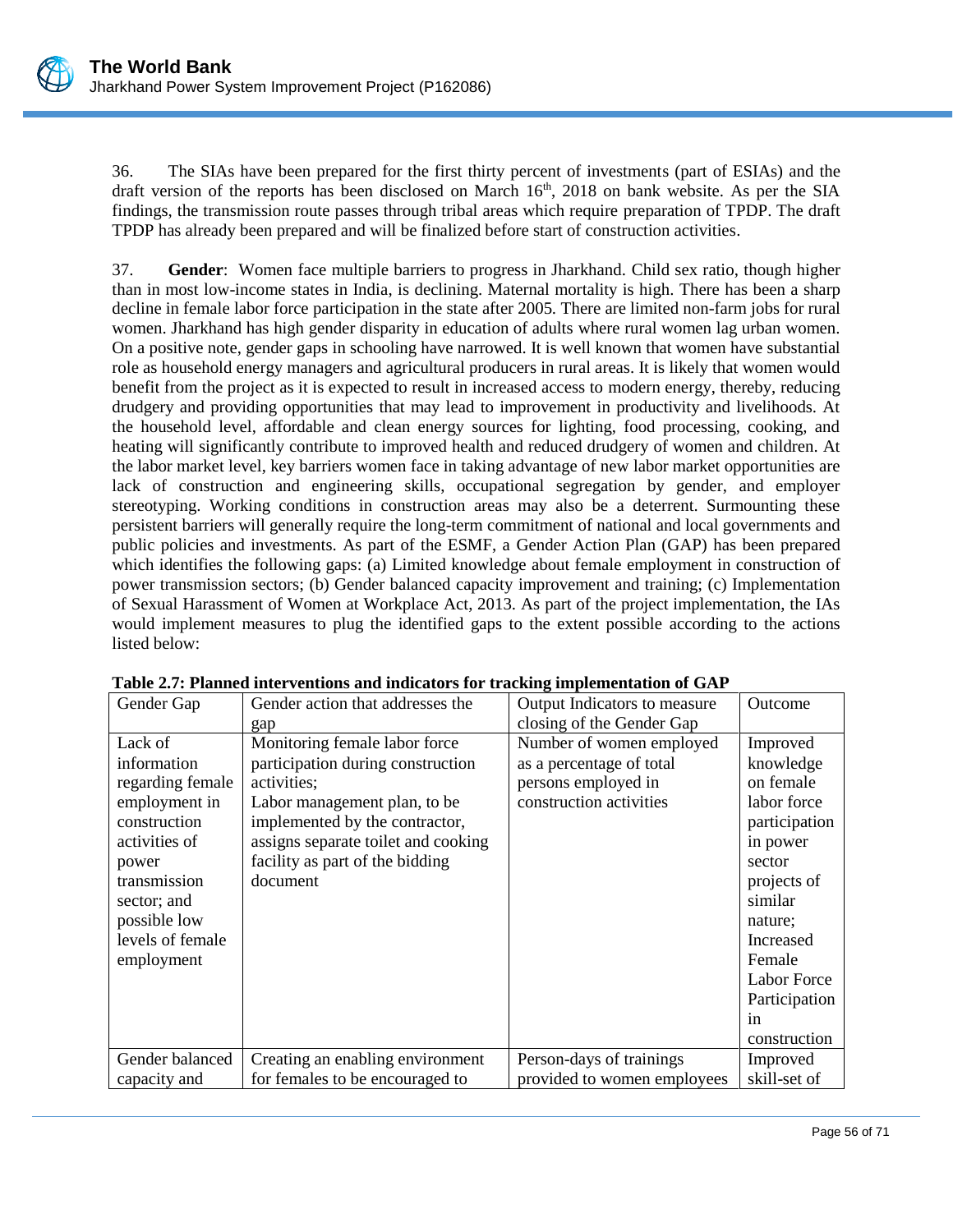36. The SIAs have been prepared for the first thirty percent of investments (part of ESIAs) and the draft version of the reports has been disclosed on March 16th, 2018 on bank website. As per the SIA findings, the transmission route passes through tribal areas which require preparation of TPDP. The draft TPDP has already been prepared and will be finalized before start of construction activities.

37. **Gender**: Women face multiple barriers to progress in Jharkhand. Child sex ratio, though higher than in most low-income states in India, is declining. Maternal mortality is high. There has been a sharp decline in female labor force participation in the state after 2005. There are limited non-farm jobs for rural women. Jharkhand has high gender disparity in education of adults where rural women lag urban women. On a positive note, gender gaps in schooling have narrowed. It is well known that women have substantial role as household energy managers and agricultural producers in rural areas. It is likely that women would benefit from the project as it is expected to result in increased access to modern energy, thereby, reducing drudgery and providing opportunities that may lead to improvement in productivity and livelihoods. At the household level, affordable and clean energy sources for lighting, food processing, cooking, and heating will significantly contribute to improved health and reduced drudgery of women and children. At the labor market level, key barriers women face in taking advantage of new labor market opportunities are lack of construction and engineering skills, occupational segregation by gender, and employer stereotyping. Working conditions in construction areas may also be a deterrent. Surmounting these persistent barriers will generally require the long-term commitment of national and local governments and public policies and investments. As part of the ESMF, a Gender Action Plan (GAP) has been prepared which identifies the following gaps: (a) Limited knowledge about female employment in construction of power transmission sectors; (b) Gender balanced capacity improvement and training; (c) Implementation of Sexual Harassment of Women at Workplace Act, 2013. As part of the project implementation, the IAs would implement measures to plug the identified gaps to the extent possible according to the actions listed below:

**Table 2.7: Planned interventions and indicators for tracking implementation of GAP**

| Gender Gap | Gender action that addresses the gap | Output Indicators to measure closing of the Gender Gap | Outcome |
|---|---|---|---|
| Lack of information regarding female employment in construction activities of power transmission sector; and possible low levels of female employment | Monitoring female labor force participation during construction activities;<br>Labor management plan, to be implemented by the contractor, assigns separate toilet and cooking facility as part of the bidding document | Number of women employed as a percentage of total persons employed in construction activities | Improved knowledge on female labor force participation in power sector projects of similar nature;<br>Increased Female Labor Force Participation in construction |
| Gender balanced capacity and | Creating an enabling environment for females to be encouraged to | Person-days of trainings provided to women employees | Improved skill-set of |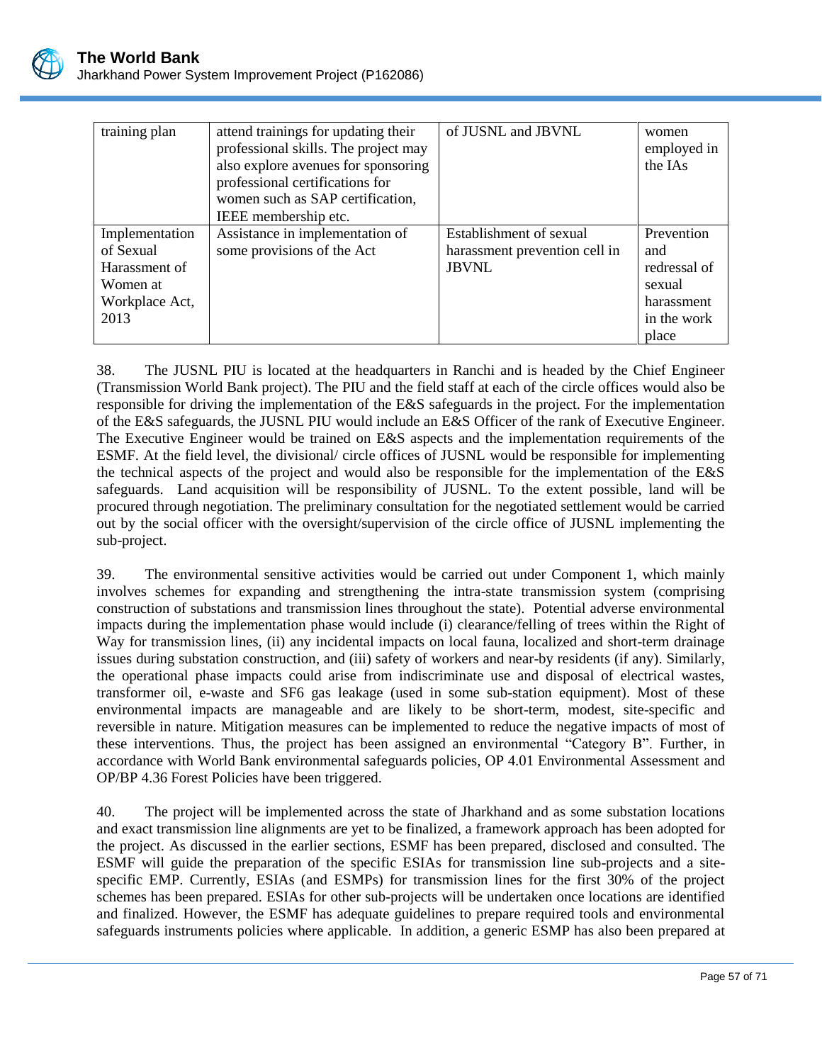| training plan | attend trainings for updating their professional skills. The project may also explore avenues for sponsoring professional certifications for women such as SAP certification, IEEE membership etc. | of JUSNL and JBVNL | women employed in the IAs |
|---|---|---|---|
| Implementation of Sexual Harassment of Women at Workplace Act, 2013 | Assistance in implementation of some provisions of the Act | Establishment of sexual harassment prevention cell in JBVNL | Prevention and redressal of sexual harassment in the work place |

38. The JUSNL PIU is located at the headquarters in Ranchi and is headed by the Chief Engineer (Transmission World Bank project). The PIU and the field staff at each of the circle offices would also be responsible for driving the implementation of the E&S safeguards in the project. For the implementation of the E&S safeguards, the JUSNL PIU would include an E&S Officer of the rank of Executive Engineer. The Executive Engineer would be trained on E&S aspects and the implementation requirements of the ESMF. At the field level, the divisional/ circle offices of JUSNL would be responsible for implementing the technical aspects of the project and would also be responsible for the implementation of the E&S safeguards. Land acquisition will be responsibility of JUSNL. To the extent possible, land will be procured through negotiation. The preliminary consultation for the negotiated settlement would be carried out by the social officer with the oversight/supervision of the circle office of JUSNL implementing the sub-project.

39. The environmental sensitive activities would be carried out under Component 1, which mainly involves schemes for expanding and strengthening the intra-state transmission system (comprising construction of substations and transmission lines throughout the state). Potential adverse environmental impacts during the implementation phase would include (i) clearance/felling of trees within the Right of Way for transmission lines, (ii) any incidental impacts on local fauna, localized and short-term drainage issues during substation construction, and (iii) safety of workers and near-by residents (if any). Similarly, the operational phase impacts could arise from indiscriminate use and disposal of electrical wastes, transformer oil, e-waste and SF6 gas leakage (used in some sub-station equipment). Most of these environmental impacts are manageable and are likely to be short-term, modest, site-specific and reversible in nature. Mitigation measures can be implemented to reduce the negative impacts of most of these interventions. Thus, the project has been assigned an environmental "Category B". Further, in accordance with World Bank environmental safeguards policies, OP 4.01 Environmental Assessment and OP/BP 4.36 Forest Policies have been triggered.

40. The project will be implemented across the state of Jharkhand and as some substation locations and exact transmission line alignments are yet to be finalized, a framework approach has been adopted for the project. As discussed in the earlier sections, ESMF has been prepared, disclosed and consulted. The ESMF will guide the preparation of the specific ESIAs for transmission line sub-projects and a site-specific EMP. Currently, ESIAs (and ESMPs) for transmission lines for the first 30% of the project schemes has been prepared. ESIAs for other sub-projects will be undertaken once locations are identified and finalized. However, the ESMF has adequate guidelines to prepare required tools and environmental safeguards instruments policies where applicable. In addition, a generic ESMP has also been prepared at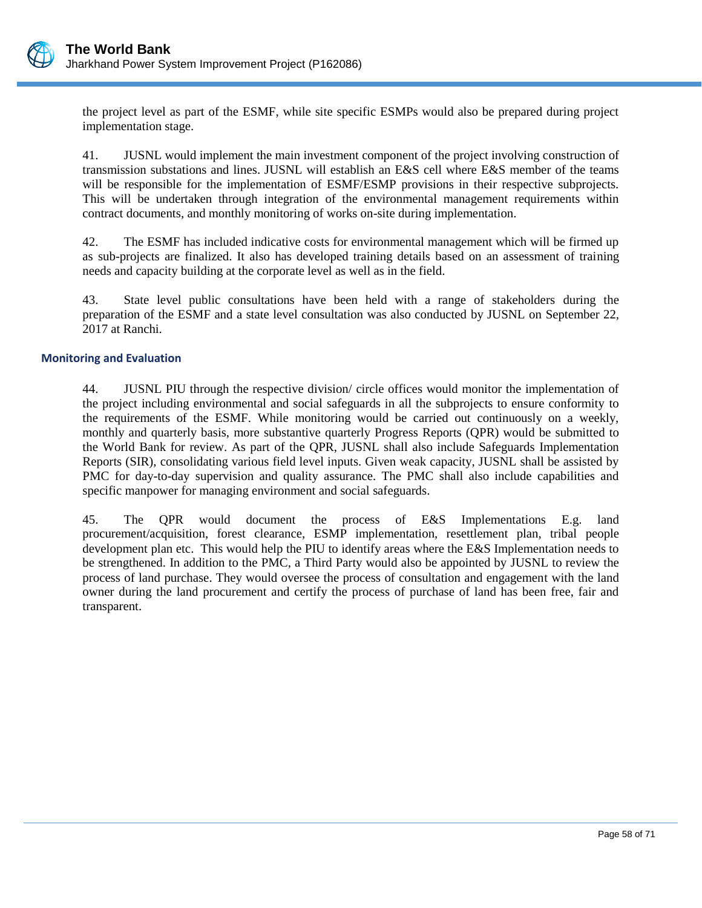the project level as part of the ESMF, while site specific ESMPs would also be prepared during project implementation stage.

41. JUSNL would implement the main investment component of the project involving construction of transmission substations and lines. JUSNL will establish an E&S cell where E&S member of the teams will be responsible for the implementation of ESMF/ESMP provisions in their respective subprojects. This will be undertaken through integration of the environmental management requirements within contract documents, and monthly monitoring of works on-site during implementation.

42. The ESMF has included indicative costs for environmental management which will be firmed up as sub-projects are finalized. It also has developed training details based on an assessment of training needs and capacity building at the corporate level as well as in the field.

43. State level public consultations have been held with a range of stakeholders during the preparation of the ESMF and a state level consultation was also conducted by JUSNL on September 22, 2017 at Ranchi.

### Monitoring and Evaluation

44. JUSNL PIU through the respective division/ circle offices would monitor the implementation of the project including environmental and social safeguards in all the subprojects to ensure conformity to the requirements of the ESMF. While monitoring would be carried out continuously on a weekly, monthly and quarterly basis, more substantive quarterly Progress Reports (QPR) would be submitted to the World Bank for review. As part of the QPR, JUSNL shall also include Safeguards Implementation Reports (SIR), consolidating various field level inputs. Given weak capacity, JUSNL shall be assisted by PMC for day-to-day supervision and quality assurance. The PMC shall also include capabilities and specific manpower for managing environment and social safeguards.

45. The QPR would document the process of E&S Implementations E.g. land procurement/acquisition, forest clearance, ESMP implementation, resettlement plan, tribal people development plan etc. This would help the PIU to identify areas where the E&S Implementation needs to be strengthened. In addition to the PMC, a Third Party would also be appointed by JUSNL to review the process of land purchase. They would oversee the process of consultation and engagement with the land owner during the land procurement and certify the process of purchase of land has been free, fair and transparent.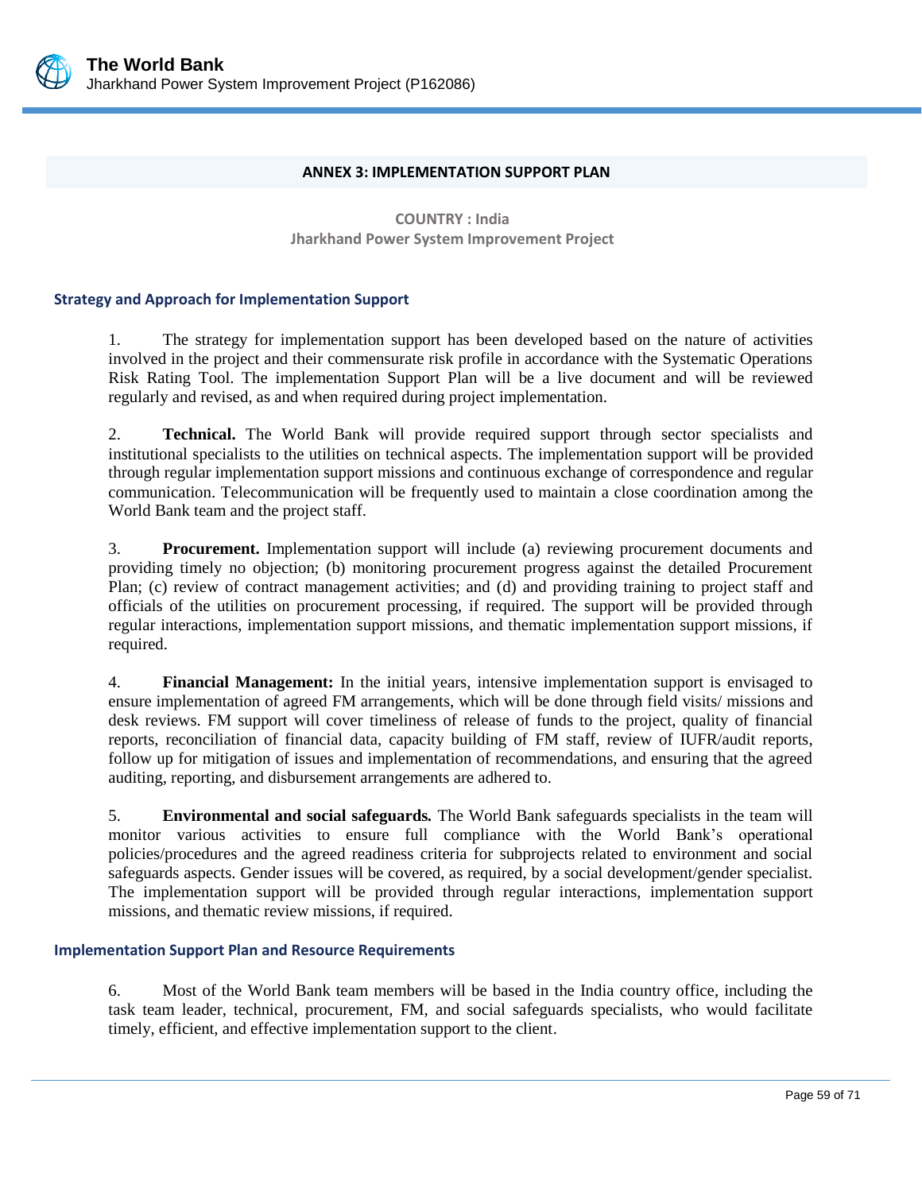## ANNEX 3: IMPLEMENTATION SUPPORT PLAN

**COUNTRY : India**
**Jharkhand Power System Improvement Project**

### Strategy and Approach for Implementation Support

1. The strategy for implementation support has been developed based on the nature of activities involved in the project and their commensurate risk profile in accordance with the Systematic Operations Risk Rating Tool. The implementation Support Plan will be a live document and will be reviewed regularly and revised, as and when required during project implementation.

2. **Technical.** The World Bank will provide required support through sector specialists and institutional specialists to the utilities on technical aspects. The implementation support will be provided through regular implementation support missions and continuous exchange of correspondence and regular communication. Telecommunication will be frequently used to maintain a close coordination among the World Bank team and the project staff.

3. **Procurement.** Implementation support will include (a) reviewing procurement documents and providing timely no objection; (b) monitoring procurement progress against the detailed Procurement Plan; (c) review of contract management activities; and (d) and providing training to project staff and officials of the utilities on procurement processing, if required. The support will be provided through regular interactions, implementation support missions, and thematic implementation support missions, if required.

4. **Financial Management:** In the initial years, intensive implementation support is envisaged to ensure implementation of agreed FM arrangements, which will be done through field visits/ missions and desk reviews. FM support will cover timeliness of release of funds to the project, quality of financial reports, reconciliation of financial data, capacity building of FM staff, review of IUFR/audit reports, follow up for mitigation of issues and implementation of recommendations, and ensuring that the agreed auditing, reporting, and disbursement arrangements are adhered to.

5. ***Environmental and social safeguards.*** The World Bank safeguards specialists in the team will monitor various activities to ensure full compliance with the World Bank's operational policies/procedures and the agreed readiness criteria for subprojects related to environment and social safeguards aspects. Gender issues will be covered, as required, by a social development/gender specialist. The implementation support will be provided through regular interactions, implementation support missions, and thematic review missions, if required.

### Implementation Support Plan and Resource Requirements

6. Most of the World Bank team members will be based in the India country office, including the task team leader, technical, procurement, FM, and social safeguards specialists, who would facilitate timely, efficient, and effective implementation support to the client.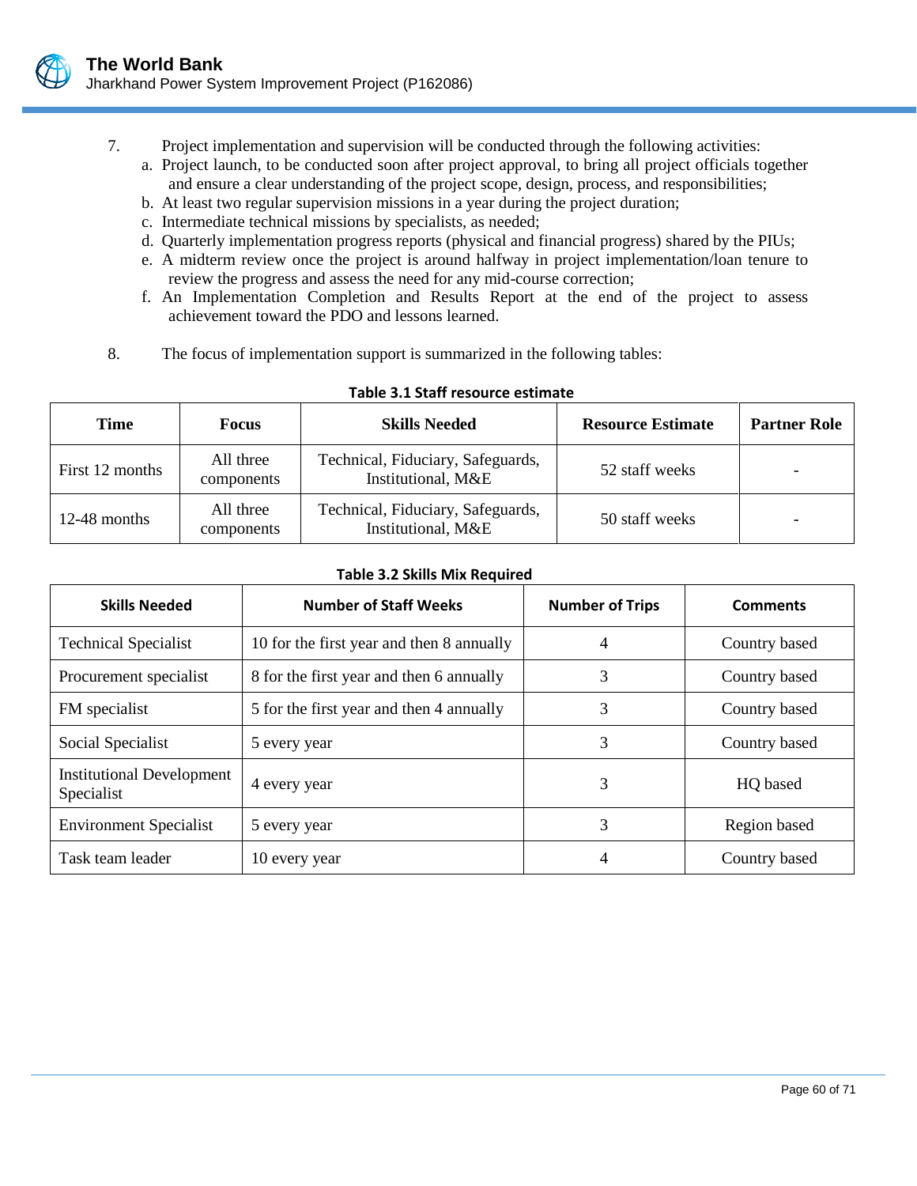7. Project implementation and supervision will be conducted through the following activities:

   a. Project launch, to be conducted soon after project approval, to bring all project officials together and ensure a clear understanding of the project scope, design, process, and responsibilities;
   b. At least two regular supervision missions in a year during the project duration;
   c. Intermediate technical missions by specialists, as needed;
   d. Quarterly implementation progress reports (physical and financial progress) shared by the PIUs;
   e. A midterm review once the project is around halfway in project implementation/loan tenure to review the progress and assess the need for any mid-course correction;
   f. An Implementation Completion and Results Report at the end of the project to assess achievement toward the PDO and lessons learned.

8. The focus of implementation support is summarized in the following tables:

**Table 3.1 Staff resource estimate**

| Time | Focus | Skills Needed | Resource Estimate | Partner Role |
|---|---|---|---|---|
| First 12 months | All three components | Technical, Fiduciary, Safeguards, Institutional, M&E | 52 staff weeks | - |
| 12-48 months | All three components | Technical, Fiduciary, Safeguards, Institutional, M&E | 50 staff weeks | - |

**Table 3.2 Skills Mix Required**

| Skills Needed | Number of Staff Weeks | Number of Trips | Comments |
|---|---|---|---|
| Technical Specialist | 10 for the first year and then 8 annually | 4 | Country based |
| Procurement specialist | 8 for the first year and then 6 annually | 3 | Country based |
| FM specialist | 5 for the first year and then 4 annually | 3 | Country based |
| Social Specialist | 5 every year | 3 | Country based |
| Institutional Development Specialist | 4 every year | 3 | HQ based |
| Environment Specialist | 5 every year | 3 | Region based |
| Task team leader | 10 every year | 4 | Country based |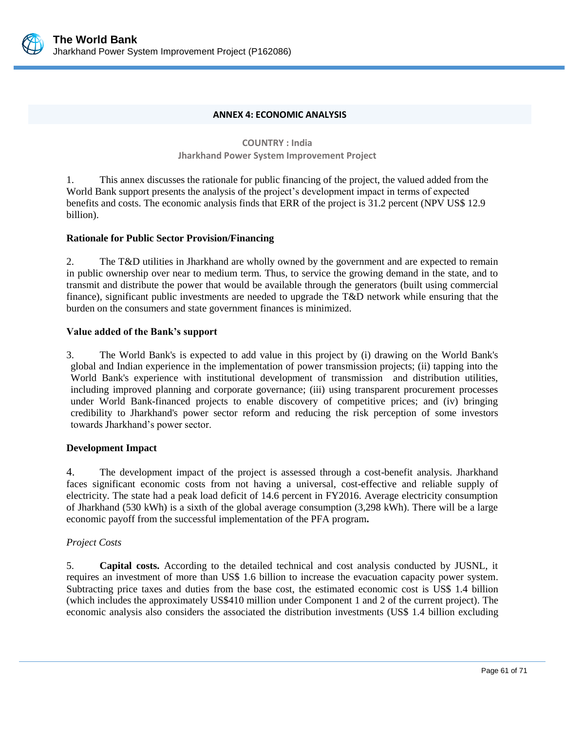## ANNEX 4: ECONOMIC ANALYSIS

**COUNTRY : India**
**Jharkhand Power System Improvement Project**

1. This annex discusses the rationale for public financing of the project, the valued added from the World Bank support presents the analysis of the project's development impact in terms of expected benefits and costs. The economic analysis finds that ERR of the project is 31.2 percent (NPV US$ 12.9 billion).

**Rationale for Public Sector Provision/Financing**

2. The T&D utilities in Jharkhand are wholly owned by the government and are expected to remain in public ownership over near to medium term. Thus, to service the growing demand in the state, and to transmit and distribute the power that would be available through the generators (built using commercial finance), significant public investments are needed to upgrade the T&D network while ensuring that the burden on the consumers and state government finances is minimized.

**Value added of the Bank's support**

3. The World Bank's is expected to add value in this project by (i) drawing on the World Bank's global and Indian experience in the implementation of power transmission projects; (ii) tapping into the World Bank's experience with institutional development of transmission and distribution utilities, including improved planning and corporate governance; (iii) using transparent procurement processes under World Bank-financed projects to enable discovery of competitive prices; and (iv) bringing credibility to Jharkhand's power sector reform and reducing the risk perception of some investors towards Jharkhand's power sector.

**Development Impact**

4. The development impact of the project is assessed through a cost-benefit analysis. Jharkhand faces significant economic costs from not having a universal, cost-effective and reliable supply of electricity. The state had a peak load deficit of 14.6 percent in FY2016. Average electricity consumption of Jharkhand (530 kWh) is a sixth of the global average consumption (3,298 kWh). There will be a large economic payoff from the successful implementation of the PFA program**.**

*Project Costs*

5. **Capital costs.** According to the detailed technical and cost analysis conducted by JUSNL, it requires an investment of more than US$ 1.6 billion to increase the evacuation capacity power system. Subtracting price taxes and duties from the base cost, the estimated economic cost is US$ 1.4 billion (which includes the approximately US$410 million under Component 1 and 2 of the current project). The economic analysis also considers the associated the distribution investments (US$ 1.4 billion excluding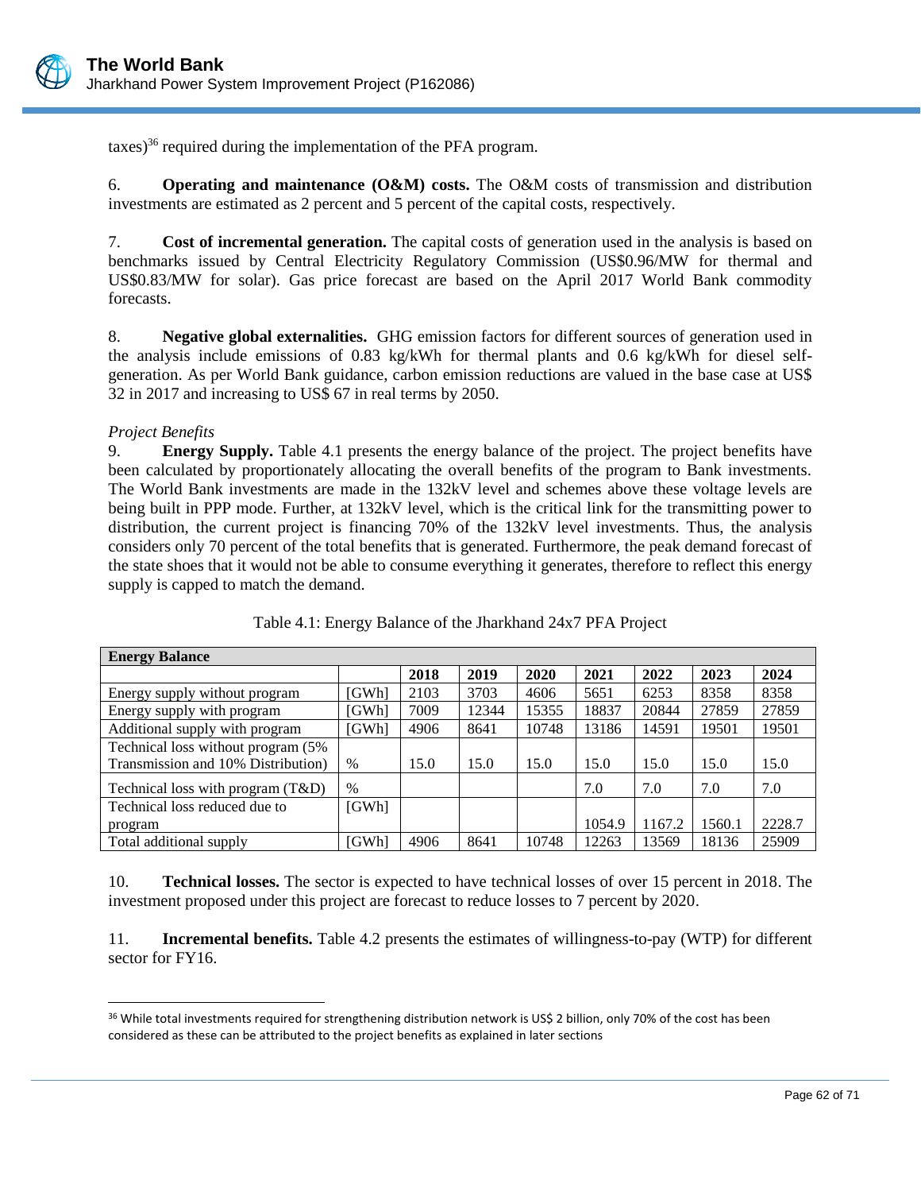taxes)[36] required during the implementation of the PFA program.

6. **Operating and maintenance (O&M) costs.** The O&M costs of transmission and distribution investments are estimated as 2 percent and 5 percent of the capital costs, respectively.

7. **Cost of incremental generation.** The capital costs of generation used in the analysis is based on benchmarks issued by Central Electricity Regulatory Commission (US$0.96/MW for thermal and US$0.83/MW for solar). Gas price forecast are based on the April 2017 World Bank commodity forecasts.

8. **Negative global externalities.** GHG emission factors for different sources of generation used in the analysis include emissions of 0.83 kg/kWh for thermal plants and 0.6 kg/kWh for diesel self-generation. As per World Bank guidance, carbon emission reductions are valued in the base case at US$ 32 in 2017 and increasing to US$ 67 in real terms by 2050.

*Project Benefits*

9. **Energy Supply.** Table 4.1 presents the energy balance of the project. The project benefits have been calculated by proportionately allocating the overall benefits of the program to Bank investments. The World Bank investments are made in the 132kV level and schemes above these voltage levels are being built in PPP mode. Further, at 132kV level, which is the critical link for the transmitting power to distribution, the current project is financing 70% of the 132kV level investments. Thus, the analysis considers only 70 percent of the total benefits that is generated. Furthermore, the peak demand forecast of the state shoes that it would not be able to consume everything it generates, therefore to reflect this energy supply is capped to match the demand.

Table 4.1: Energy Balance of the Jharkhand 24x7 PFA Project

| Energy Balance | | | | | | | | |
|---|---|---|---|---|---|---|---|---|
| | | 2018 | 2019 | 2020 | 2021 | 2022 | 2023 | 2024 |
| Energy supply without program | [GWh] | 2103 | 3703 | 4606 | 5651 | 6253 | 8358 | 8358 |
| Energy supply with program | [GWh] | 7009 | 12344 | 15355 | 18837 | 20844 | 27859 | 27859 |
| Additional supply with program | [GWh] | 4906 | 8641 | 10748 | 13186 | 14591 | 19501 | 19501 |
| Technical loss without program (5% Transmission and 10% Distribution) | % | 15.0 | 15.0 | 15.0 | 15.0 | 15.0 | 15.0 | 15.0 |
| Technical loss with program (T&D) | % | | | | 7.0 | 7.0 | 7.0 | 7.0 |
| Technical loss reduced due to program | [GWh] | | | | 1054.9 | 1167.2 | 1560.1 | 2228.7 |
| Total additional supply | [GWh] | 4906 | 8641 | 10748 | 12263 | 13569 | 18136 | 25909 |

10. **Technical losses.** The sector is expected to have technical losses of over 15 percent in 2018. The investment proposed under this project are forecast to reduce losses to 7 percent by 2020.

11. **Incremental benefits.** Table 4.2 presents the estimates of willingness-to-pay (WTP) for different sector for FY16.

[36] While total investments required for strengthening distribution network is US$ 2 billion, only 70% of the cost has been considered as these can be attributed to the project benefits as explained in later sections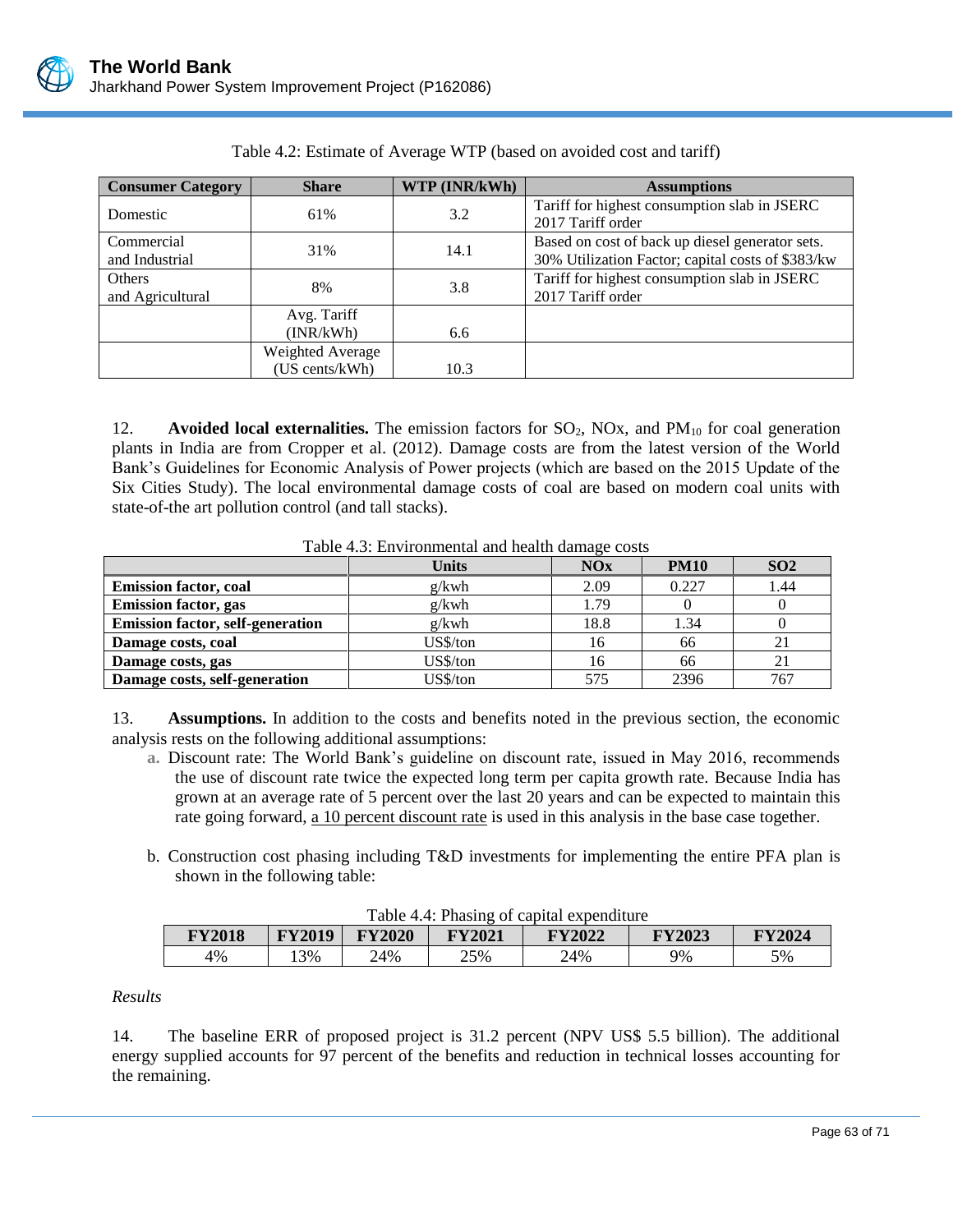Table 4.2: Estimate of Average WTP (based on avoided cost and tariff)

| Consumer Category | Share | WTP (INR/kWh) | Assumptions |
|---|---|---|---|
| Domestic | 61% | 3.2 | Tariff for highest consumption slab in JSERC 2017 Tariff order |
| Commercial and Industrial | 31% | 14.1 | Based on cost of back up diesel generator sets. 30% Utilization Factor; capital costs of $383/kw |
| Others and Agricultural | 8% | 3.8 | Tariff for highest consumption slab in JSERC 2017 Tariff order |
| | Avg. Tariff (INR/kWh) | 6.6 | |
| | Weighted Average (US cents/kWh) | 10.3 | |

12. **Avoided local externalities.** The emission factors for $SO_2$, NOx, and $PM_{10}$ for coal generation plants in India are from Cropper et al. (2012). Damage costs are from the latest version of the World Bank's Guidelines for Economic Analysis of Power projects (which are based on the 2015 Update of the Six Cities Study). The local environmental damage costs of coal are based on modern coal units with state-of-the art pollution control (and tall stacks).

Table 4.3: Environmental and health damage costs

| | Units | NOx | PM10 | SO2 |
|---|---|---|---|---|
| **Emission factor, coal** | g/kwh | 2.09 | 0.227 | 1.44 |
| **Emission factor, gas** | g/kwh | 1.79 | 0 | 0 |
| **Emission factor, self-generation** | g/kwh | 18.8 | 1.34 | 0 |
| **Damage costs, coal** | US$/ton | 16 | 66 | 21 |
| **Damage costs, gas** | US$/ton | 16 | 66 | 21 |
| **Damage costs, self-generation** | US$/ton | 575 | 2396 | 767 |

13. **Assumptions.** In addition to the costs and benefits noted in the previous section, the economic analysis rests on the following additional assumptions:

a. Discount rate: The World Bank's guideline on discount rate, issued in May 2016, recommends the use of discount rate twice the expected long term per capita growth rate. Because India has grown at an average rate of 5 percent over the last 20 years and can be expected to maintain this rate going forward, a 10 percent discount rate is used in this analysis in the base case together.

b. Construction cost phasing including T&D investments for implementing the entire PFA plan is shown in the following table:

Table 4.4: Phasing of capital expenditure

| FY2018 | FY2019 | FY2020 | FY2021 | FY2022 | FY2023 | FY2024 |
|---|---|---|---|---|---|---|
| 4% | 13% | 24% | 25% | 24% | 9% | 5% |

*Results*

14. The baseline ERR of proposed project is 31.2 percent (NPV US$ 5.5 billion). The additional energy supplied accounts for 97 percent of the benefits and reduction in technical losses accounting for the remaining.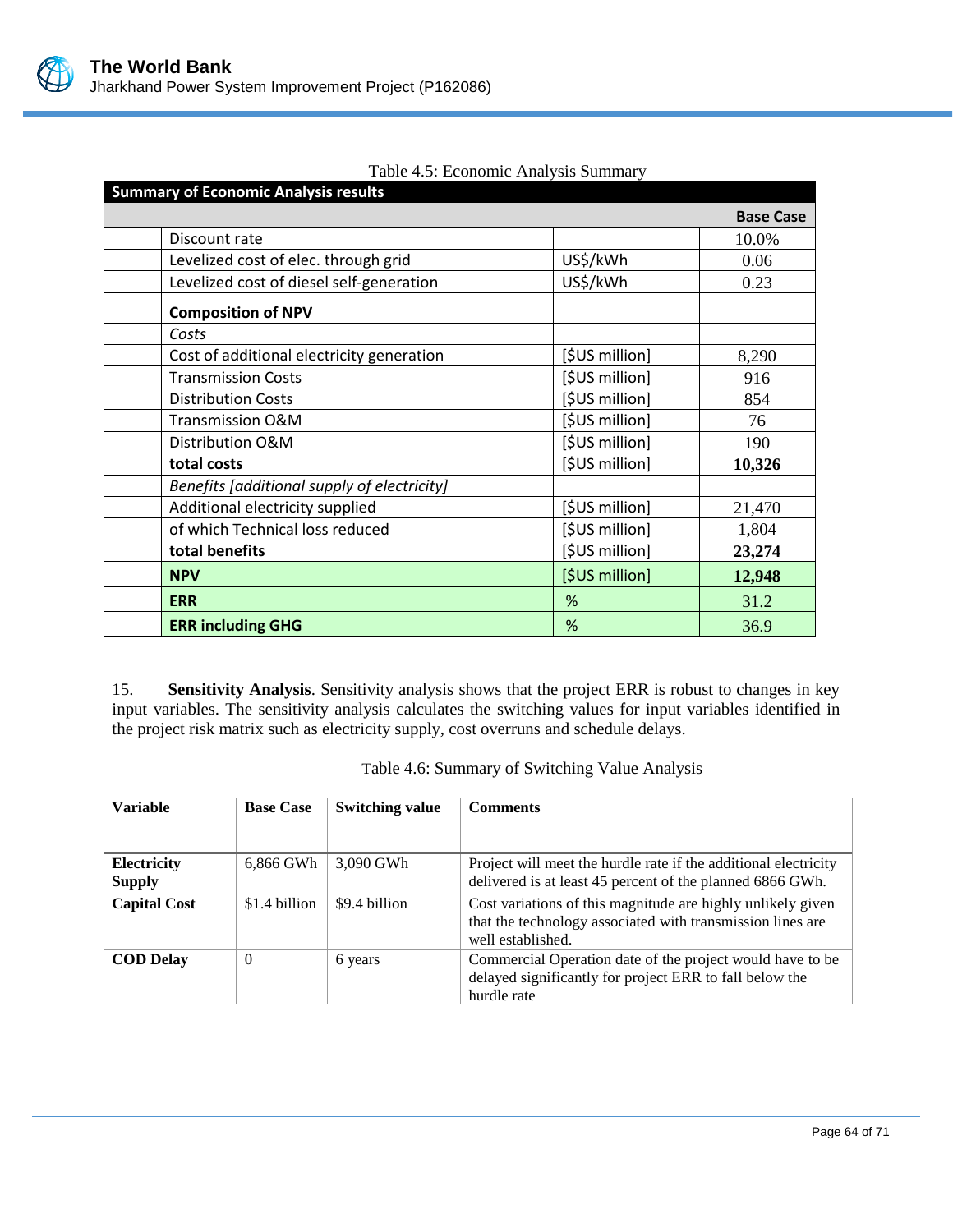Table 4.5: Economic Analysis Summary

| Summary of Economic Analysis results | | | |
|---|---|---|---|
| | | | **Base Case** |
| | Discount rate | | 10.0% |
| | Levelized cost of elec. through grid | US$/kWh | 0.06 |
| | Levelized cost of diesel self-generation | US$/kWh | 0.23 |
| | **Composition of NPV** | | |
| | *Costs* | | |
| | Cost of additional electricity generation | [$US million] | 8,290 |
| | Transmission Costs | [$US million] | 916 |
| | Distribution Costs | [$US million] | 854 |
| | Transmission O&M | [$US million] | 76 |
| | Distribution O&M | [$US million] | 190 |
| | **total costs** | [$US million] | **10,326** |
| | *Benefits [additional supply of electricity]* | | |
| | Additional electricity supplied | [$US million] | 21,470 |
| | of which Technical loss reduced | [$US million] | 1,804 |
| | **total benefits** | [$US million] | **23,274** |
| | **NPV** | [$US million] | **12,948** |
| | **ERR** | % | 31.2 |
| | **ERR including GHG** | % | 36.9 |

15. **Sensitivity Analysis**. Sensitivity analysis shows that the project ERR is robust to changes in key input variables. The sensitivity analysis calculates the switching values for input variables identified in the project risk matrix such as electricity supply, cost overruns and schedule delays.

Table 4.6: Summary of Switching Value Analysis

| Variable | Base Case | Switching value | Comments |
|---|---|---|---|
| **Electricity Supply** | 6,866 GWh | 3,090 GWh | Project will meet the hurdle rate if the additional electricity delivered is at least 45 percent of the planned 6866 GWh. |
| **Capital Cost** | $1.4 billion | $9.4 billion | Cost variations of this magnitude are highly unlikely given that the technology associated with transmission lines are well established. |
| **COD Delay** | 0 | 6 years | Commercial Operation date of the project would have to be delayed significantly for project ERR to fall below the hurdle rate |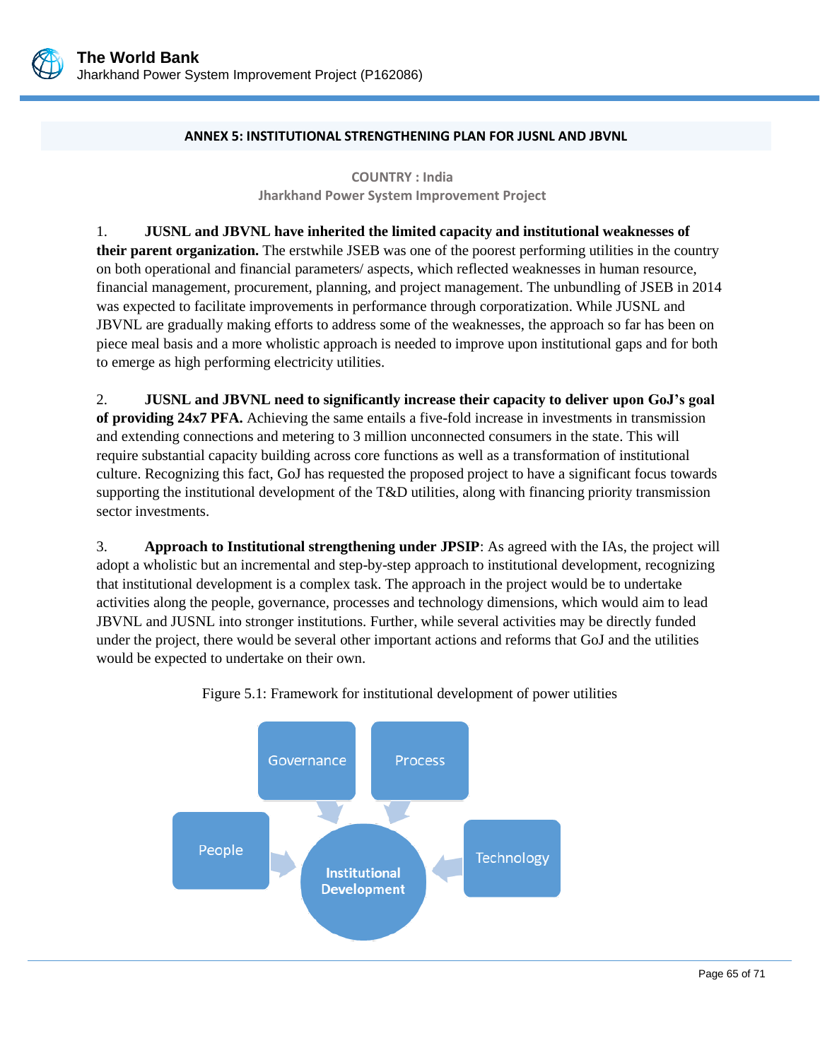## ANNEX 5: INSTITUTIONAL STRENGTHENING PLAN FOR JUSNL AND JBVNL

**COUNTRY : India**
**Jharkhand Power System Improvement Project**

1. **JUSNL and JBVNL have inherited the limited capacity and institutional weaknesses of their parent organization.** The erstwhile JSEB was one of the poorest performing utilities in the country on both operational and financial parameters/ aspects, which reflected weaknesses in human resource, financial management, procurement, planning, and project management. The unbundling of JSEB in 2014 was expected to facilitate improvements in performance through corporatization. While JUSNL and JBVNL are gradually making efforts to address some of the weaknesses, the approach so far has been on piece meal basis and a more wholistic approach is needed to improve upon institutional gaps and for both to emerge as high performing electricity utilities.

2. **JUSNL and JBVNL need to significantly increase their capacity to deliver upon GoJ's goal of providing 24x7 PFA.** Achieving the same entails a five-fold increase in investments in transmission and extending connections and metering to 3 million unconnected consumers in the state. This will require substantial capacity building across core functions as well as a transformation of institutional culture. Recognizing this fact, GoJ has requested the proposed project to have a significant focus towards supporting the institutional development of the T&D utilities, along with financing priority transmission sector investments.

3. **Approach to Institutional strengthening under JPSIP**: As agreed with the IAs, the project will adopt a wholistic but an incremental and step-by-step approach to institutional development, recognizing that institutional development is a complex task. The approach in the project would be to undertake activities along the people, governance, processes and technology dimensions, which would aim to lead JBVNL and JUSNL into stronger institutions. Further, while several activities may be directly funded under the project, there would be several other important actions and reforms that GoJ and the utilities would be expected to undertake on their own.

Figure 5.1: Framework for institutional development of power utilities

Governance → Institutional Development
Process → Institutional Development
People → Institutional Development
Technology → Institutional Development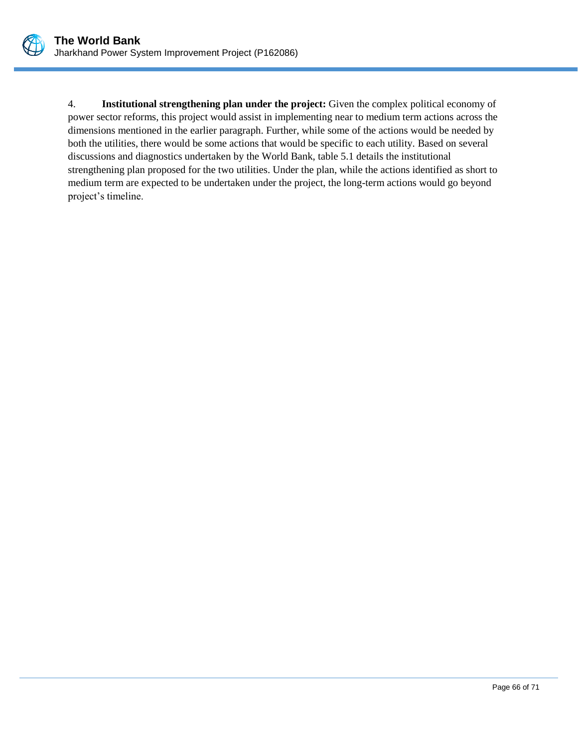4. **Institutional strengthening plan under the project:** Given the complex political economy of power sector reforms, this project would assist in implementing near to medium term actions across the dimensions mentioned in the earlier paragraph. Further, while some of the actions would be needed by both the utilities, there would be some actions that would be specific to each utility. Based on several discussions and diagnostics undertaken by the World Bank, table 5.1 details the institutional strengthening plan proposed for the two utilities. Under the plan, while the actions identified as short to medium term are expected to be undertaken under the project, the long-term actions would go beyond project's timeline.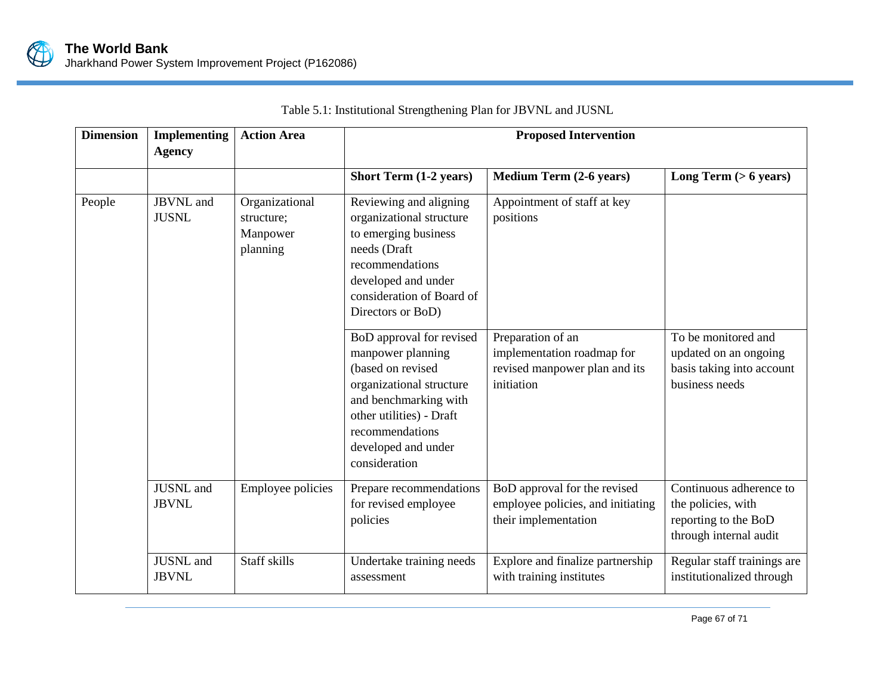Table 5.1: Institutional Strengthening Plan for JBVNL and JUSNL

| Dimension | Implementing Agency | Action Area | Proposed Intervention | | |
|---|---|---|---|---|---|
| | | | **Short Term (1-2 years)** | **Medium Term (2-6 years)** | **Long Term (> 6 years)** |
| People | JBVNL and JUSNL | Organizational structure; Manpower planning | Reviewing and aligning organizational structure to emerging business needs (Draft recommendations developed and under consideration of Board of Directors or BoD) | Appointment of staff at key positions | |
| | | | BoD approval for revised manpower planning (based on revised organizational structure and benchmarking with other utilities) - Draft recommendations developed and under consideration | Preparation of an implementation roadmap for revised manpower plan and its initiation | To be monitored and updated on an ongoing basis taking into account business needs |
| | JUSNL and JBVNL | Employee policies | Prepare recommendations for revised employee policies | BoD approval for the revised employee policies, and initiating their implementation | Continuous adherence to the policies, with reporting to the BoD through internal audit |
| | JUSNL and JBVNL | Staff skills | Undertake training needs assessment | Explore and finalize partnership with training institutes | Regular staff trainings are institutionalized through |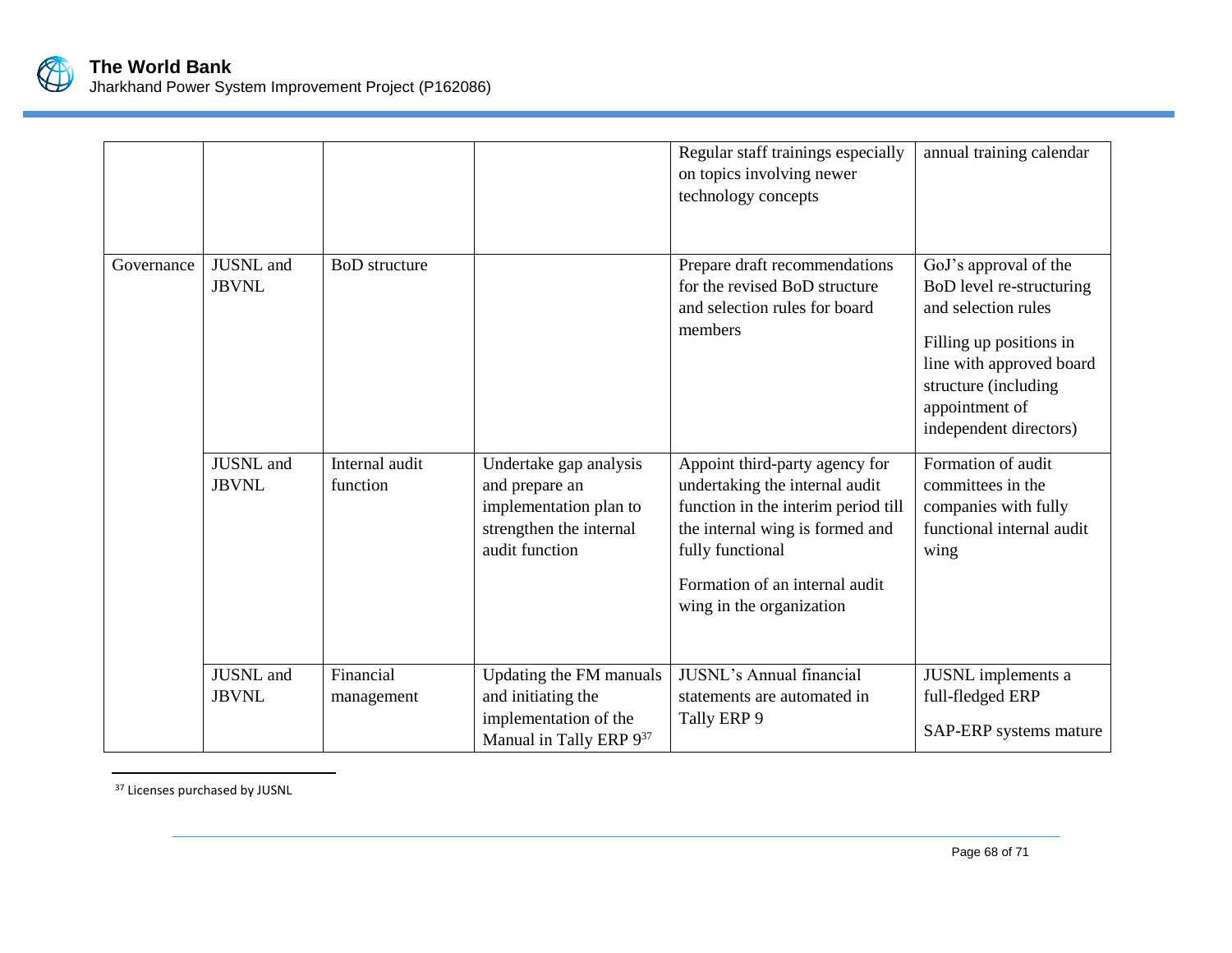| | | | | | |
|---|---|---|---|---|---|
| | | | | Regular staff trainings especially on topics involving newer technology concepts | annual training calendar |
| Governance | JUSNL and JBVNL | BoD structure | | Prepare draft recommendations for the revised BoD structure and selection rules for board members | GoJ's approval of the BoD level re-structuring and selection rules<br><br>Filling up positions in line with approved board structure (including appointment of independent directors) |
| | JUSNL and JBVNL | Internal audit function | Undertake gap analysis and prepare an implementation plan to strengthen the internal audit function | Appoint third-party agency for undertaking the internal audit function in the interim period till the internal wing is formed and fully functional<br><br>Formation of an internal audit wing in the organization | Formation of audit committees in the companies with fully functional internal audit wing |
| | JUSNL and JBVNL | Financial management | Updating the FM manuals and initiating the implementation of the Manual in Tally ERP 9[37] | JUSNL's Annual financial statements are automated in Tally ERP 9 | JUSNL implements a full-fledged ERP<br><br>SAP-ERP systems mature |

[37] Licenses purchased by JUSNL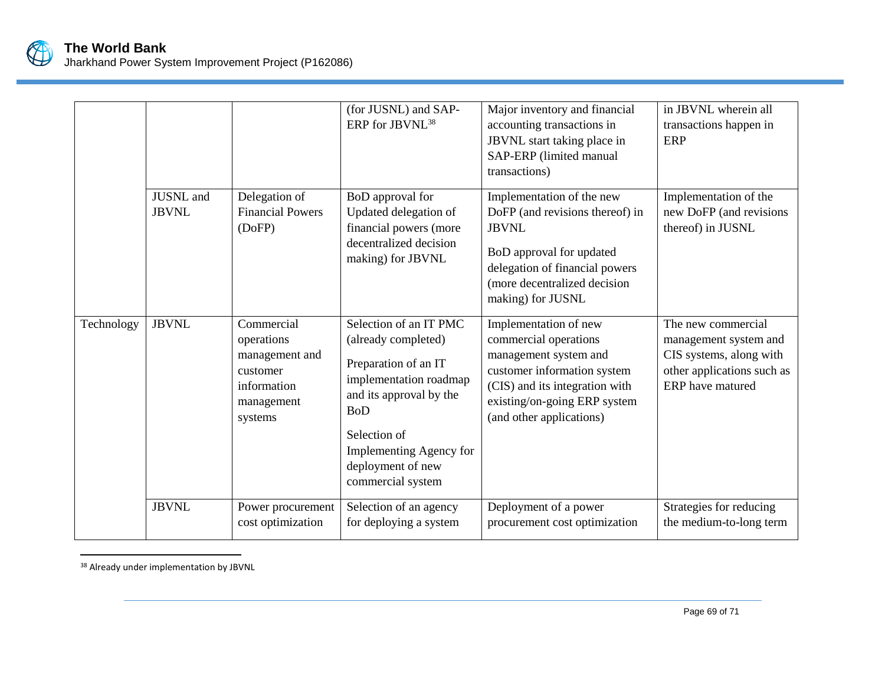| | | | | | |
|---|---|---|---|---|---|
| | | | (for JUSNL) and SAP-ERP for JBVNL[38] | Major inventory and financial accounting transactions in JBVNL start taking place in SAP-ERP (limited manual transactions) | in JBVNL wherein all transactions happen in ERP |
| | JUSNL and JBVNL | Delegation of Financial Powers (DoFP) | BoD approval for Updated delegation of financial powers (more decentralized decision making) for JBVNL | Implementation of the new DoFP (and revisions thereof) in JBVNL<br><br>BoD approval for updated delegation of financial powers (more decentralized decision making) for JUSNL | Implementation of the new DoFP (and revisions thereof) in JUSNL |
| Technology | JBVNL | Commercial operations management and customer information management systems | Selection of an IT PMC (already completed)<br><br>Preparation of an IT implementation roadmap and its approval by the BoD<br><br>Selection of Implementing Agency for deployment of new commercial system | Implementation of new commercial operations management system and customer information system (CIS) and its integration with existing/on-going ERP system (and other applications) | The new commercial management system and CIS systems, along with other applications such as ERP have matured |
| | JBVNL | Power procurement cost optimization | Selection of an agency for deploying a system | Deployment of a power procurement cost optimization | Strategies for reducing the medium-to-long term |

[38] Already under implementation by JBVNL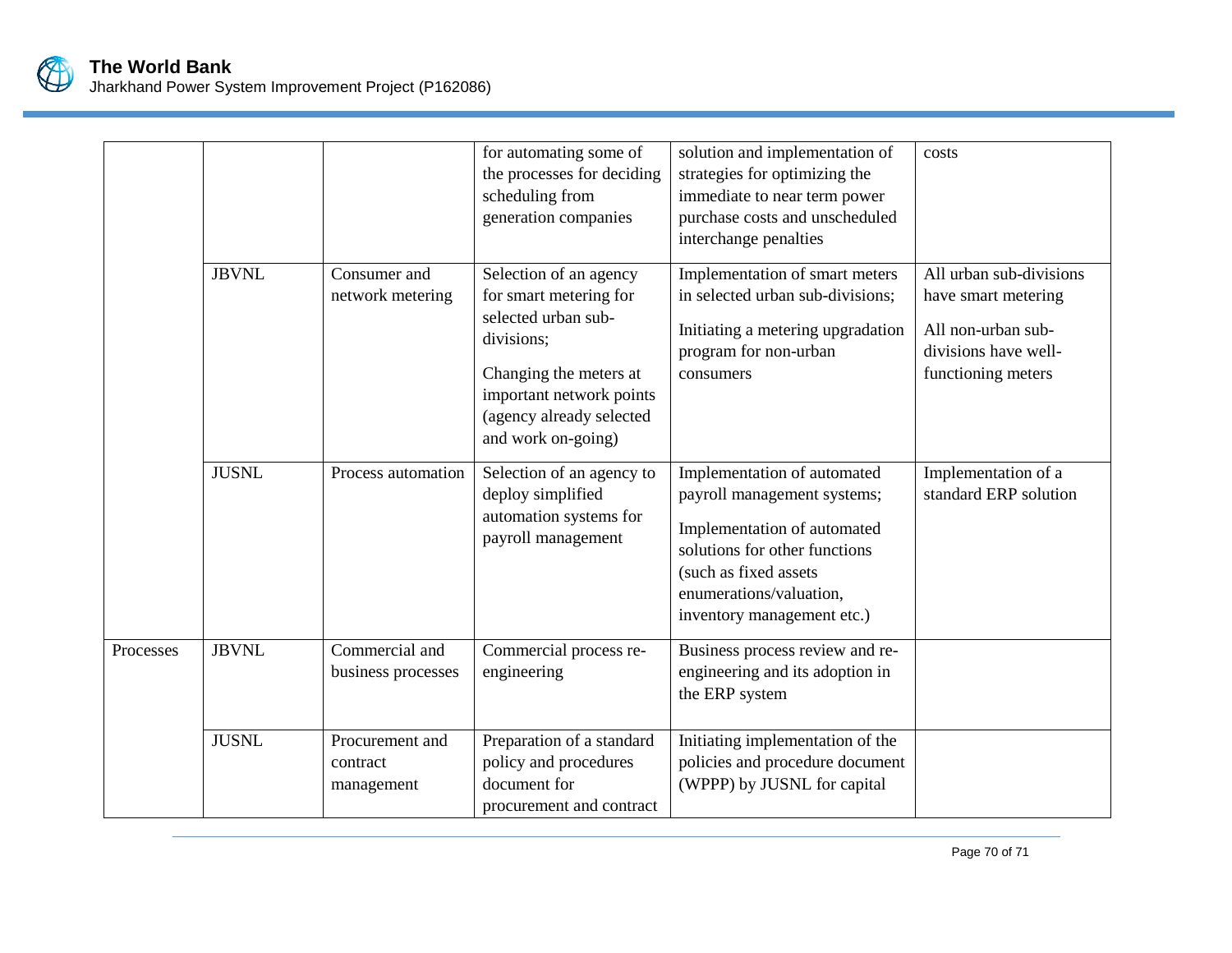| | | | | | |
|---|---|---|---|---|---|
| | | | for automating some of the processes for deciding scheduling from generation companies | solution and implementation of strategies for optimizing the immediate to near term power purchase costs and unscheduled interchange penalties | costs |
| | JBVNL | Consumer and network metering | Selection of an agency for smart metering for selected urban sub-divisions;<br><br>Changing the meters at important network points (agency already selected and work on-going) | Implementation of smart meters in selected urban sub-divisions;<br><br>Initiating a metering upgradation program for non-urban consumers | All urban sub-divisions have smart metering<br><br>All non-urban sub-divisions have well-functioning meters |
| | JUSNL | Process automation | Selection of an agency to deploy simplified automation systems for payroll management | Implementation of automated payroll management systems;<br><br>Implementation of automated solutions for other functions (such as fixed assets enumerations/valuation, inventory management etc.) | Implementation of a standard ERP solution |
| Processes | JBVNL | Commercial and business processes | Commercial process re-engineering | Business process review and re-engineering and its adoption in the ERP system | |
| | JUSNL | Procurement and contract management | Preparation of a standard policy and procedures document for procurement and contract | Initiating implementation of the policies and procedure document (WPPP) by JUSNL for capital | |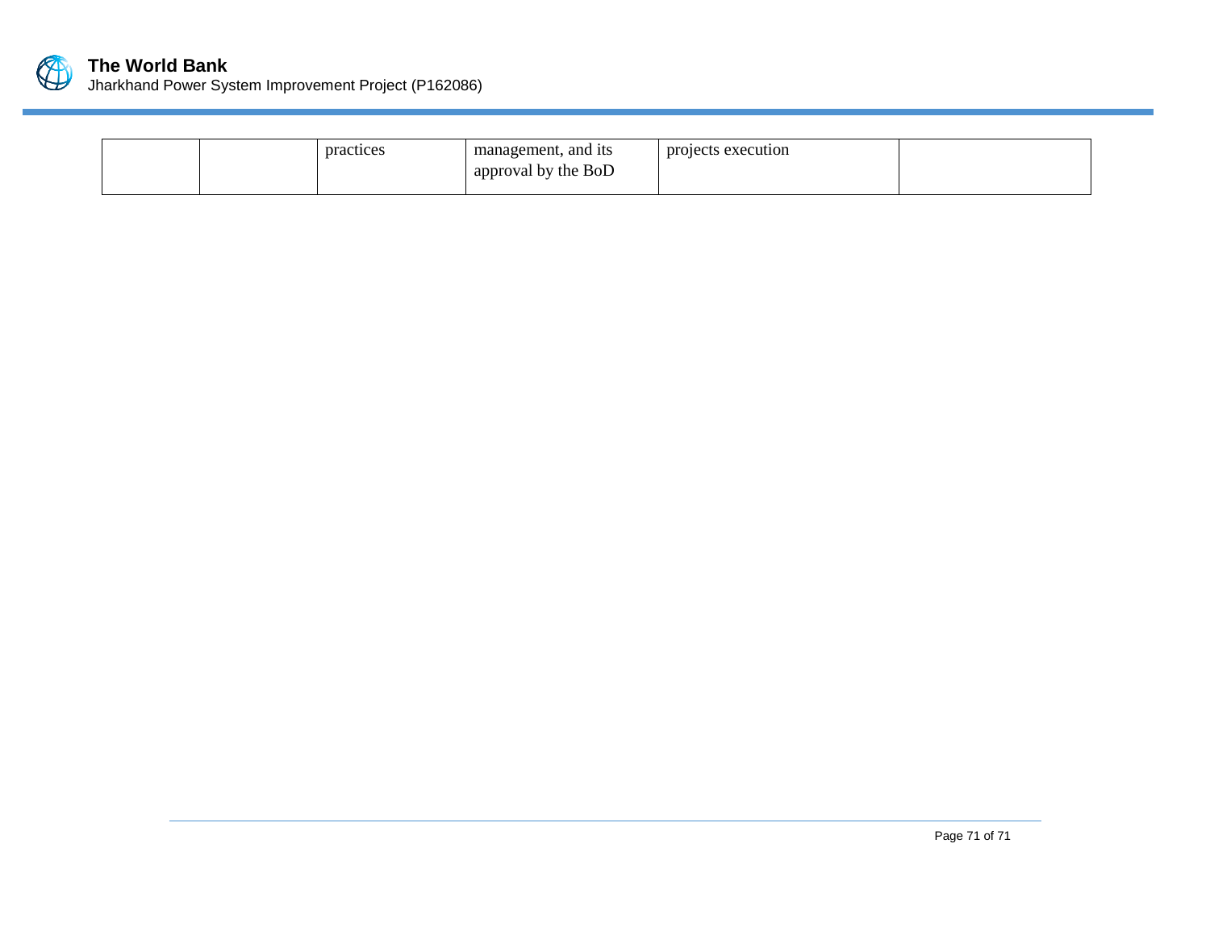| | | | | | |
|---|---|---|---|---|---|
| | | practices | management, and its approval by the BoD | projects execution | |